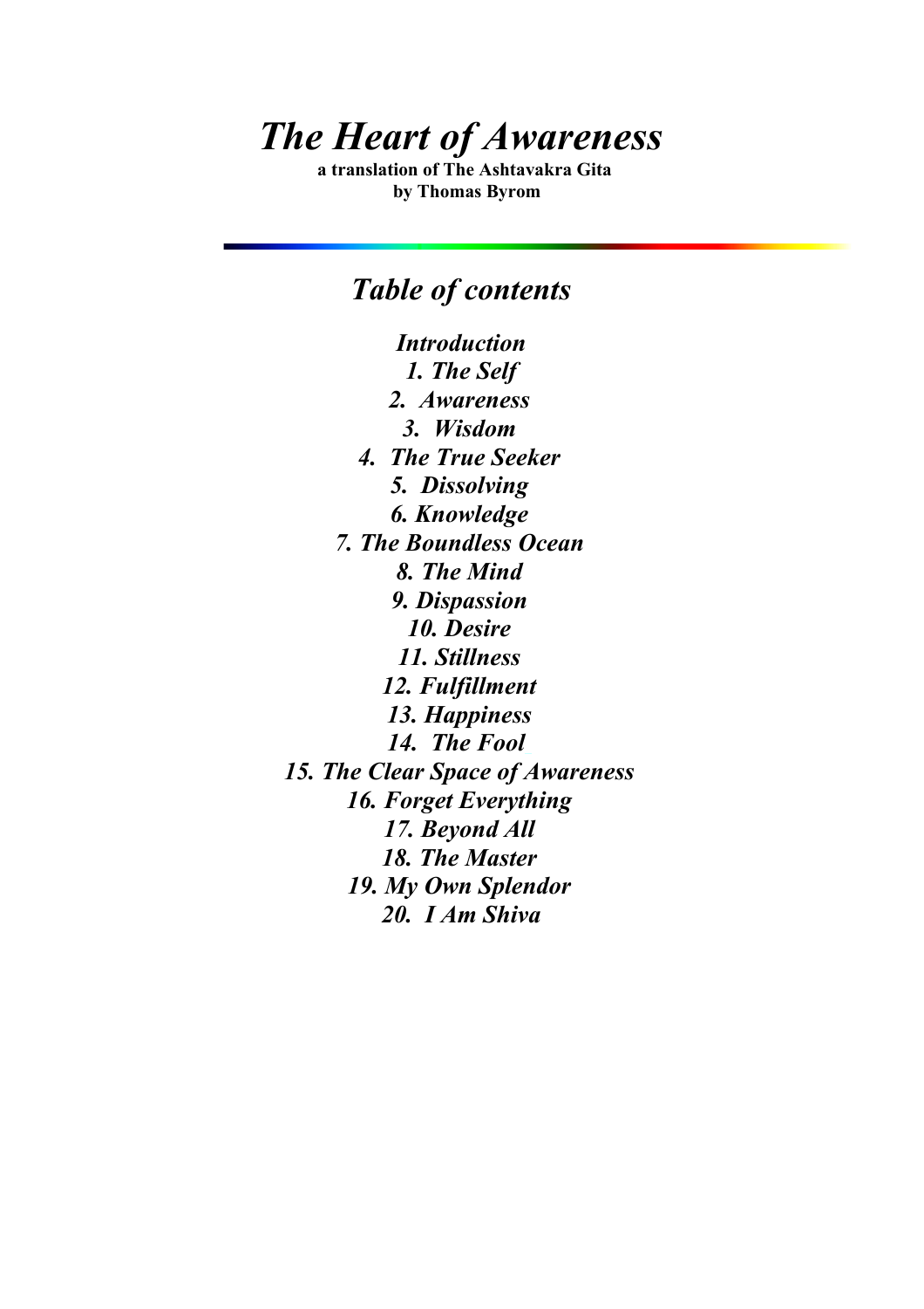# *The Heart of Awareness*

**a translation of The Ashtavakra Gita**
**by Thomas Byrom**

## *Table of contents*

***Introduction***
***1. The Self***
***2. Awareness***
***3. Wisdom***
***4. The True Seeker***
***5. Dissolving***
***6. Knowledge***
***7. The Boundless Ocean***
***8. The Mind***
***9. Dispassion***
***10. Desire***
***11. Stillness***
***12. Fulfillment***
***13. Happiness***
***14. The Fool***
***15. The Clear Space of Awareness***
***16. Forget Everything***
***17. Beyond All***
***18. The Master***
***19. My Own Splendor***
***20. I Am Shiva***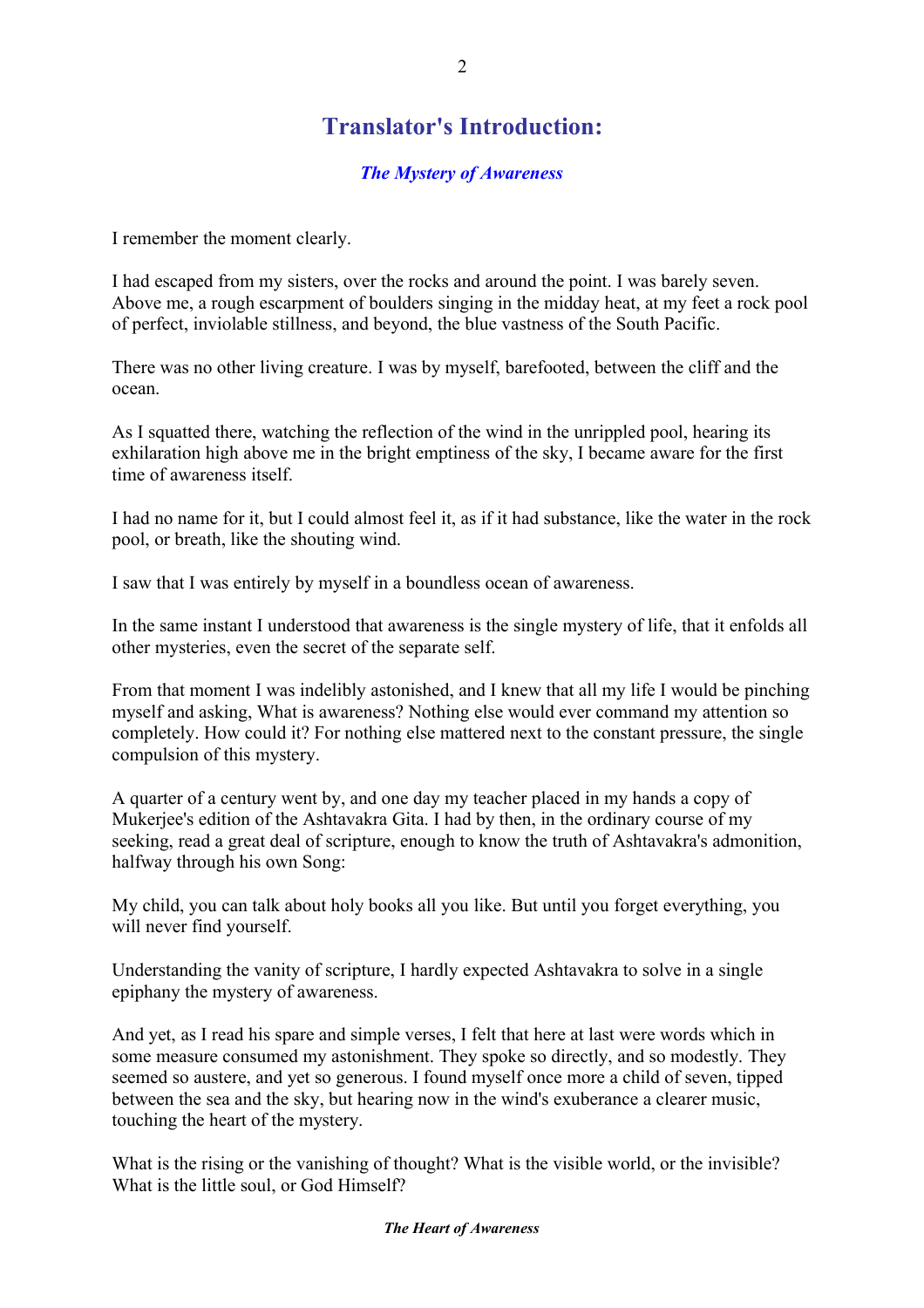# Translator's Introduction:

### *The Mystery of Awareness*

I remember the moment clearly.

I had escaped from my sisters, over the rocks and around the point. I was barely seven. Above me, a rough escarpment of boulders singing in the midday heat, at my feet a rock pool of perfect, inviolable stillness, and beyond, the blue vastness of the South Pacific.

There was no other living creature. I was by myself, barefooted, between the cliff and the ocean.

As I squatted there, watching the reflection of the wind in the unrippled pool, hearing its exhilaration high above me in the bright emptiness of the sky, I became aware for the first time of awareness itself.

I had no name for it, but I could almost feel it, as if it had substance, like the water in the rock pool, or breath, like the shouting wind.

I saw that I was entirely by myself in a boundless ocean of awareness.

In the same instant I understood that awareness is the single mystery of life, that it enfolds all other mysteries, even the secret of the separate self.

From that moment I was indelibly astonished, and I knew that all my life I would be pinching myself and asking, What is awareness? Nothing else would ever command my attention so completely. How could it? For nothing else mattered next to the constant pressure, the single compulsion of this mystery.

A quarter of a century went by, and one day my teacher placed in my hands a copy of Mukerjee's edition of the Ashtavakra Gita. I had by then, in the ordinary course of my seeking, read a great deal of scripture, enough to know the truth of Ashtavakra's admonition, halfway through his own Song:

My child, you can talk about holy books all you like. But until you forget everything, you will never find yourself.

Understanding the vanity of scripture, I hardly expected Ashtavakra to solve in a single epiphany the mystery of awareness.

And yet, as I read his spare and simple verses, I felt that here at last were words which in some measure consumed my astonishment. They spoke so directly, and so modestly. They seemed so austere, and yet so generous. I found myself once more a child of seven, tipped between the sea and the sky, but hearing now in the wind's exuberance a clearer music, touching the heart of the mystery.

What is the rising or the vanishing of thought? What is the visible world, or the invisible? What is the little soul, or God Himself?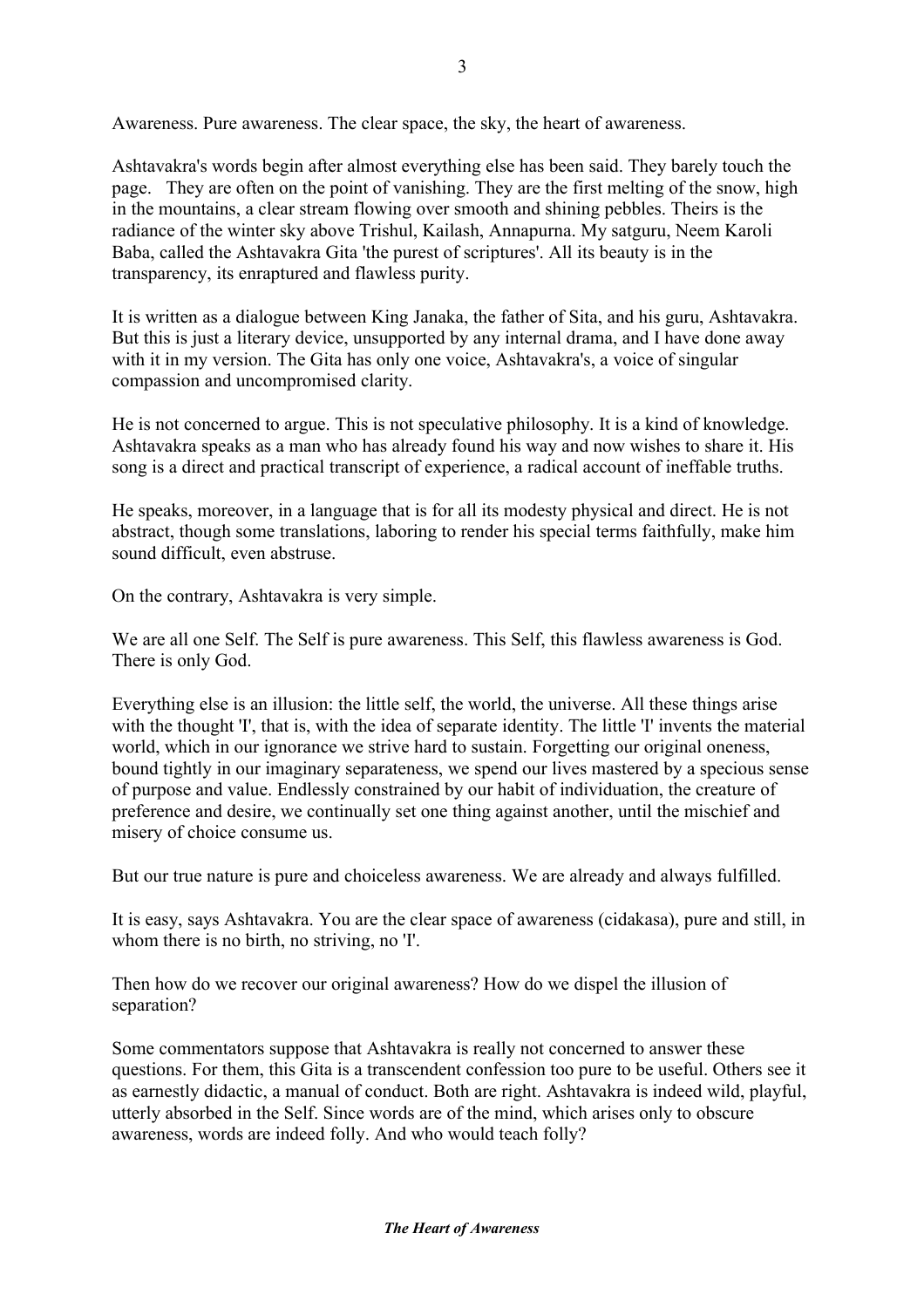Awareness. Pure awareness. The clear space, the sky, the heart of awareness.

Ashtavakra's words begin after almost everything else has been said. They barely touch the page. They are often on the point of vanishing. They are the first melting of the snow, high in the mountains, a clear stream flowing over smooth and shining pebbles. Theirs is the radiance of the winter sky above Trishul, Kailash, Annapurna. My satguru, Neem Karoli Baba, called the Ashtavakra Gita 'the purest of scriptures'. All its beauty is in the transparency, its enraptured and flawless purity.

It is written as a dialogue between King Janaka, the father of Sita, and his guru, Ashtavakra. But this is just a literary device, unsupported by any internal drama, and I have done away with it in my version. The Gita has only one voice, Ashtavakra's, a voice of singular compassion and uncompromised clarity.

He is not concerned to argue. This is not speculative philosophy. It is a kind of knowledge. Ashtavakra speaks as a man who has already found his way and now wishes to share it. His song is a direct and practical transcript of experience, a radical account of ineffable truths.

He speaks, moreover, in a language that is for all its modesty physical and direct. He is not abstract, though some translations, laboring to render his special terms faithfully, make him sound difficult, even abstruse.

On the contrary, Ashtavakra is very simple.

We are all one Self. The Self is pure awareness. This Self, this flawless awareness is God. There is only God.

Everything else is an illusion: the little self, the world, the universe. All these things arise with the thought 'I', that is, with the idea of separate identity. The little 'I' invents the material world, which in our ignorance we strive hard to sustain. Forgetting our original oneness, bound tightly in our imaginary separateness, we spend our lives mastered by a specious sense of purpose and value. Endlessly constrained by our habit of individuation, the creature of preference and desire, we continually set one thing against another, until the mischief and misery of choice consume us.

But our true nature is pure and choiceless awareness. We are already and always fulfilled.

It is easy, says Ashtavakra. You are the clear space of awareness (cidakasa), pure and still, in whom there is no birth, no striving, no 'I'.

Then how do we recover our original awareness? How do we dispel the illusion of separation?

Some commentators suppose that Ashtavakra is really not concerned to answer these questions. For them, this Gita is a transcendent confession too pure to be useful. Others see it as earnestly didactic, a manual of conduct. Both are right. Ashtavakra is indeed wild, playful, utterly absorbed in the Self. Since words are of the mind, which arises only to obscure awareness, words are indeed folly. And who would teach folly?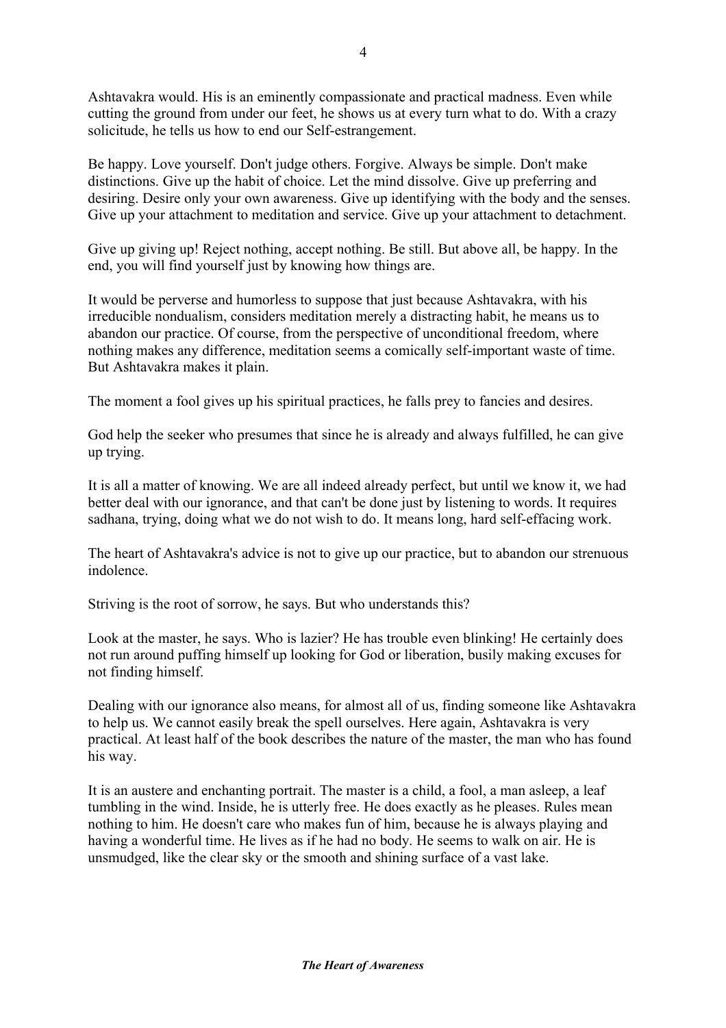Ashtavakra would. His is an eminently compassionate and practical madness. Even while cutting the ground from under our feet, he shows us at every turn what to do. With a crazy solicitude, he tells us how to end our Self-estrangement.

Be happy. Love yourself. Don't judge others. Forgive. Always be simple. Don't make distinctions. Give up the habit of choice. Let the mind dissolve. Give up preferring and desiring. Desire only your own awareness. Give up identifying with the body and the senses. Give up your attachment to meditation and service. Give up your attachment to detachment.

Give up giving up! Reject nothing, accept nothing. Be still. But above all, be happy. In the end, you will find yourself just by knowing how things are.

It would be perverse and humorless to suppose that just because Ashtavakra, with his irreducible nondualism, considers meditation merely a distracting habit, he means us to abandon our practice. Of course, from the perspective of unconditional freedom, where nothing makes any difference, meditation seems a comically self-important waste of time. But Ashtavakra makes it plain.

The moment a fool gives up his spiritual practices, he falls prey to fancies and desires.

God help the seeker who presumes that since he is already and always fulfilled, he can give up trying.

It is all a matter of knowing. We are all indeed already perfect, but until we know it, we had better deal with our ignorance, and that can't be done just by listening to words. It requires sadhana, trying, doing what we do not wish to do. It means long, hard self-effacing work.

The heart of Ashtavakra's advice is not to give up our practice, but to abandon our strenuous indolence.

Striving is the root of sorrow, he says. But who understands this?

Look at the master, he says. Who is lazier? He has trouble even blinking! He certainly does not run around puffing himself up looking for God or liberation, busily making excuses for not finding himself.

Dealing with our ignorance also means, for almost all of us, finding someone like Ashtavakra to help us. We cannot easily break the spell ourselves. Here again, Ashtavakra is very practical. At least half of the book describes the nature of the master, the man who has found his way.

It is an austere and enchanting portrait. The master is a child, a fool, a man asleep, a leaf tumbling in the wind. Inside, he is utterly free. He does exactly as he pleases. Rules mean nothing to him. He doesn't care who makes fun of him, because he is always playing and having a wonderful time. He lives as if he had no body. He seems to walk on air. He is unsmudged, like the clear sky or the smooth and shining surface of a vast lake.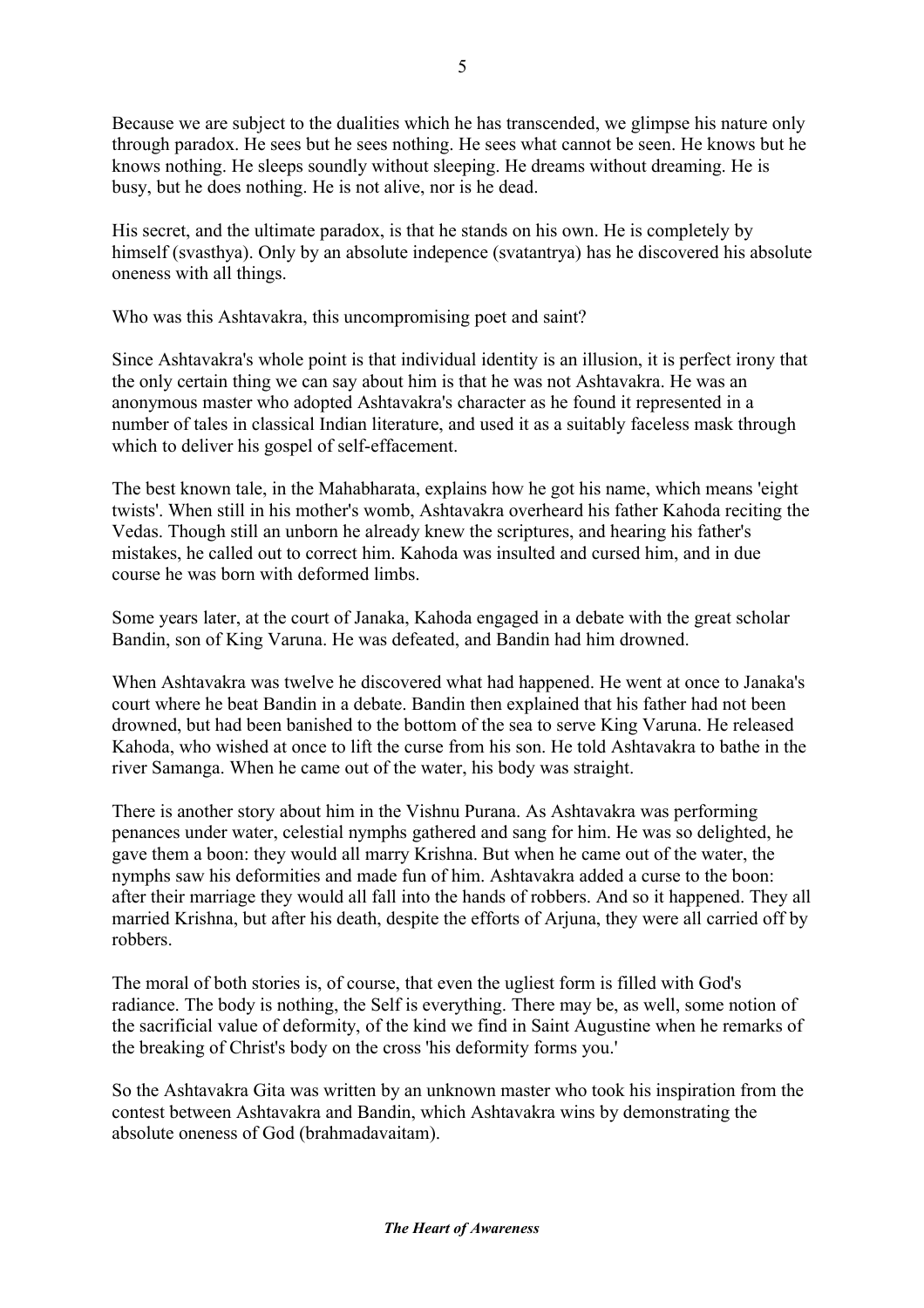Because we are subject to the dualities which he has transcended, we glimpse his nature only through paradox. He sees but he sees nothing. He sees what cannot be seen. He knows but he knows nothing. He sleeps soundly without sleeping. He dreams without dreaming. He is busy, but he does nothing. He is not alive, nor is he dead.

His secret, and the ultimate paradox, is that he stands on his own. He is completely by himself (svasthya). Only by an absolute indepence (svatantrya) has he discovered his absolute oneness with all things.

Who was this Ashtavakra, this uncompromising poet and saint?

Since Ashtavakra's whole point is that individual identity is an illusion, it is perfect irony that the only certain thing we can say about him is that he was not Ashtavakra. He was an anonymous master who adopted Ashtavakra's character as he found it represented in a number of tales in classical Indian literature, and used it as a suitably faceless mask through which to deliver his gospel of self-effacement.

The best known tale, in the Mahabharata, explains how he got his name, which means 'eight twists'. When still in his mother's womb, Ashtavakra overheard his father Kahoda reciting the Vedas. Though still an unborn he already knew the scriptures, and hearing his father's mistakes, he called out to correct him. Kahoda was insulted and cursed him, and in due course he was born with deformed limbs.

Some years later, at the court of Janaka, Kahoda engaged in a debate with the great scholar Bandin, son of King Varuna. He was defeated, and Bandin had him drowned.

When Ashtavakra was twelve he discovered what had happened. He went at once to Janaka's court where he beat Bandin in a debate. Bandin then explained that his father had not been drowned, but had been banished to the bottom of the sea to serve King Varuna. He released Kahoda, who wished at once to lift the curse from his son. He told Ashtavakra to bathe in the river Samanga. When he came out of the water, his body was straight.

There is another story about him in the Vishnu Purana. As Ashtavakra was performing penances under water, celestial nymphs gathered and sang for him. He was so delighted, he gave them a boon: they would all marry Krishna. But when he came out of the water, the nymphs saw his deformities and made fun of him. Ashtavakra added a curse to the boon: after their marriage they would all fall into the hands of robbers. And so it happened. They all married Krishna, but after his death, despite the efforts of Arjuna, they were all carried off by robbers.

The moral of both stories is, of course, that even the ugliest form is filled with God's radiance. The body is nothing, the Self is everything. There may be, as well, some notion of the sacrificial value of deformity, of the kind we find in Saint Augustine when he remarks of the breaking of Christ's body on the cross 'his deformity forms you.'

So the Ashtavakra Gita was written by an unknown master who took his inspiration from the contest between Ashtavakra and Bandin, which Ashtavakra wins by demonstrating the absolute oneness of God (brahmadavaitam).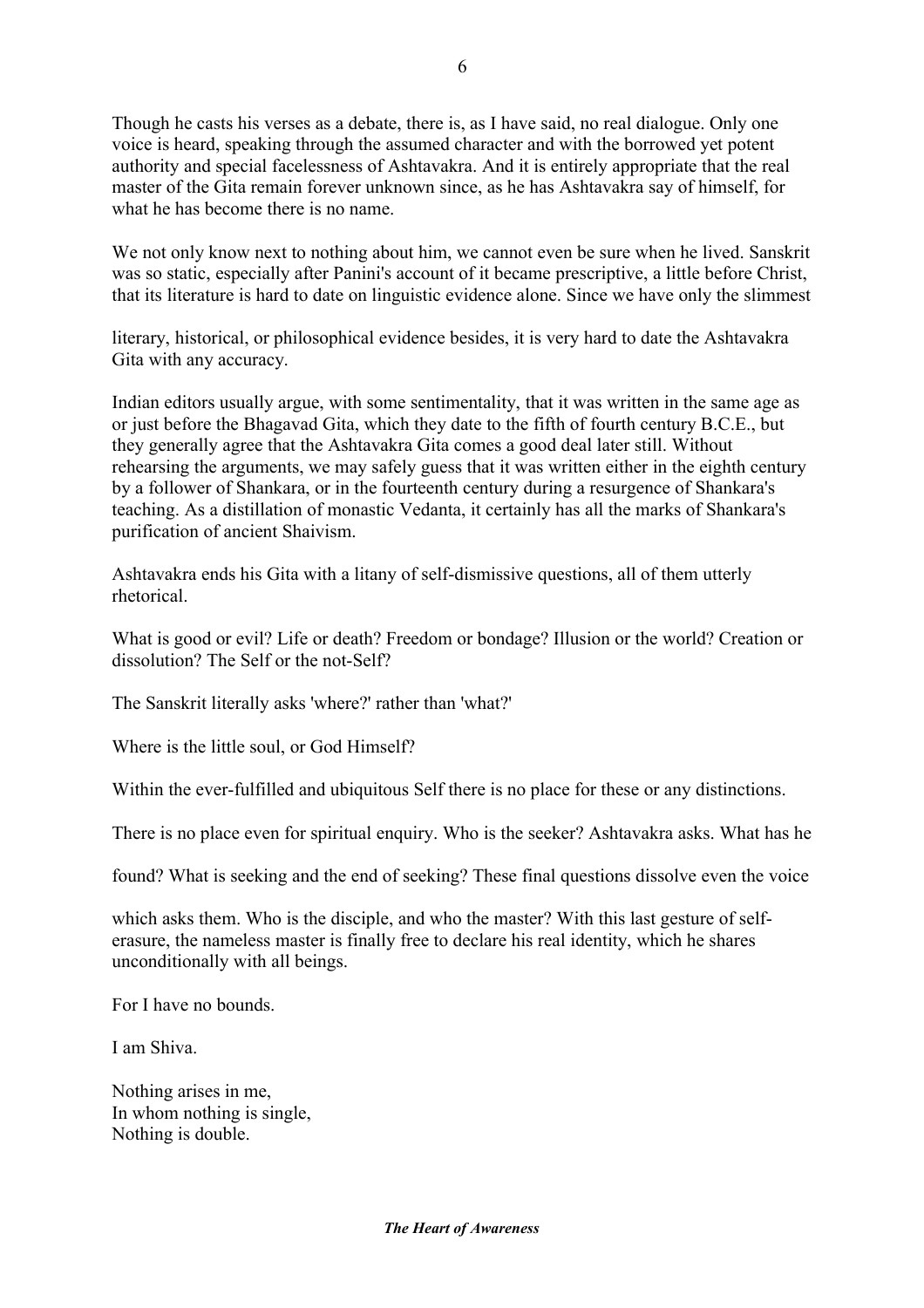Though he casts his verses as a debate, there is, as I have said, no real dialogue. Only one voice is heard, speaking through the assumed character and with the borrowed yet potent authority and special facelessness of Ashtavakra. And it is entirely appropriate that the real master of the Gita remain forever unknown since, as he has Ashtavakra say of himself, for what he has become there is no name.

We not only know next to nothing about him, we cannot even be sure when he lived. Sanskrit was so static, especially after Panini's account of it became prescriptive, a little before Christ, that its literature is hard to date on linguistic evidence alone. Since we have only the slimmest literary, historical, or philosophical evidence besides, it is very hard to date the Ashtavakra Gita with any accuracy.

Indian editors usually argue, with some sentimentality, that it was written in the same age as or just before the Bhagavad Gita, which they date to the fifth of fourth century B.C.E., but they generally agree that the Ashtavakra Gita comes a good deal later still. Without rehearsing the arguments, we may safely guess that it was written either in the eighth century by a follower of Shankara, or in the fourteenth century during a resurgence of Shankara's teaching. As a distillation of monastic Vedanta, it certainly has all the marks of Shankara's purification of ancient Shaivism.

Ashtavakra ends his Gita with a litany of self-dismissive questions, all of them utterly rhetorical.

What is good or evil? Life or death? Freedom or bondage? Illusion or the world? Creation or dissolution? The Self or the not-Self?

The Sanskrit literally asks 'where?' rather than 'what?'

Where is the little soul, or God Himself?

Within the ever-fulfilled and ubiquitous Self there is no place for these or any distinctions.

There is no place even for spiritual enquiry. Who is the seeker? Ashtavakra asks. What has he found? What is seeking and the end of seeking? These final questions dissolve even the voice which asks them. Who is the disciple, and who the master? With this last gesture of self-erasure, the nameless master is finally free to declare his real identity, which he shares unconditionally with all beings.

For I have no bounds.

I am Shiva.

Nothing arises in me,  
In whom nothing is single,  
Nothing is double.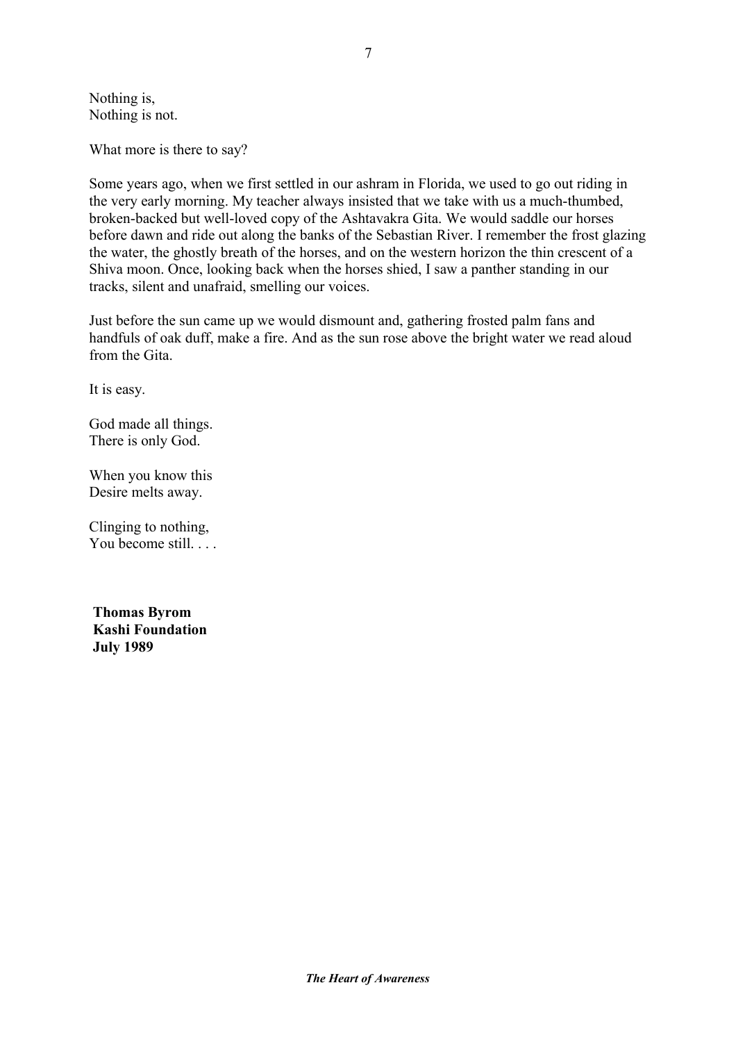Nothing is,  
Nothing is not.

What more is there to say?

Some years ago, when we first settled in our ashram in Florida, we used to go out riding in the very early morning. My teacher always insisted that we take with us a much-thumbed, broken-backed but well-loved copy of the Ashtavakra Gita. We would saddle our horses before dawn and ride out along the banks of the Sebastian River. I remember the frost glazing the water, the ghostly breath of the horses, and on the western horizon the thin crescent of a Shiva moon. Once, looking back when the horses shied, I saw a panther standing in our tracks, silent and unafraid, smelling our voices.

Just before the sun came up we would dismount and, gathering frosted palm fans and handfuls of oak duff, make a fire. And as the sun rose above the bright water we read aloud from the Gita.

It is easy.

God made all things.  
There is only God.

When you know this  
Desire melts away.

Clinging to nothing,  
You become still. . . .

**Thomas Byrom**  
**Kashi Foundation**  
**July 1989**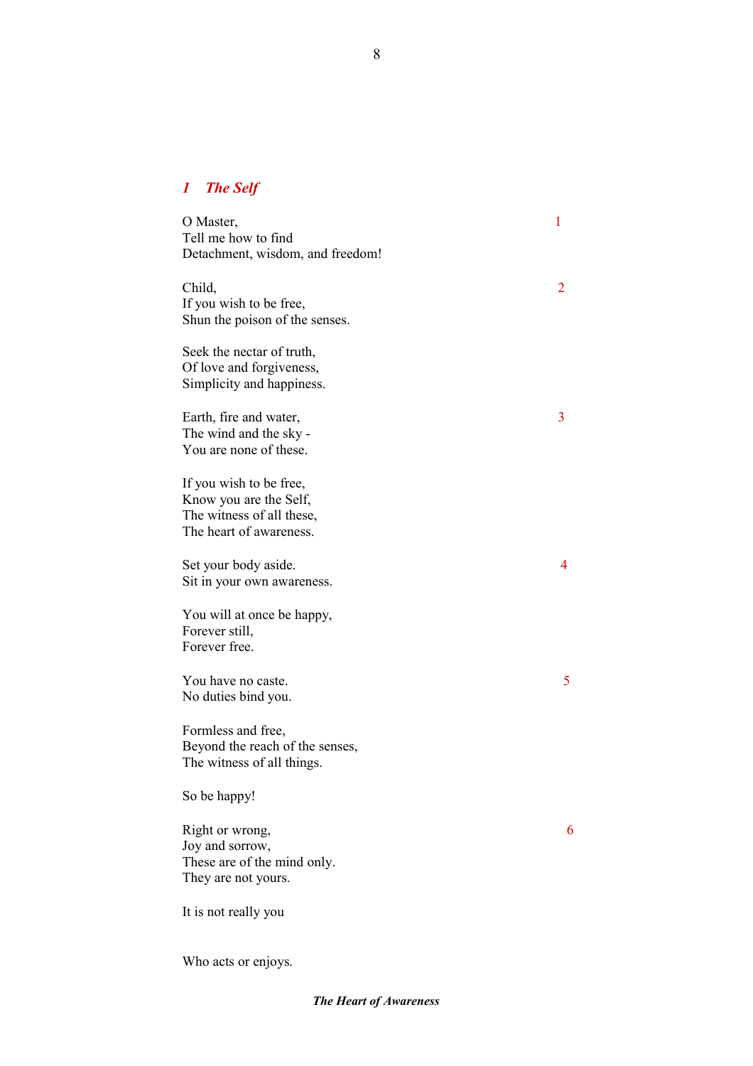## *1 The Self*

O Master, 1
Tell me how to find
Detachment, wisdom, and freedom!

Child, 2
If you wish to be free,
Shun the poison of the senses.

Seek the nectar of truth,
Of love and forgiveness,
Simplicity and happiness.

Earth, fire and water, 3
The wind and the sky -
You are none of these.

If you wish to be free,
Know you are the Self,
The witness of all these,
The heart of awareness.

Set your body aside. 4
Sit in your own awareness.

You will at once be happy,
Forever still,
Forever free.

You have no caste. 5
No duties bind you.

Formless and free,
Beyond the reach of the senses,
The witness of all things.

So be happy!

Right or wrong, 6
Joy and sorrow,
These are of the mind only.
They are not yours.

It is not really you

Who acts or enjoys.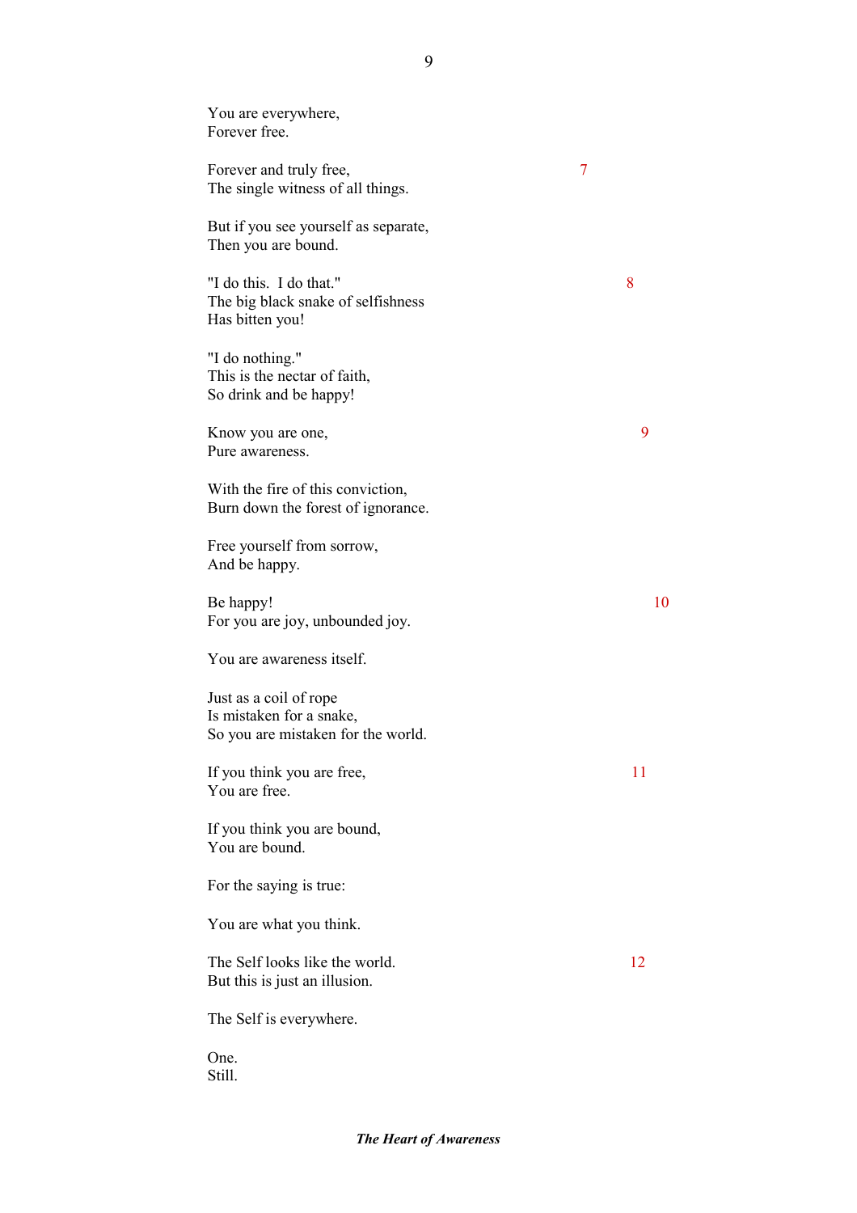You are everywhere,  
Forever free.

Forever and truly free, 7  
The single witness of all things.

But if you see yourself as separate,  
Then you are bound.

"I do this.  I do that." 8  
The big black snake of selfishness  
Has bitten you!

"I do nothing."  
This is the nectar of faith,  
So drink and be happy!

Know you are one, 9  
Pure awareness.

With the fire of this conviction,  
Burn down the forest of ignorance.

Free yourself from sorrow,  
And be happy.

Be happy! 10  
For you are joy, unbounded joy.

You are awareness itself.

Just as a coil of rope  
Is mistaken for a snake,  
So you are mistaken for the world.

If you think you are free, 11  
You are free.

If you think you are bound,  
You are bound.

For the saying is true:

You are what you think.

The Self looks like the world. 12  
But this is just an illusion.

The Self is everywhere.

One.  
Still.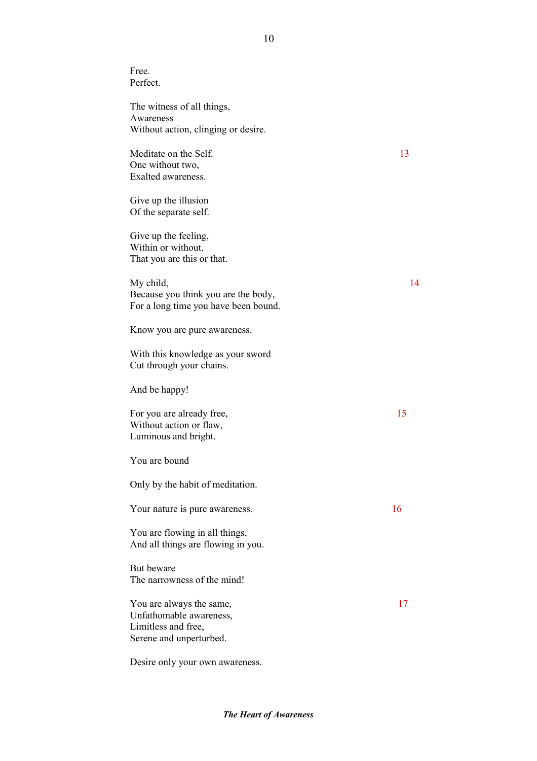Free.
Perfect.

The witness of all things,
Awareness
Without action, clinging or desire.

Meditate on the Self. 13
One without two,
Exalted awareness.

Give up the illusion
Of the separate self.

Give up the feeling,
Within or without,
That you are this or that.

My child, 14
Because you think you are the body,
For a long time you have been bound.

Know you are pure awareness.

With this knowledge as your sword
Cut through your chains.

And be happy!

For you are already free, 15
Without action or flaw,
Luminous and bright.

You are bound

Only by the habit of meditation.

Your nature is pure awareness. 16

You are flowing in all things,
And all things are flowing in you.

But beware
The narrowness of the mind!

You are always the same, 17
Unfathomable awareness,
Limitless and free,
Serene and unperturbed.

Desire only your own awareness.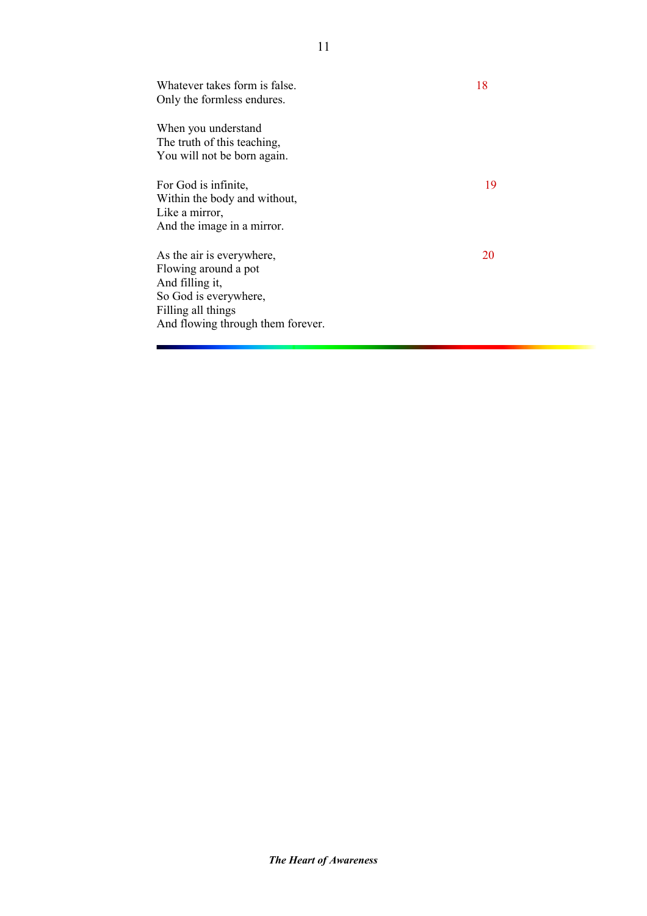Whatever takes form is false.
Only the formless endures. 18

When you understand
The truth of this teaching,
You will not be born again.

For God is infinite, 19
Within the body and without,
Like a mirror,
And the image in a mirror.

As the air is everywhere, 20
Flowing around a pot
And filling it,
So God is everywhere,
Filling all things
And flowing through them forever.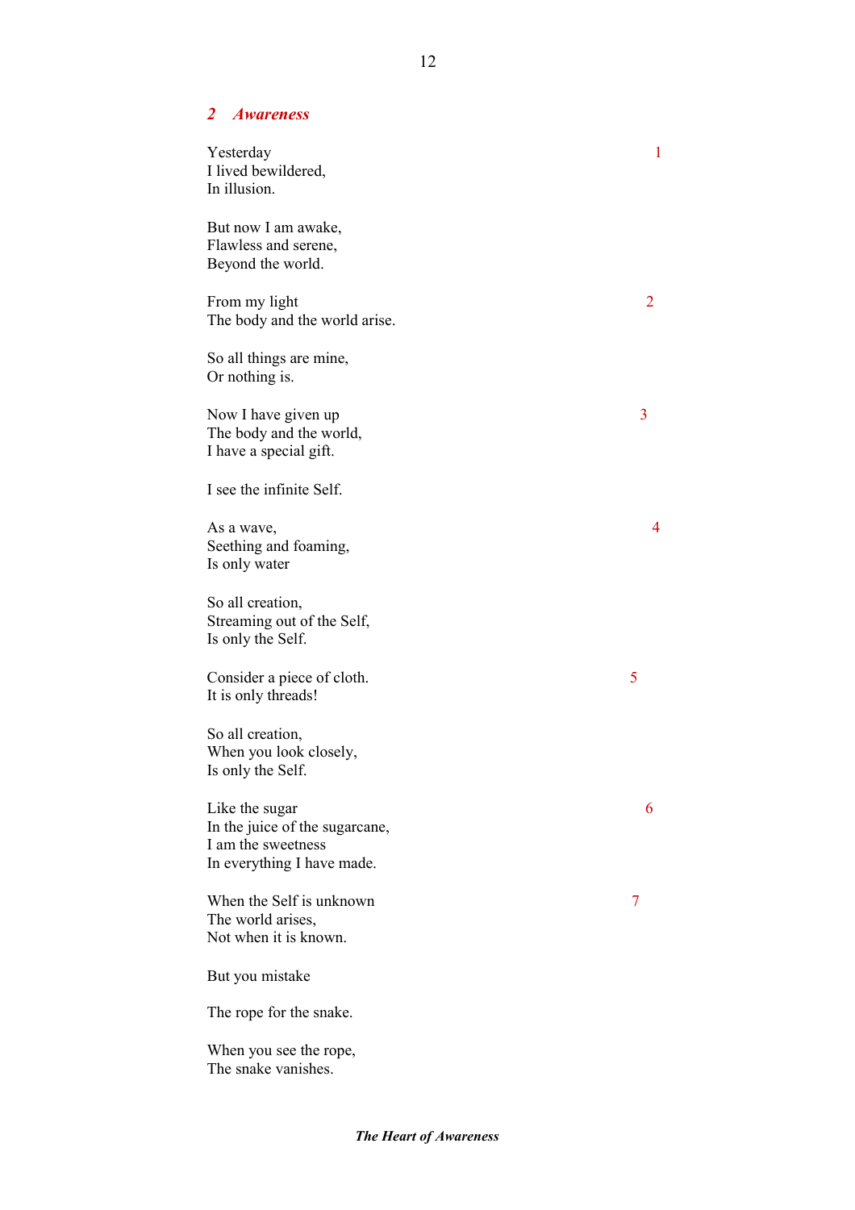## *2 Awareness*

Yesterday  
I lived bewildered,  
In illusion. 1

But now I am awake,  
Flawless and serene,  
Beyond the world.

From my light  
The body and the world arise. 2

So all things are mine,  
Or nothing is.

Now I have given up  
The body and the world,  
I have a special gift. 3

I see the infinite Self.

As a wave,  
Seething and foaming,  
Is only water 4

So all creation,  
Streaming out of the Self,  
Is only the Self.

Consider a piece of cloth.  
It is only threads! 5

So all creation,  
When you look closely,  
Is only the Self.

Like the sugar  
In the juice of the sugarcane,  
I am the sweetness  
In everything I have made. 6

When the Self is unknown  
The world arises,  
Not when it is known. 7

But you mistake

The rope for the snake.

When you see the rope,  
The snake vanishes.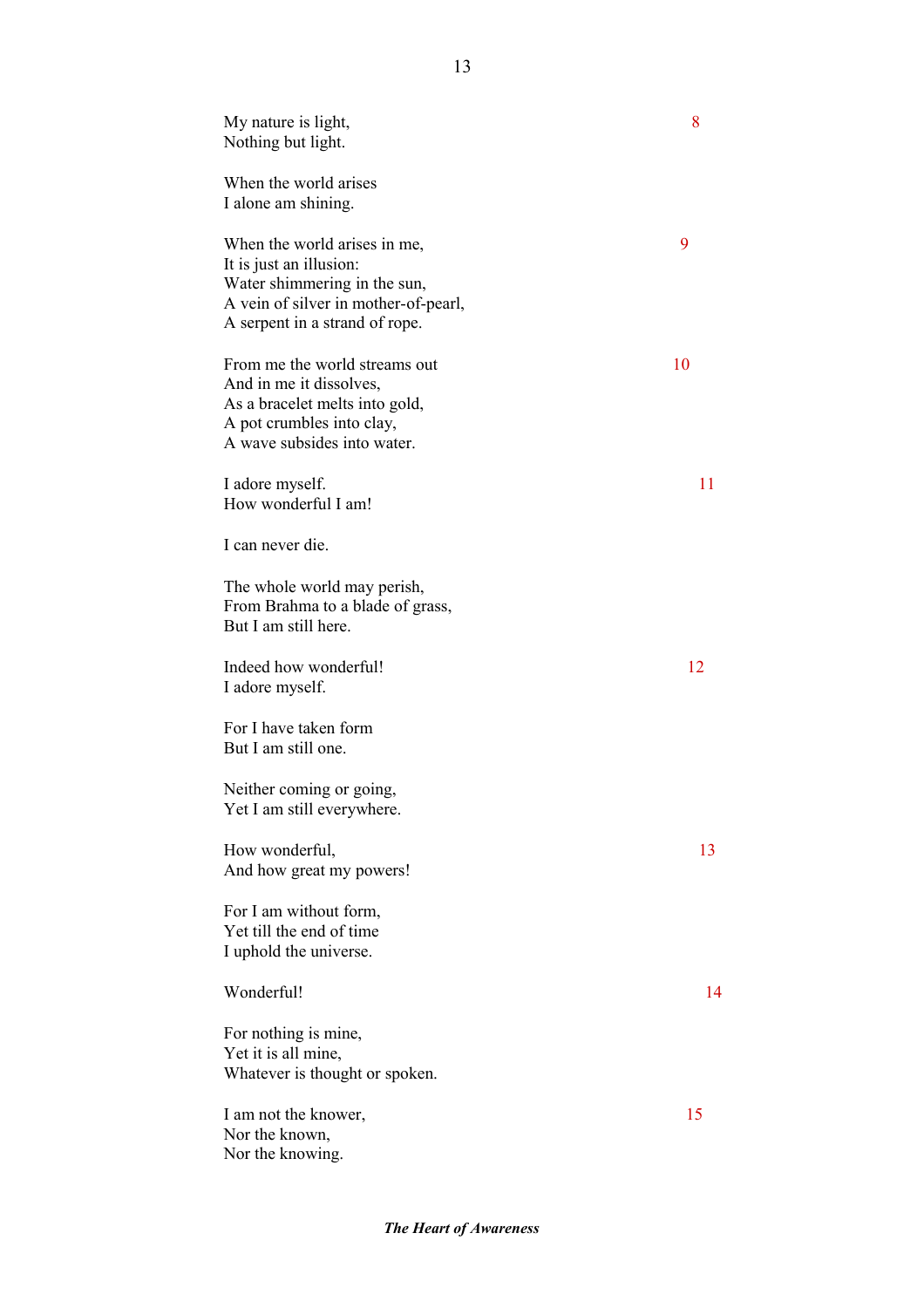My nature is light,  
Nothing but light. 8

When the world arises  
I alone am shining.

When the world arises in me,  
It is just an illusion:  
Water shimmering in the sun,  
A vein of silver in mother-of-pearl,  
A serpent in a strand of rope. 9

From me the world streams out  
And in me it dissolves,  
As a bracelet melts into gold,  
A pot crumbles into clay,  
A wave subsides into water. 10

I adore myself.  
How wonderful I am! 11

I can never die.

The whole world may perish,  
From Brahma to a blade of grass,  
But I am still here.

Indeed how wonderful!  
I adore myself. 12

For I have taken form  
But I am still one.

Neither coming or going,  
Yet I am still everywhere.

How wonderful,  
And how great my powers! 13

For I am without form,  
Yet till the end of time  
I uphold the universe.

Wonderful! 14

For nothing is mine,  
Yet it is all mine,  
Whatever is thought or spoken.

I am not the knower,  
Nor the known,  
Nor the knowing. 15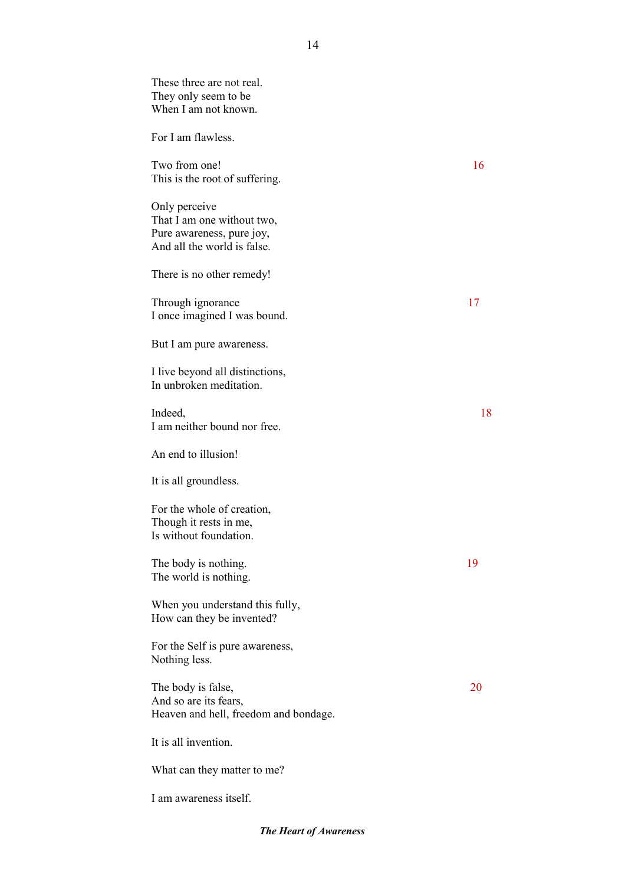These three are not real.
They only seem to be
When I am not known.

For I am flawless.

16

Two from one!
This is the root of suffering.

Only perceive
That I am one without two,
Pure awareness, pure joy,
And all the world is false.

There is no other remedy!

17

Through ignorance
I once imagined I was bound.

But I am pure awareness.

I live beyond all distinctions,
In unbroken meditation.

18

Indeed,
I am neither bound nor free.

An end to illusion!

It is all groundless.

For the whole of creation,
Though it rests in me,
Is without foundation.

19

The body is nothing.
The world is nothing.

When you understand this fully,
How can they be invented?

For the Self is pure awareness,
Nothing less.

20

The body is false,
And so are its fears,
Heaven and hell, freedom and bondage.

It is all invention.

What can they matter to me?

I am awareness itself.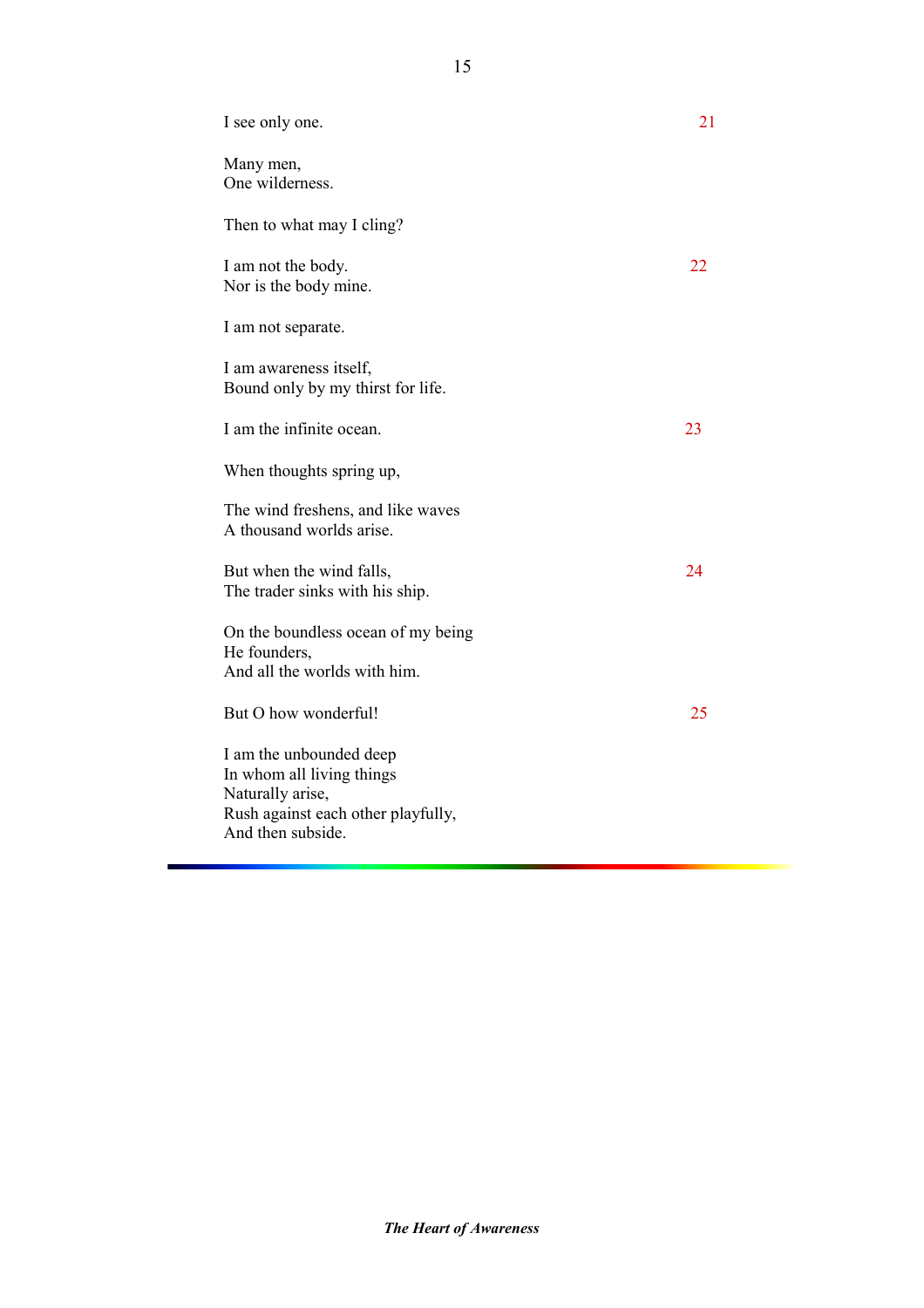I see only one. 21

Many men,
One wilderness.

Then to what may I cling?

I am not the body. 22
Nor is the body mine.

I am not separate.

I am awareness itself,
Bound only by my thirst for life.

I am the infinite ocean. 23

When thoughts spring up,

The wind freshens, and like waves
A thousand worlds arise.

But when the wind falls, 24
The trader sinks with his ship.

On the boundless ocean of my being
He founders,
And all the worlds with him.

But O how wonderful! 25

I am the unbounded deep
In whom all living things
Naturally arise,
Rush against each other playfully,
And then subside.

---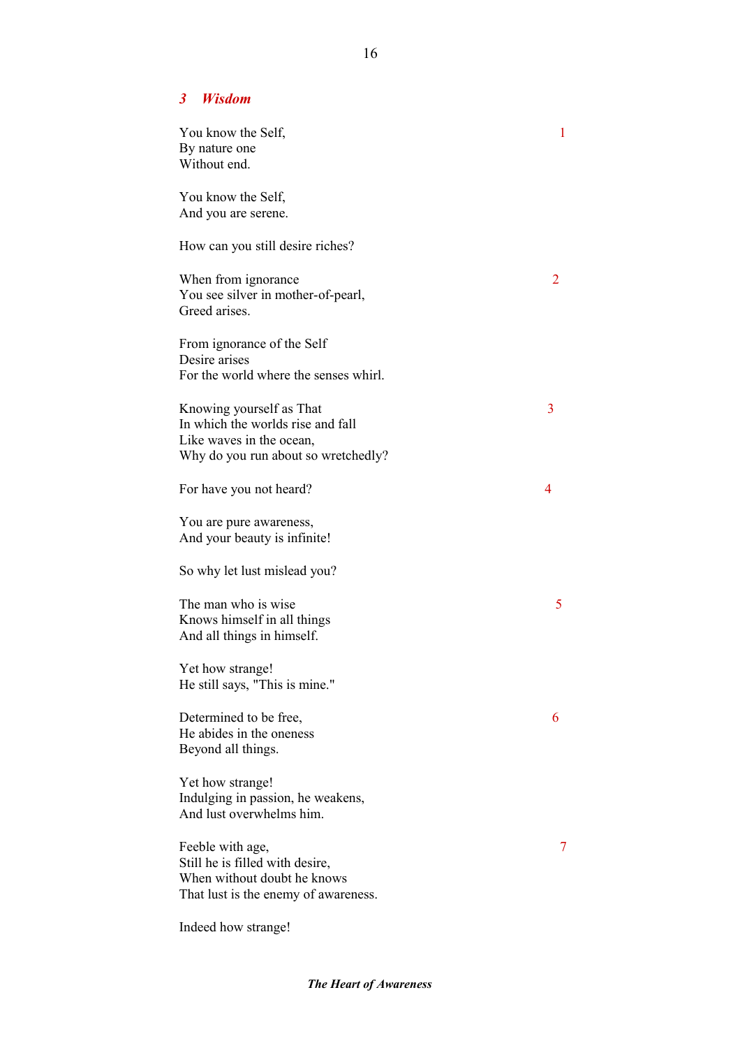## *3 Wisdom*

You know the Self,  
By nature one  
Without end. 1

You know the Self,  
And you are serene.

How can you still desire riches?

When from ignorance  
You see silver in mother-of-pearl,  
Greed arises. 2

From ignorance of the Self  
Desire arises  
For the world where the senses whirl.

Knowing yourself as That  
In which the worlds rise and fall  
Like waves in the ocean,  
Why do you run about so wretchedly? 3

For have you not heard? 4

You are pure awareness,  
And your beauty is infinite!

So why let lust mislead you?

The man who is wise  
Knows himself in all things  
And all things in himself. 5

Yet how strange!  
He still says, "This is mine."

Determined to be free,  
He abides in the oneness  
Beyond all things. 6

Yet how strange!  
Indulging in passion, he weakens,  
And lust overwhelms him.

Feeble with age,  
Still he is filled with desire,  
When without doubt he knows  
That lust is the enemy of awareness. 7

Indeed how strange!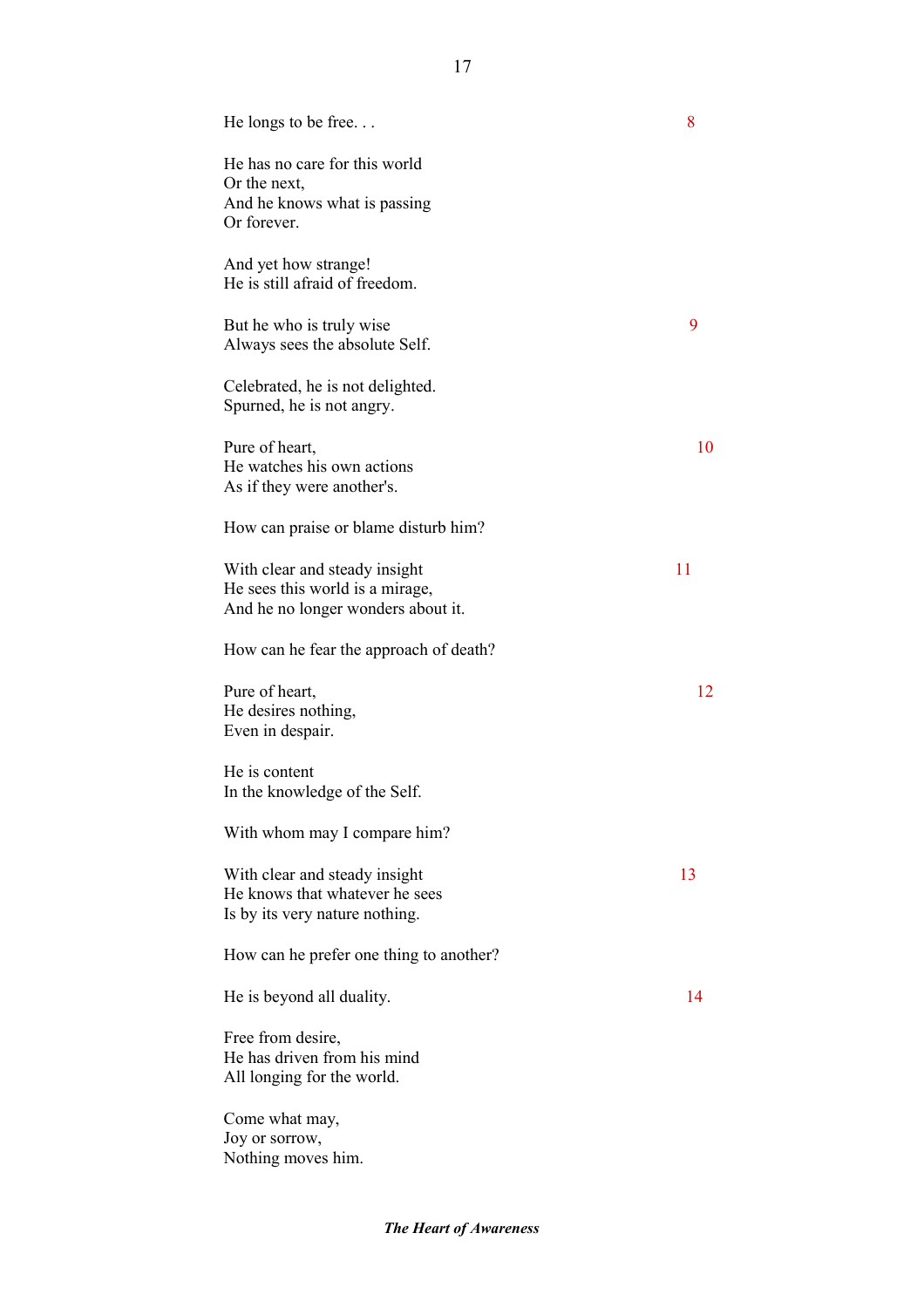He longs to be free. . . 8

He has no care for this world  
Or the next,  
And he knows what is passing  
Or forever.

And yet how strange!  
He is still afraid of freedom.

But he who is truly wise 9  
Always sees the absolute Self.

Celebrated, he is not delighted.  
Spurned, he is not angry.

Pure of heart, 10  
He watches his own actions  
As if they were another's.

How can praise or blame disturb him?

With clear and steady insight 11  
He sees this world is a mirage,  
And he no longer wonders about it.

How can he fear the approach of death?

Pure of heart, 12  
He desires nothing,  
Even in despair.

He is content  
In the knowledge of the Self.

With whom may I compare him?

With clear and steady insight 13  
He knows that whatever he sees  
Is by its very nature nothing.

How can he prefer one thing to another?

He is beyond all duality. 14

Free from desire,  
He has driven from his mind  
All longing for the world.

Come what may,  
Joy or sorrow,  
Nothing moves him.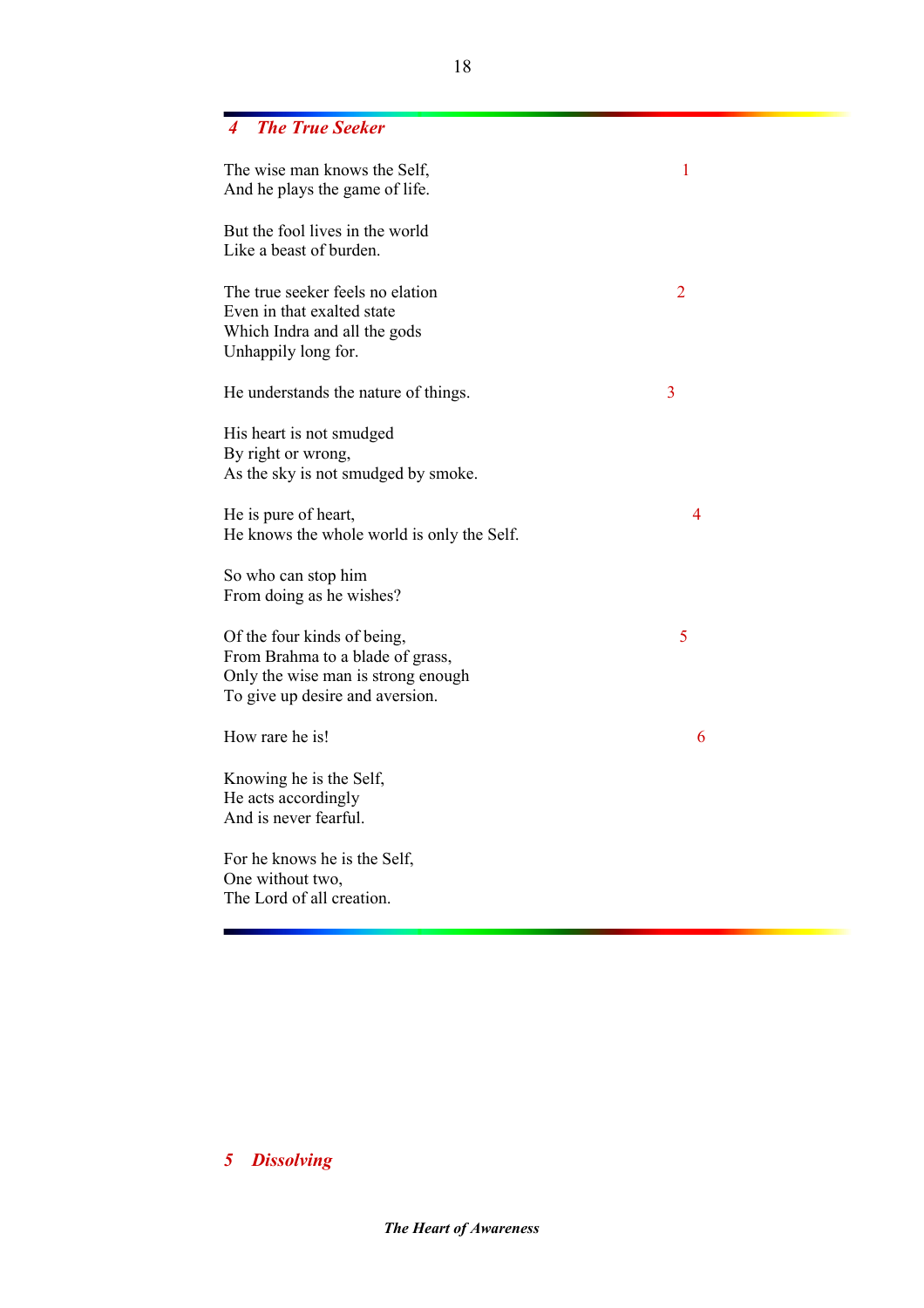## *4 The True Seeker*

The wise man knows the Self,
And he plays the game of life. 1

But the fool lives in the world
Like a beast of burden.

The true seeker feels no elation
Even in that exalted state
Which Indra and all the gods
Unhappily long for. 2

He understands the nature of things. 3

His heart is not smudged
By right or wrong,
As the sky is not smudged by smoke.

He is pure of heart,
He knows the whole world is only the Self. 4

So who can stop him
From doing as he wishes?

Of the four kinds of being,
From Brahma to a blade of grass,
Only the wise man is strong enough
To give up desire and aversion. 5

How rare he is! 6

Knowing he is the Self,
He acts accordingly
And is never fearful.

For he knows he is the Self,
One without two,
The Lord of all creation.

## *5 Dissolving*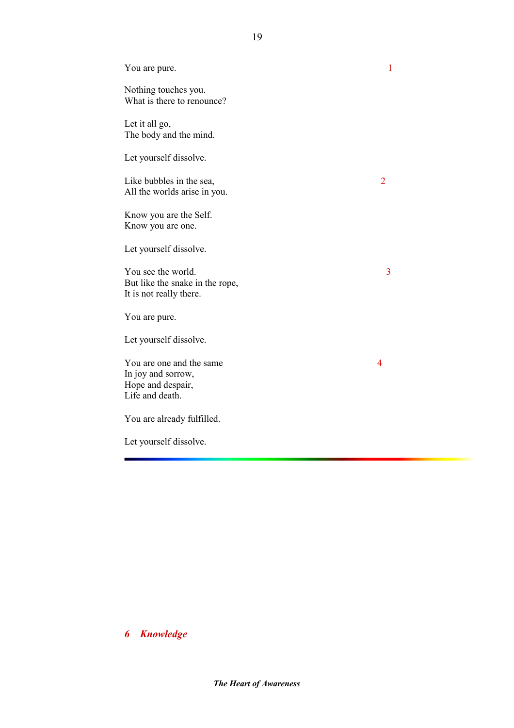You are pure. 1

Nothing touches you.
What is there to renounce?

Let it all go,
The body and the mind.

Let yourself dissolve.

Like bubbles in the sea, 2
All the worlds arise in you.

Know you are the Self.
Know you are one.

Let yourself dissolve.

You see the world. 3
But like the snake in the rope,
It is not really there.

You are pure.

Let yourself dissolve.

You are one and the same 4
In joy and sorrow,
Hope and despair,
Life and death.

You are already fulfilled.

Let yourself dissolve.

---

## *6 Knowledge*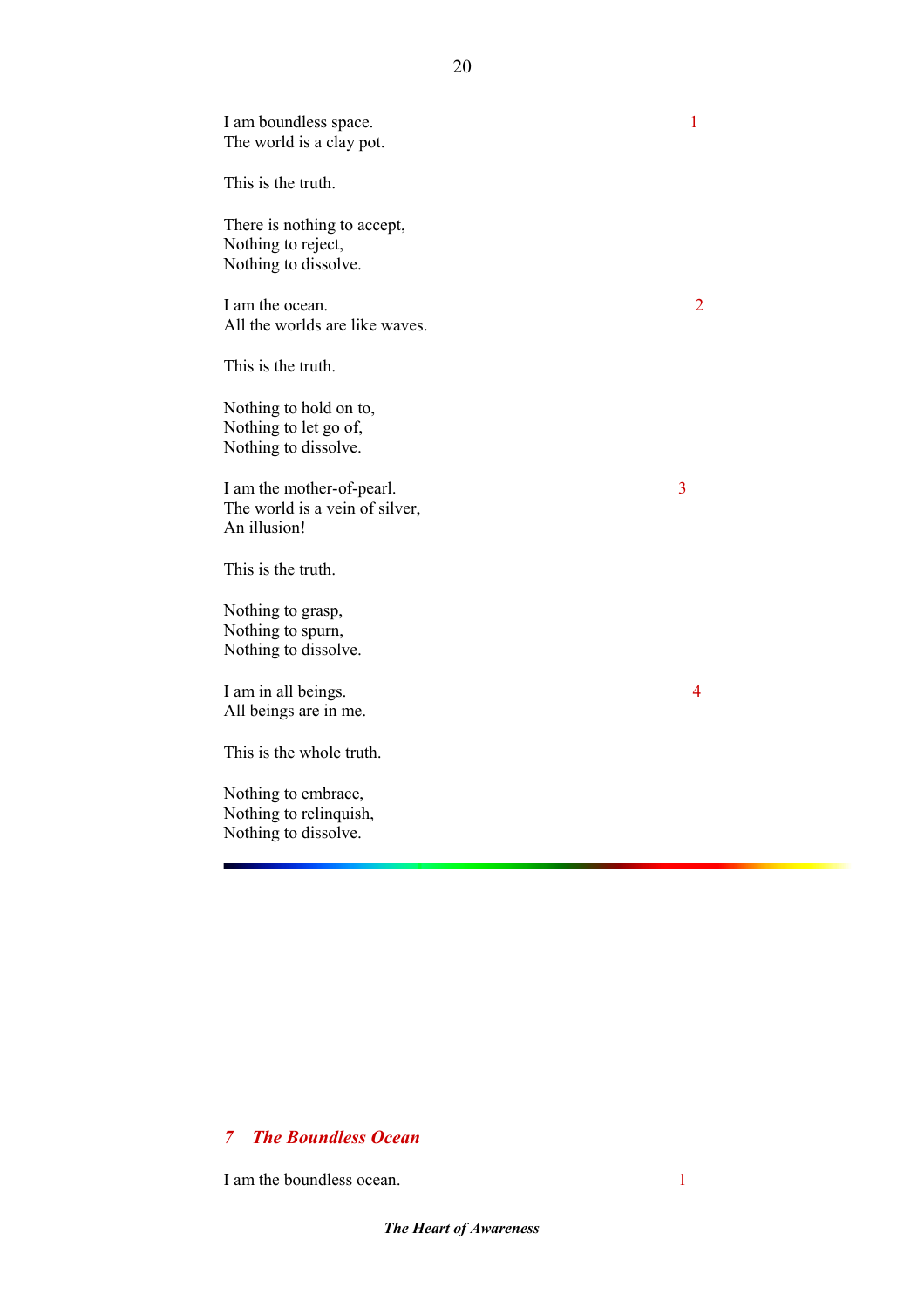I am boundless space. 1
The world is a clay pot.

This is the truth.

There is nothing to accept,
Nothing to reject,
Nothing to dissolve.

I am the ocean. 2
All the worlds are like waves.

This is the truth.

Nothing to hold on to,
Nothing to let go of,
Nothing to dissolve.

I am the mother-of-pearl. 3
The world is a vein of silver,
An illusion!

This is the truth.

Nothing to grasp,
Nothing to spurn,
Nothing to dissolve.

I am in all beings. 4
All beings are in me.

This is the whole truth.

Nothing to embrace,
Nothing to relinquish,
Nothing to dissolve.

---

## *7 The Boundless Ocean*

I am the boundless ocean. 1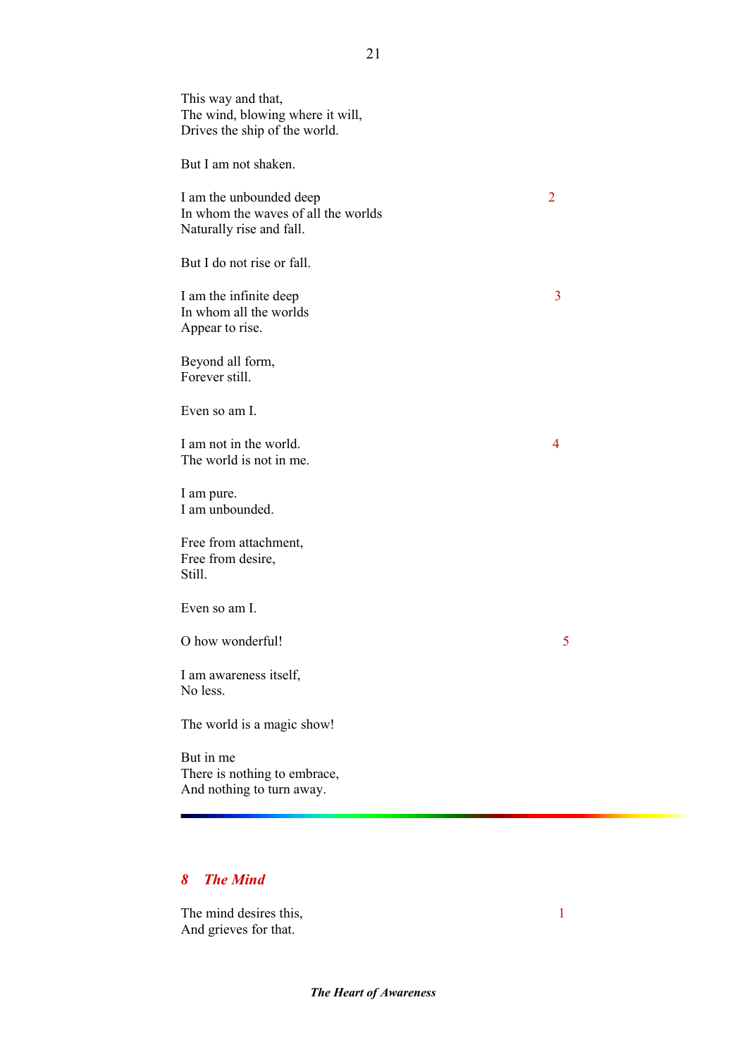This way and that,  
The wind, blowing where it will,  
Drives the ship of the world.

But I am not shaken.

I am the unbounded deep  
In whom the waves of all the worlds  
Naturally rise and fall. 2

But I do not rise or fall.

I am the infinite deep  
In whom all the worlds  
Appear to rise. 3

Beyond all form,  
Forever still.

Even so am I.

I am not in the world.  
The world is not in me. 4

I am pure.  
I am unbounded.

Free from attachment,  
Free from desire,  
Still.

Even so am I.

O how wonderful! 5

I am awareness itself,  
No less.

The world is a magic show!

But in me  
There is nothing to embrace,  
And nothing to turn away.

---

## 8 The Mind

The mind desires this,  
And grieves for that. 1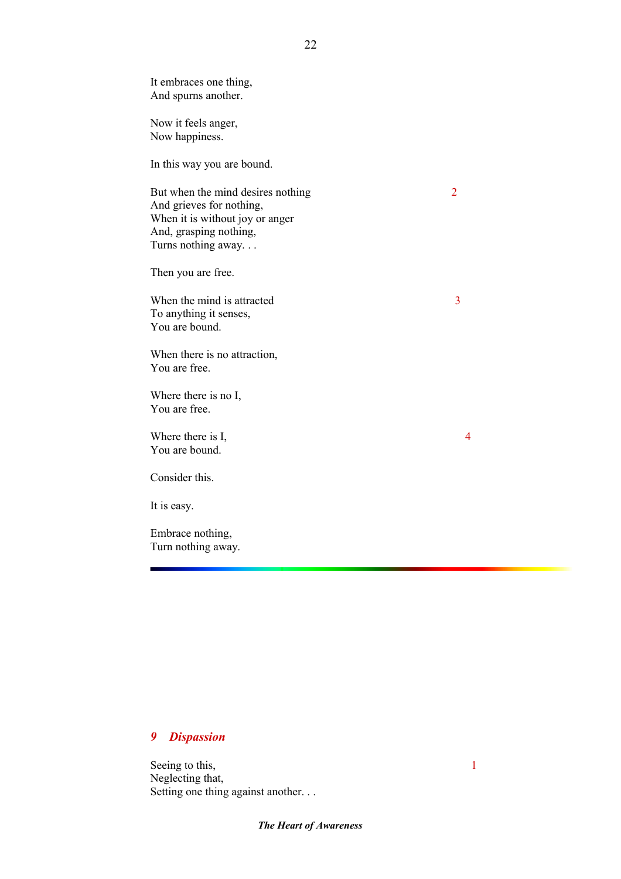It embraces one thing,
And spurns another.

Now it feels anger,
Now happiness.

In this way you are bound.

But when the mind desires nothing
And grieves for nothing,
When it is without joy or anger
And, grasping nothing,
Turns nothing away. . .

2

Then you are free.

When the mind is attracted
To anything it senses,
You are bound.

3

When there is no attraction,
You are free.

Where there is no I,
You are free.

Where there is I,
You are bound.

4

Consider this.

It is easy.

Embrace nothing,
Turn nothing away.

---

## *9 Dispassion*

Seeing to this,
Neglecting that,
Setting one thing against another. . .

1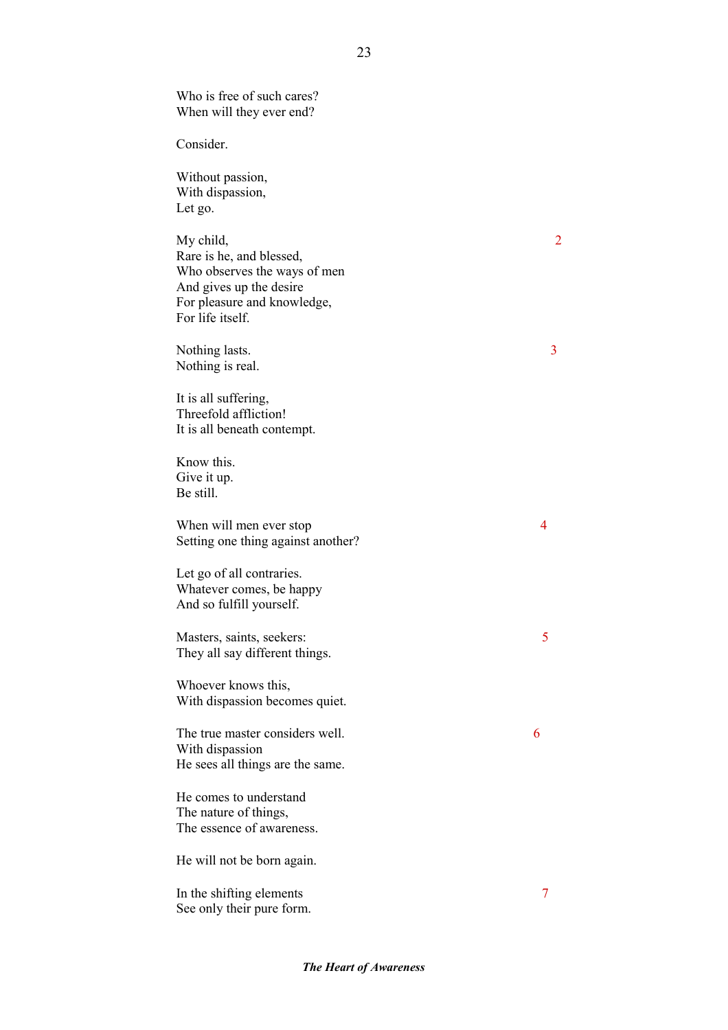Who is free of such cares?
When will they ever end?

Consider.

Without passion,
With dispassion,
Let go.

My child, 2
Rare is he, and blessed,
Who observes the ways of men
And gives up the desire
For pleasure and knowledge,
For life itself.

Nothing lasts. 3
Nothing is real.

It is all suffering,
Threefold affliction!
It is all beneath contempt.

Know this.
Give it up.
Be still.

When will men ever stop 4
Setting one thing against another?

Let go of all contraries.
Whatever comes, be happy
And so fulfill yourself.

Masters, saints, seekers: 5
They all say different things.

Whoever knows this,
With dispassion becomes quiet.

The true master considers well. 6
With dispassion
He sees all things are the same.

He comes to understand
The nature of things,
The essence of awareness.

He will not be born again.

In the shifting elements 7
See only their pure form.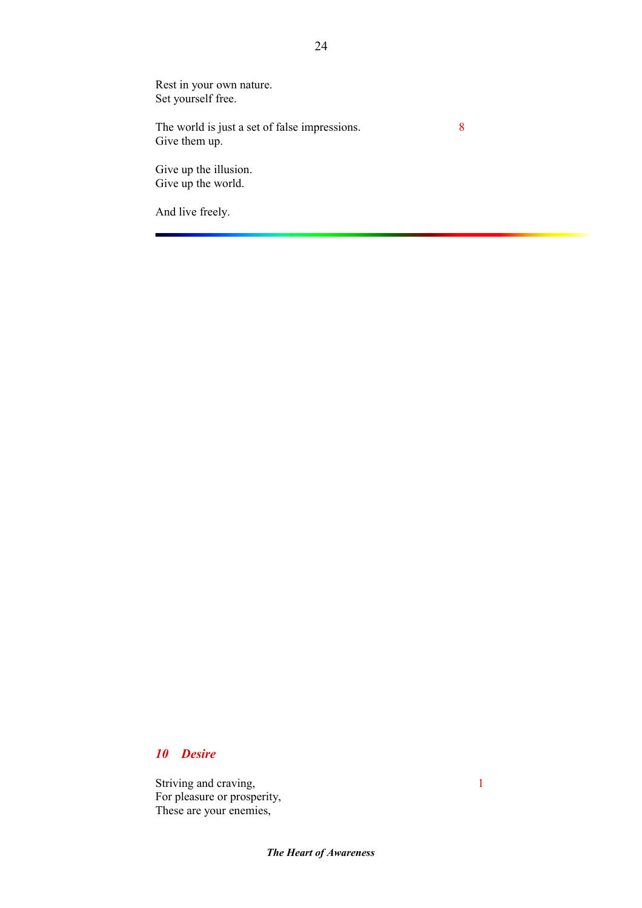Rest in your own nature.
Set yourself free.

The world is just a set of false impressions. 8
Give them up.

Give up the illusion.
Give up the world.

And live freely.

---

## *10 Desire*

Striving and craving, 1
For pleasure or prosperity,
These are your enemies,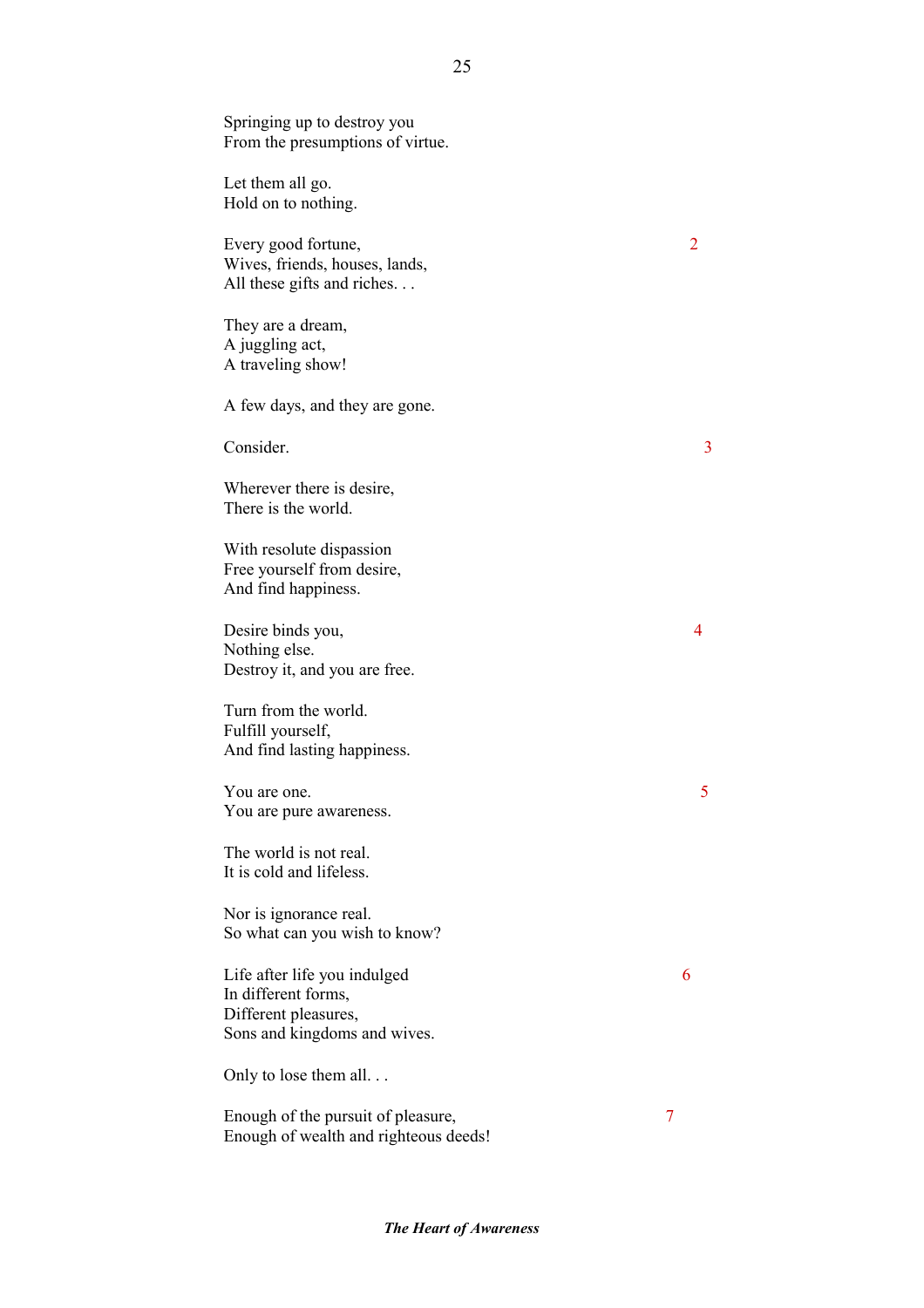Springing up to destroy you  
From the presumptions of virtue.

Let them all go.  
Hold on to nothing.

Every good fortune, 2  
Wives, friends, houses, lands,  
All these gifts and riches. . .

They are a dream,  
A juggling act,  
A traveling show!

A few days, and they are gone.

Consider. 3

Wherever there is desire,  
There is the world.

With resolute dispassion  
Free yourself from desire,  
And find happiness.

Desire binds you, 4  
Nothing else.  
Destroy it, and you are free.

Turn from the world.  
Fulfill yourself,  
And find lasting happiness.

You are one. 5  
You are pure awareness.

The world is not real.  
It is cold and lifeless.

Nor is ignorance real.  
So what can you wish to know?

Life after life you indulged 6  
In different forms,  
Different pleasures,  
Sons and kingdoms and wives.

Only to lose them all. . .

Enough of the pursuit of pleasure, 7  
Enough of wealth and righteous deeds!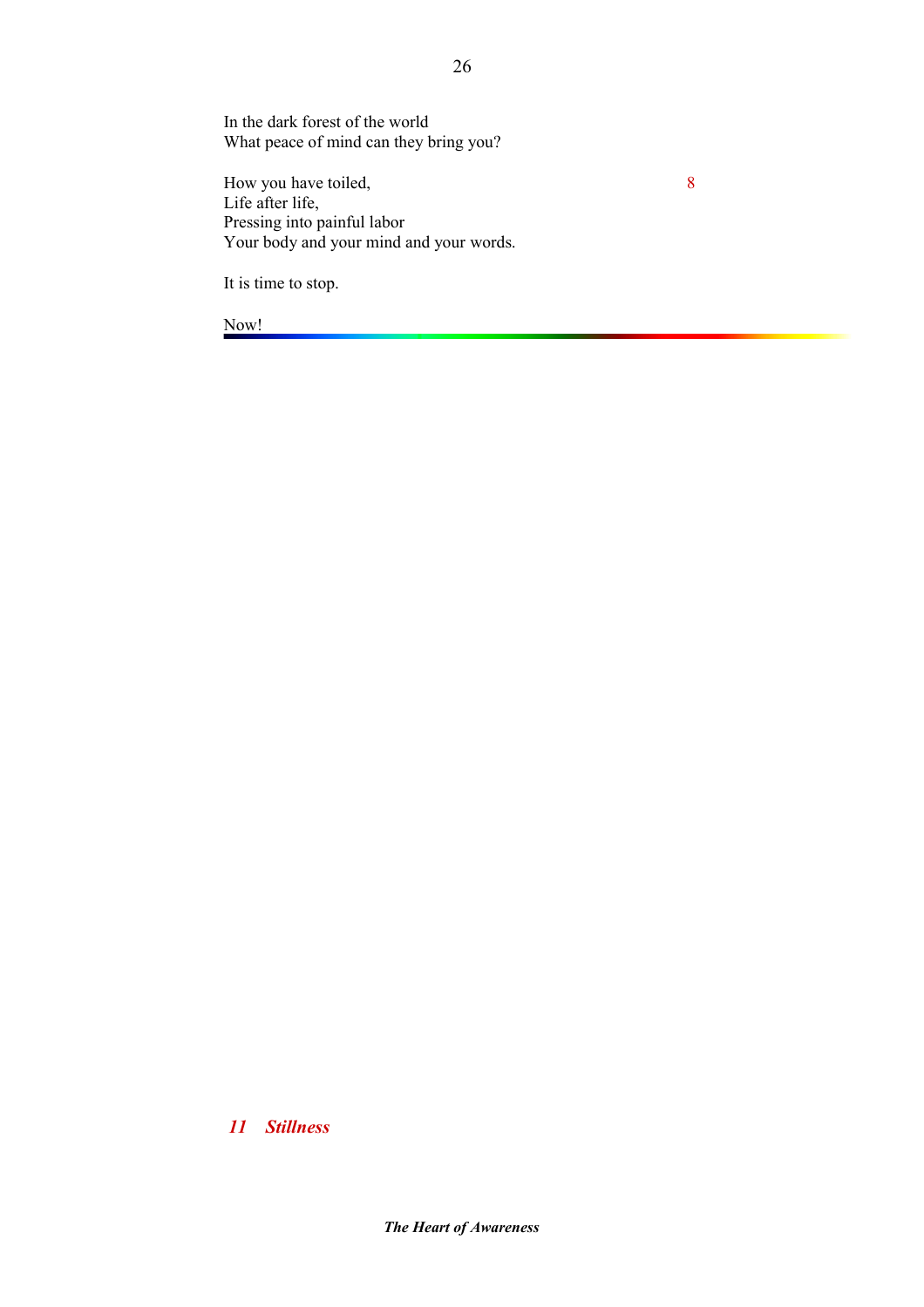In the dark forest of the world
What peace of mind can they bring you?

How you have toiled, 8
Life after life,
Pressing into painful labor
Your body and your mind and your words.

It is time to stop.

Now!

## *11 Stillness*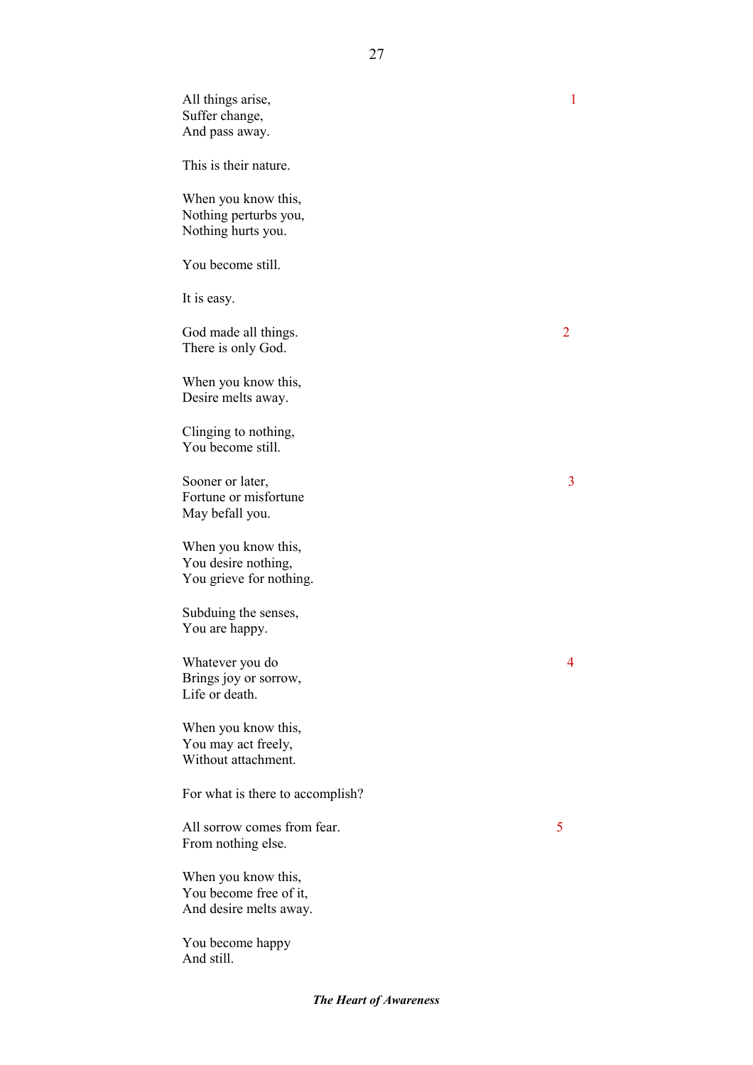All things arise,
Suffer change,
And pass away. 1

This is their nature.

When you know this,
Nothing perturbs you,
Nothing hurts you.

You become still.

It is easy.

God made all things.
There is only God. 2

When you know this,
Desire melts away.

Clinging to nothing,
You become still.

Sooner or later,
Fortune or misfortune
May befall you. 3

When you know this,
You desire nothing,
You grieve for nothing.

Subduing the senses,
You are happy.

Whatever you do
Brings joy or sorrow,
Life or death. 4

When you know this,
You may act freely,
Without attachment.

For what is there to accomplish?

All sorrow comes from fear.
From nothing else. 5

When you know this,
You become free of it,
And desire melts away.

You become happy
And still.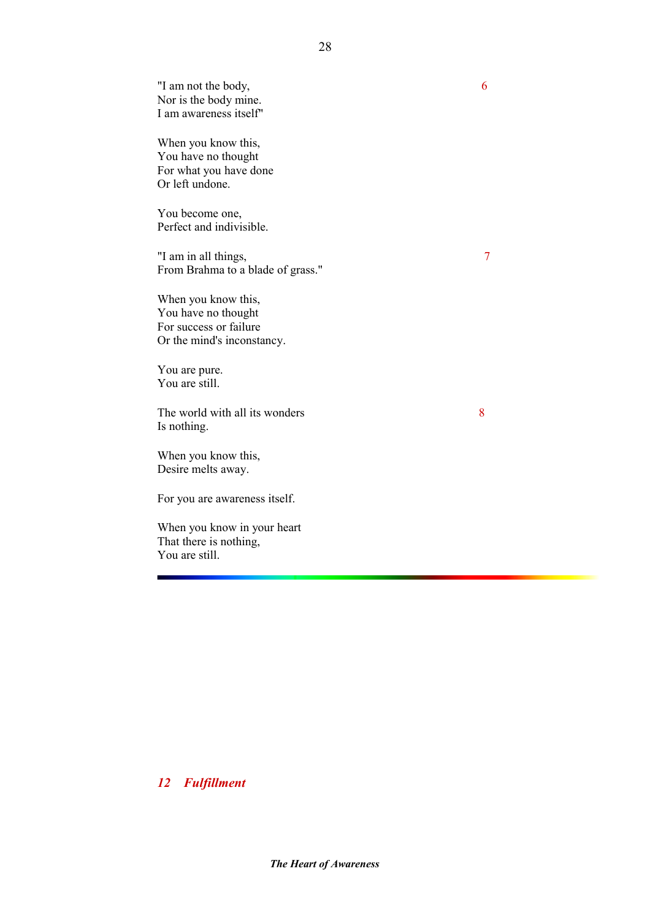"I am not the body,
Nor is the body mine.
I am awareness itself" 6

When you know this,
You have no thought
For what you have done
Or left undone.

You become one,
Perfect and indivisible.

"I am in all things,
From Brahma to a blade of grass." 7

When you know this,
You have no thought
For success or failure
Or the mind's inconstancy.

You are pure.
You are still.

The world with all its wonders
Is nothing. 8

When you know this,
Desire melts away.

For you are awareness itself.

When you know in your heart
That there is nothing,
You are still.

---

## *12 Fulfillment*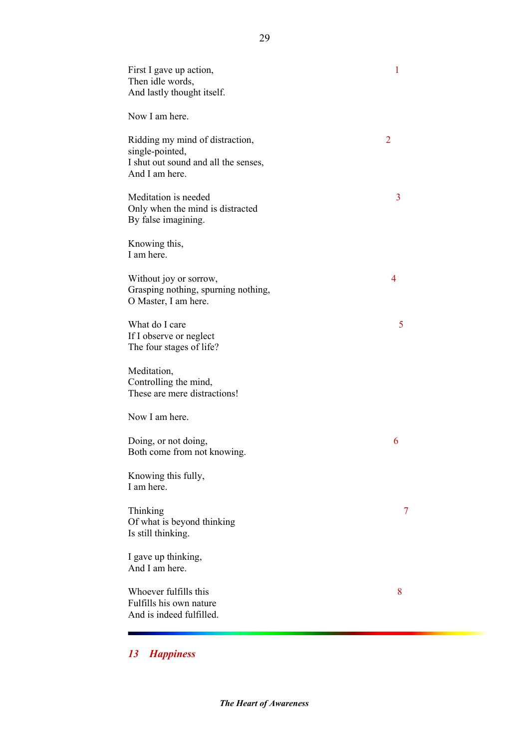First I gave up action,
Then idle words,
And lastly thought itself.  1

Now I am here.

Ridding my mind of distraction,
single-pointed,
I shut out sound and all the senses,
And I am here.  2

Meditation is needed
Only when the mind is distracted
By false imagining.  3

Knowing this,
I am here.

Without joy or sorrow,
Grasping nothing, spurning nothing,
O Master, I am here.  4

What do I care
If I observe or neglect
The four stages of life?  5

Meditation,
Controlling the mind,
These are mere distractions!

Now I am here.

Doing, or not doing,
Both come from not knowing.  6

Knowing this fully,
I am here.

Thinking
Of what is beyond thinking
Is still thinking.  7

I gave up thinking,
And I am here.

Whoever fulfills this
Fulfills his own nature
And is indeed fulfilled.  8

---

## *13 Happiness*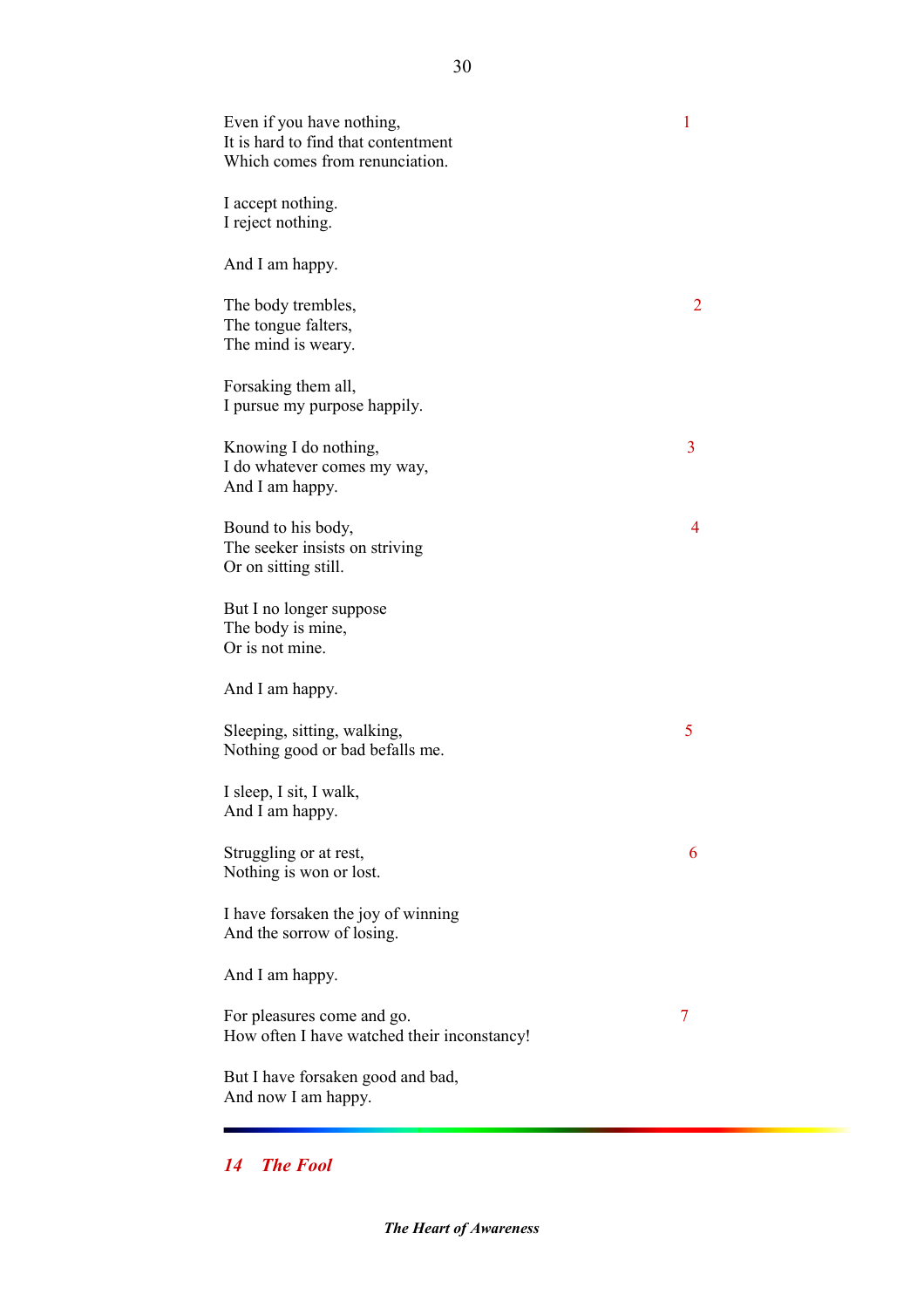Even if you have nothing,
It is hard to find that contentment
Which comes from renunciation. 1

I accept nothing.
I reject nothing.

And I am happy.

The body trembles,
The tongue falters,
The mind is weary. 2

Forsaking them all,
I pursue my purpose happily.

Knowing I do nothing,
I do whatever comes my way,
And I am happy. 3

Bound to his body,
The seeker insists on striving
Or on sitting still. 4

But I no longer suppose
The body is mine,
Or is not mine.

And I am happy.

Sleeping, sitting, walking,
Nothing good or bad befalls me. 5

I sleep, I sit, I walk,
And I am happy.

Struggling or at rest,
Nothing is won or lost. 6

I have forsaken the joy of winning
And the sorrow of losing.

And I am happy.

For pleasures come and go.
How often I have watched their inconstancy! 7

But I have forsaken good and bad,
And now I am happy.

---

## *14 The Fool*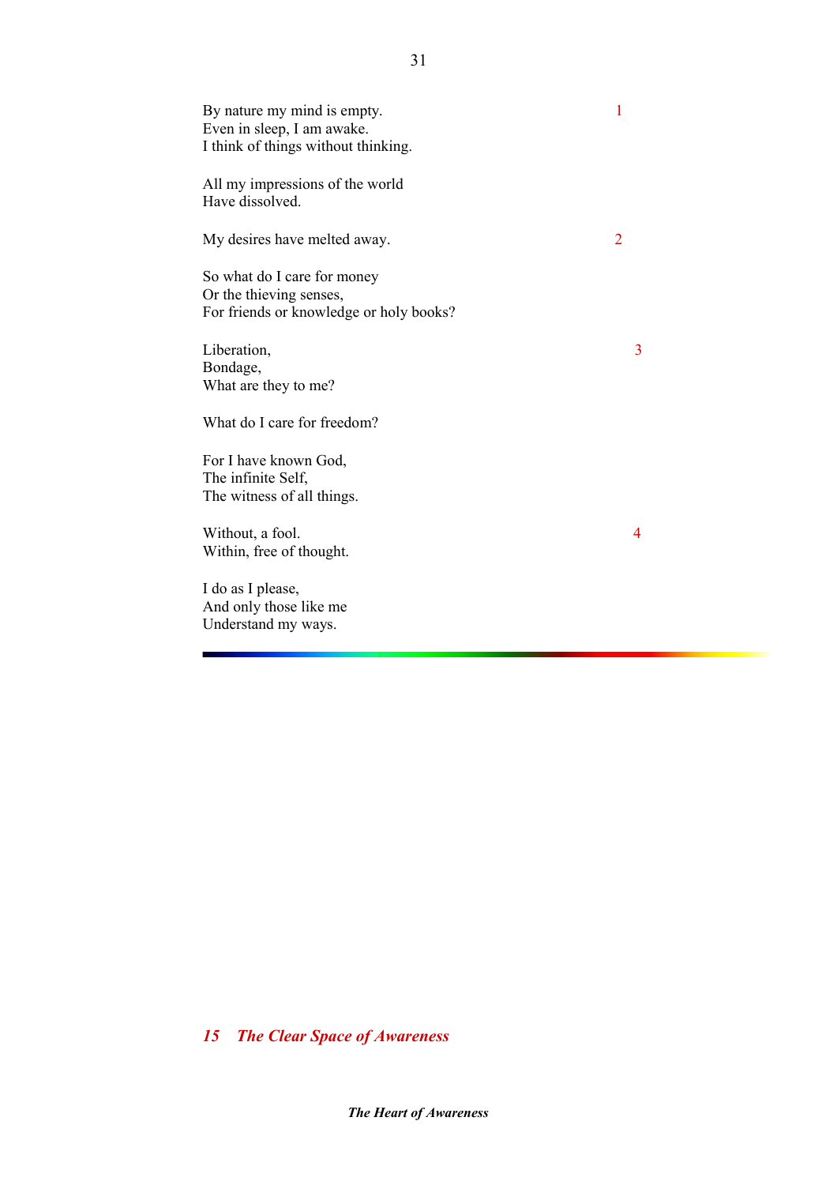By nature my mind is empty. 1
Even in sleep, I am awake.
I think of things without thinking.

All my impressions of the world
Have dissolved.

My desires have melted away. 2

So what do I care for money
Or the thieving senses,
For friends or knowledge or holy books?

Liberation, 3
Bondage,
What are they to me?

What do I care for freedom?

For I have known God,
The infinite Self,
The witness of all things.

Without, a fool. 4
Within, free of thought.

I do as I please,
And only those like me
Understand my ways.

---

## *15 The Clear Space of Awareness*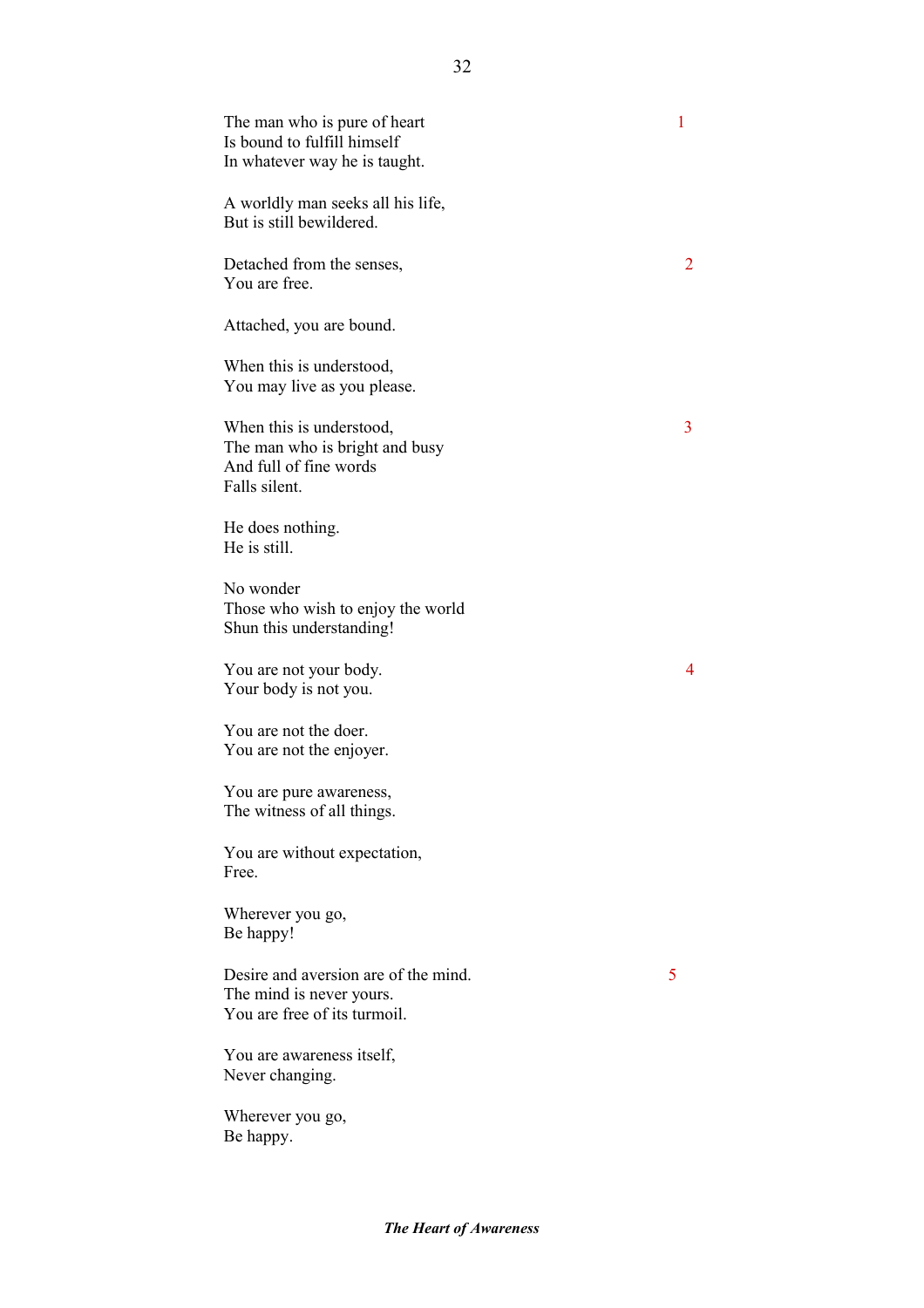The man who is pure of heart
Is bound to fulfill himself
In whatever way he is taught. 1

A worldly man seeks all his life,
But is still bewildered.

Detached from the senses,
You are free. 2

Attached, you are bound.

When this is understood,
You may live as you please.

When this is understood,
The man who is bright and busy
And full of fine words
Falls silent. 3

He does nothing.
He is still.

No wonder
Those who wish to enjoy the world
Shun this understanding!

You are not your body.
Your body is not you. 4

You are not the doer.
You are not the enjoyer.

You are pure awareness,
The witness of all things.

You are without expectation,
Free.

Wherever you go,
Be happy!

Desire and aversion are of the mind.
The mind is never yours.
You are free of its turmoil. 5

You are awareness itself,
Never changing.

Wherever you go,
Be happy.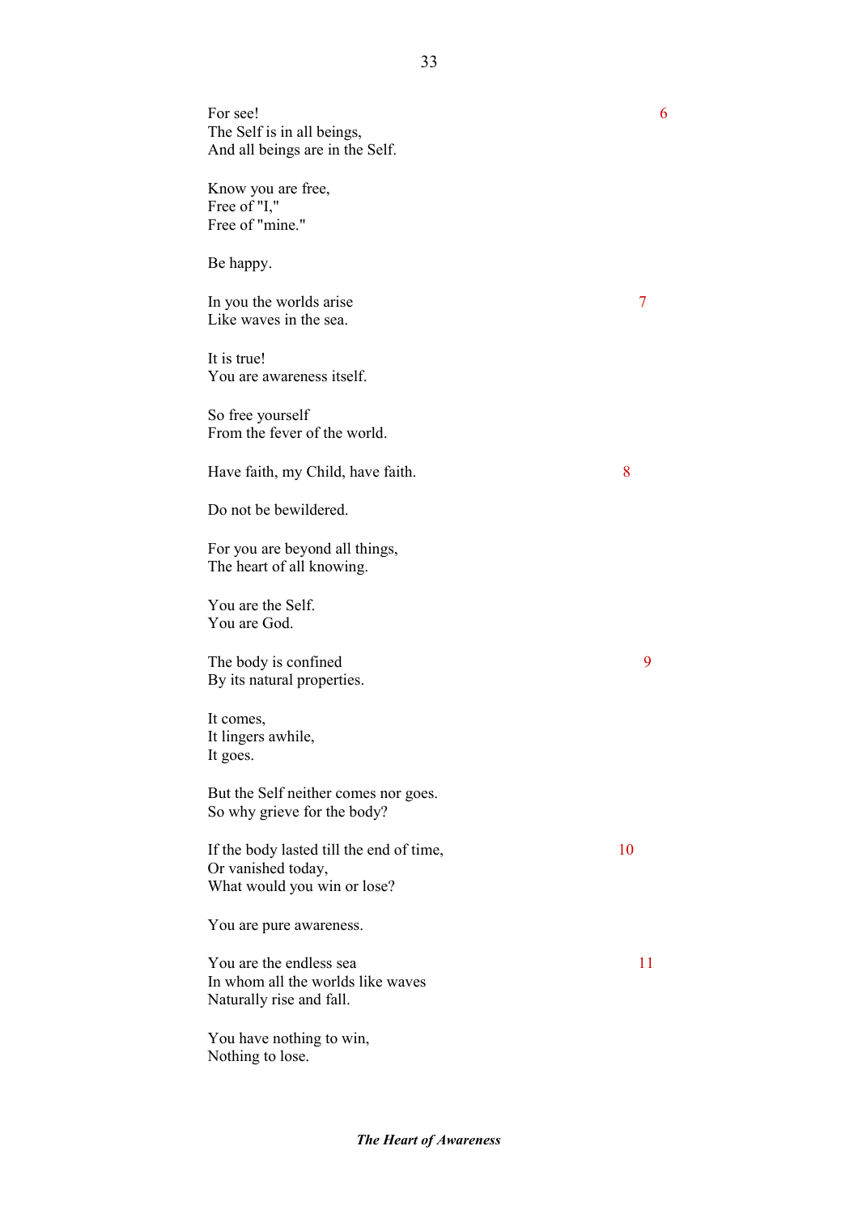For see!
The Self is in all beings,
And all beings are in the Self. 6

Know you are free,
Free of "I,"
Free of "mine."

Be happy.

In you the worlds arise
Like waves in the sea. 7

It is true!
You are awareness itself.

So free yourself
From the fever of the world.

Have faith, my Child, have faith. 8

Do not be bewildered.

For you are beyond all things,
The heart of all knowing.

You are the Self.
You are God.

The body is confined
By its natural properties. 9

It comes,
It lingers awhile,
It goes.

But the Self neither comes nor goes.
So why grieve for the body?

If the body lasted till the end of time,
Or vanished today,
What would you win or lose? 10

You are pure awareness.

You are the endless sea
In whom all the worlds like waves
Naturally rise and fall. 11

You have nothing to win,
Nothing to lose.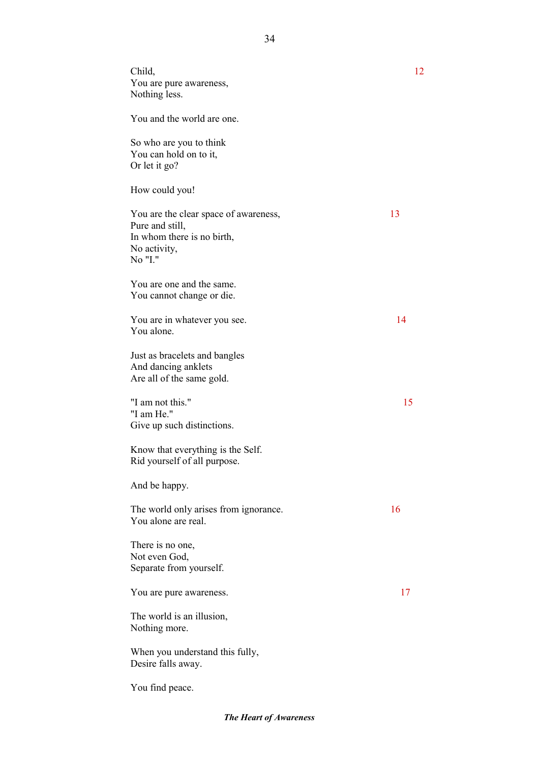Child,
You are pure awareness,
Nothing less. 12

You and the world are one.

So who are you to think
You can hold on to it,
Or let it go?

How could you!

You are the clear space of awareness, 13
Pure and still,
In whom there is no birth,
No activity,
No "I."

You are one and the same.
You cannot change or die.

You are in whatever you see. 14
You alone.

Just as bracelets and bangles
And dancing anklets
Are all of the same gold.

"I am not this." 15
"I am He."
Give up such distinctions.

Know that everything is the Self.
Rid yourself of all purpose.

And be happy.

The world only arises from ignorance. 16
You alone are real.

There is no one,
Not even God,
Separate from yourself.

You are pure awareness. 17

The world is an illusion,
Nothing more.

When you understand this fully,
Desire falls away.

You find peace.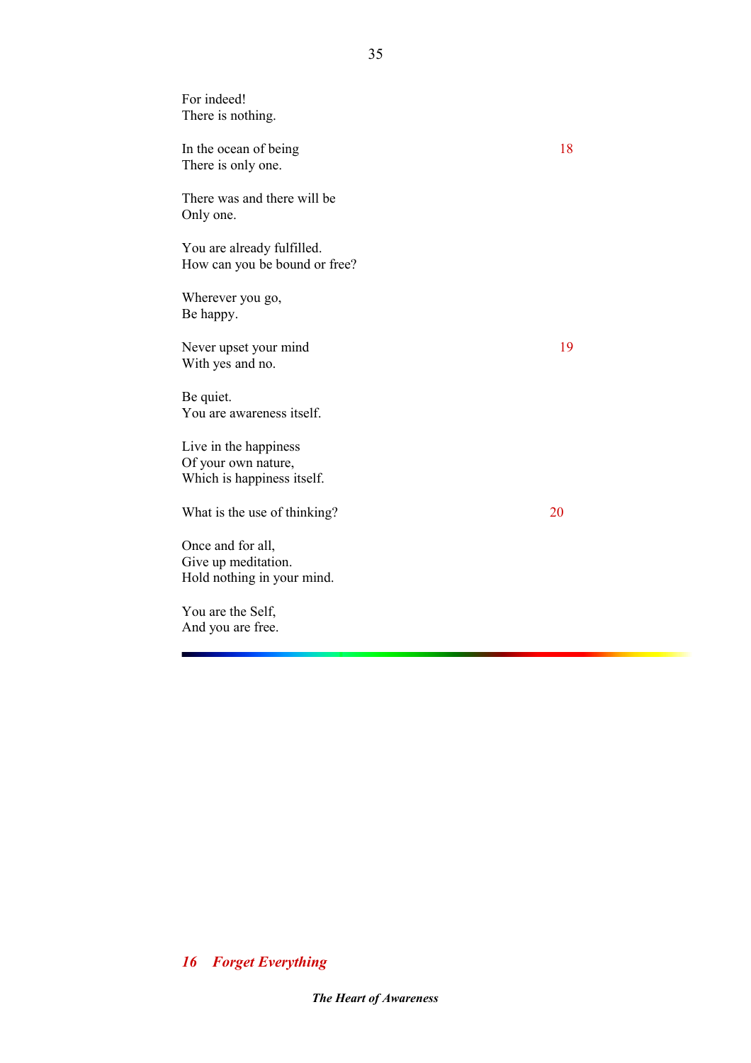For indeed!
There is nothing.

In the ocean of being 18
There is only one.

There was and there will be
Only one.

You are already fulfilled.
How can you be bound or free?

Wherever you go,
Be happy.

Never upset your mind 19
With yes and no.

Be quiet.
You are awareness itself.

Live in the happiness
Of your own nature,
Which is happiness itself.

What is the use of thinking? 20

Once and for all,
Give up meditation.
Hold nothing in your mind.

You are the Self,
And you are free.

---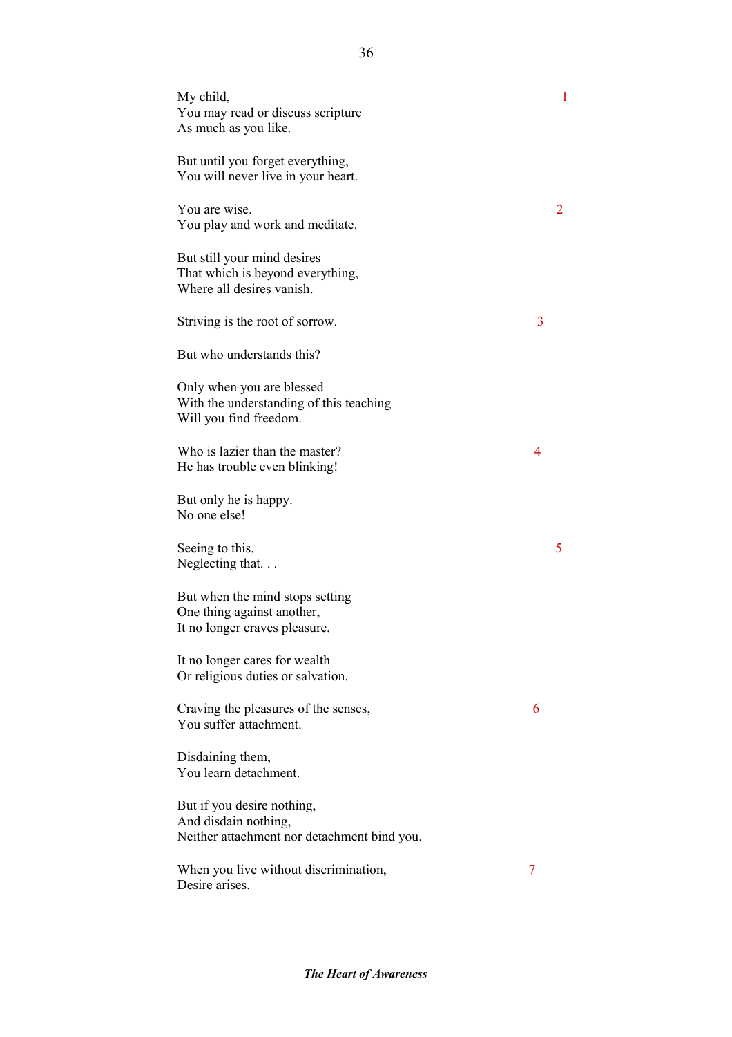My child,  
You may read or discuss scripture  
As much as you like. 1

But until you forget everything,  
You will never live in your heart.

You are wise.  
You play and work and meditate. 2

But still your mind desires  
That which is beyond everything,  
Where all desires vanish.

Striving is the root of sorrow. 3

But who understands this?

Only when you are blessed  
With the understanding of this teaching  
Will you find freedom.

Who is lazier than the master?  
He has trouble even blinking! 4

But only he is happy.  
No one else!

Seeing to this,  
Neglecting that. . . 5

But when the mind stops setting  
One thing against another,  
It no longer craves pleasure.

It no longer cares for wealth  
Or religious duties or salvation.

Craving the pleasures of the senses,  
You suffer attachment. 6

Disdaining them,  
You learn detachment.

But if you desire nothing,  
And disdain nothing,  
Neither attachment nor detachment bind you.

When you live without discrimination,  
Desire arises. 7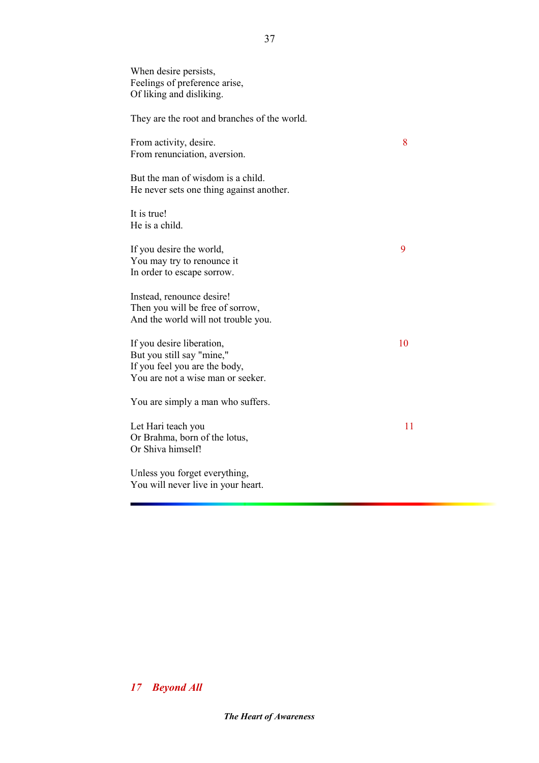When desire persists,  
Feelings of preference arise,  
Of liking and disliking.

They are the root and branches of the world.

8

From activity, desire.  
From renunciation, aversion.

But the man of wisdom is a child.  
He never sets one thing against another.

It is true!  
He is a child.

9

If you desire the world,  
You may try to renounce it  
In order to escape sorrow.

Instead, renounce desire!  
Then you will be free of sorrow,  
And the world will not trouble you.

10

If you desire liberation,  
But you still say "mine,"  
If you feel you are the body,  
You are not a wise man or seeker.

You are simply a man who suffers.

11

Let Hari teach you  
Or Brahma, born of the lotus,  
Or Shiva himself!

Unless you forget everything,  
You will never live in your heart.

---

## *17 Beyond All*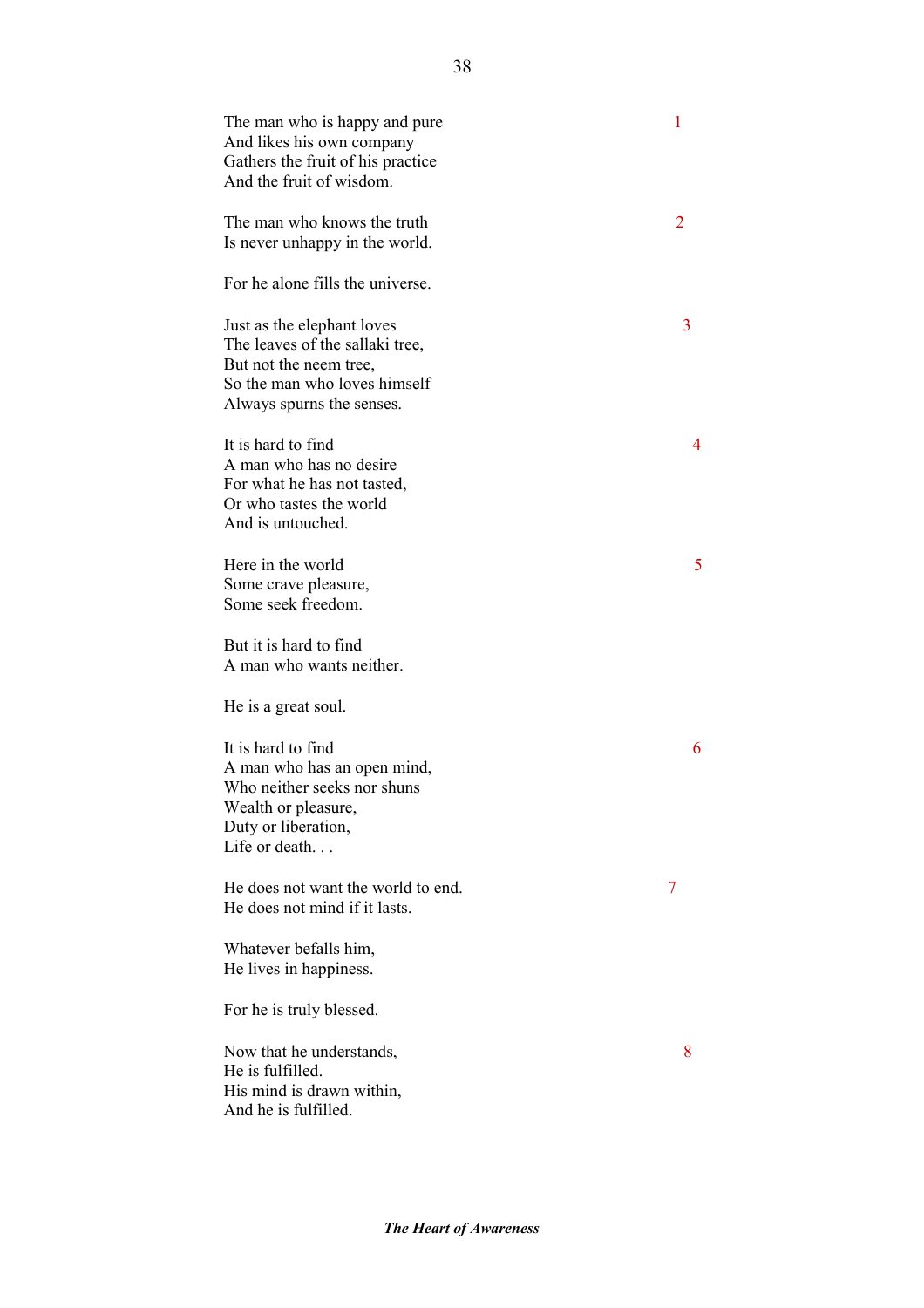The man who is happy and pure
And likes his own company
Gathers the fruit of his practice
And the fruit of wisdom. 1

The man who knows the truth
Is never unhappy in the world. 2

For he alone fills the universe.

Just as the elephant loves
The leaves of the sallaki tree,
But not the neem tree,
So the man who loves himself
Always spurns the senses. 3

It is hard to find
A man who has no desire
For what he has not tasted,
Or who tastes the world
And is untouched. 4

Here in the world
Some crave pleasure,
Some seek freedom. 5

But it is hard to find
A man who wants neither.

He is a great soul.

It is hard to find
A man who has an open mind,
Who neither seeks nor shuns
Wealth or pleasure,
Duty or liberation,
Life or death. . . 6

He does not want the world to end.
He does not mind if it lasts. 7

Whatever befalls him,
He lives in happiness.

For he is truly blessed.

Now that he understands,
He is fulfilled.
His mind is drawn within,
And he is fulfilled. 8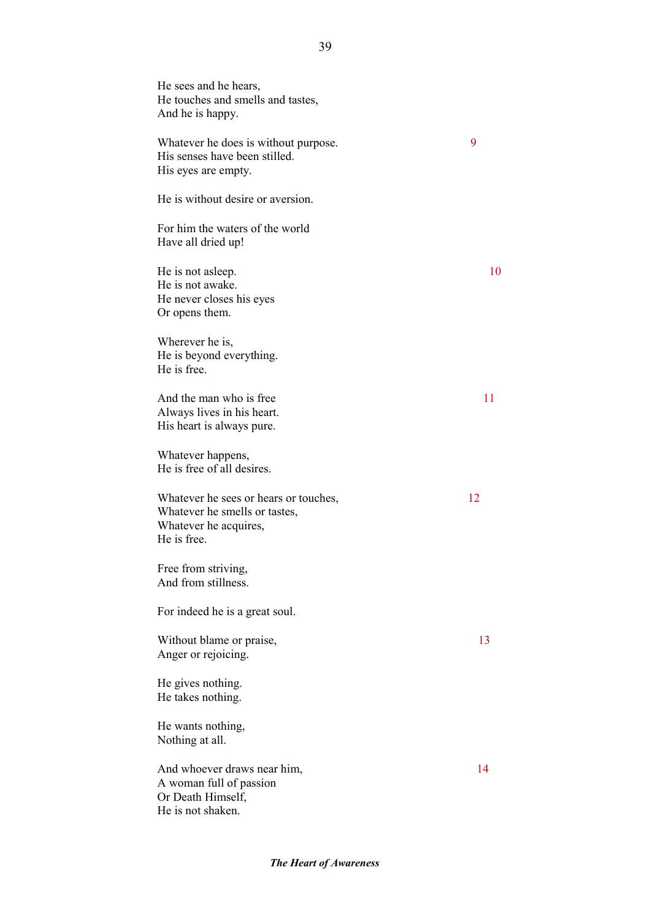He sees and he hears,
He touches and smells and tastes,
And he is happy.

Whatever he does is without purpose. 9
His senses have been stilled.
His eyes are empty.

He is without desire or aversion.

For him the waters of the world
Have all dried up!

He is not asleep. 10
He is not awake.
He never closes his eyes
Or opens them.

Wherever he is,
He is beyond everything.
He is free.

And the man who is free 11
Always lives in his heart.
His heart is always pure.

Whatever happens,
He is free of all desires.

Whatever he sees or hears or touches, 12
Whatever he smells or tastes,
Whatever he acquires,
He is free.

Free from striving,
And from stillness.

For indeed he is a great soul.

Without blame or praise, 13
Anger or rejoicing.

He gives nothing.
He takes nothing.

He wants nothing,
Nothing at all.

And whoever draws near him, 14
A woman full of passion
Or Death Himself,
He is not shaken.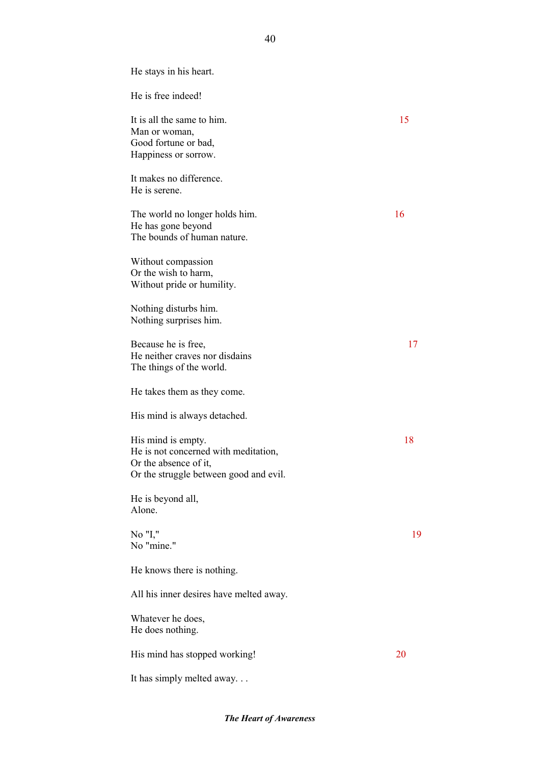He stays in his heart.

He is free indeed!

It is all the same to him. 15
Man or woman,
Good fortune or bad,
Happiness or sorrow.

It makes no difference.
He is serene.

The world no longer holds him. 16
He has gone beyond
The bounds of human nature.

Without compassion
Or the wish to harm,
Without pride or humility.

Nothing disturbs him.
Nothing surprises him.

Because he is free, 17
He neither craves nor disdains
The things of the world.

He takes them as they come.

His mind is always detached.

His mind is empty. 18
He is not concerned with meditation,
Or the absence of it,
Or the struggle between good and evil.

He is beyond all,
Alone.

No "I," 19
No "mine."

He knows there is nothing.

All his inner desires have melted away.

Whatever he does,
He does nothing.

His mind has stopped working! 20

It has simply melted away. . .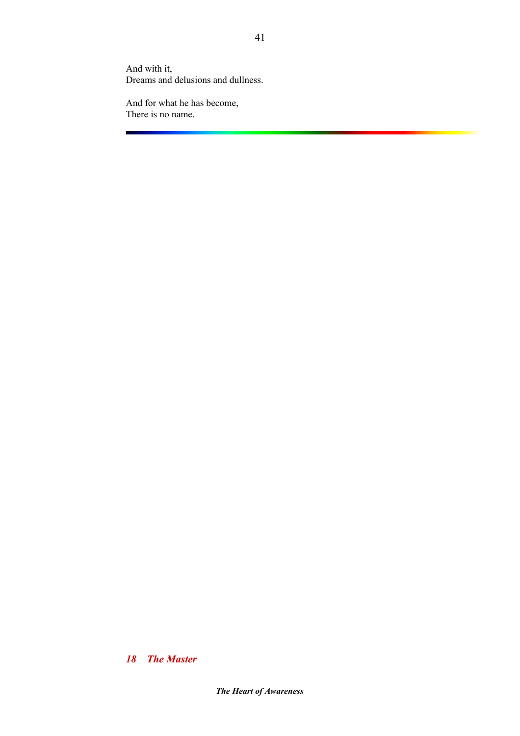And with it,  
Dreams and delusions and dullness.

And for what he has become,  
There is no name.

---

## *18 The Master*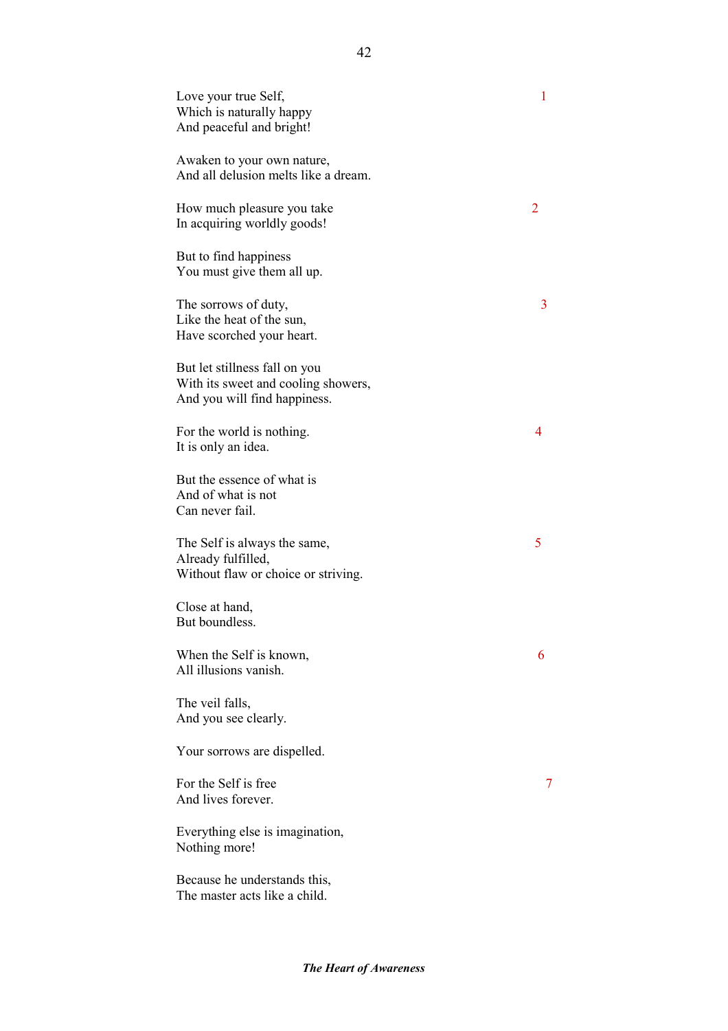Love your true Self,
Which is naturally happy
And peaceful and bright! 1

Awaken to your own nature,
And all delusion melts like a dream.

How much pleasure you take
In acquiring worldly goods! 2

But to find happiness
You must give them all up.

The sorrows of duty,
Like the heat of the sun,
Have scorched your heart. 3

But let stillness fall on you
With its sweet and cooling showers,
And you will find happiness.

For the world is nothing.
It is only an idea. 4

But the essence of what is
And of what is not
Can never fail.

The Self is always the same,
Already fulfilled,
Without flaw or choice or striving. 5

Close at hand,
But boundless.

When the Self is known,
All illusions vanish. 6

The veil falls,
And you see clearly.

Your sorrows are dispelled.

For the Self is free
And lives forever. 7

Everything else is imagination,
Nothing more!

Because he understands this,
The master acts like a child.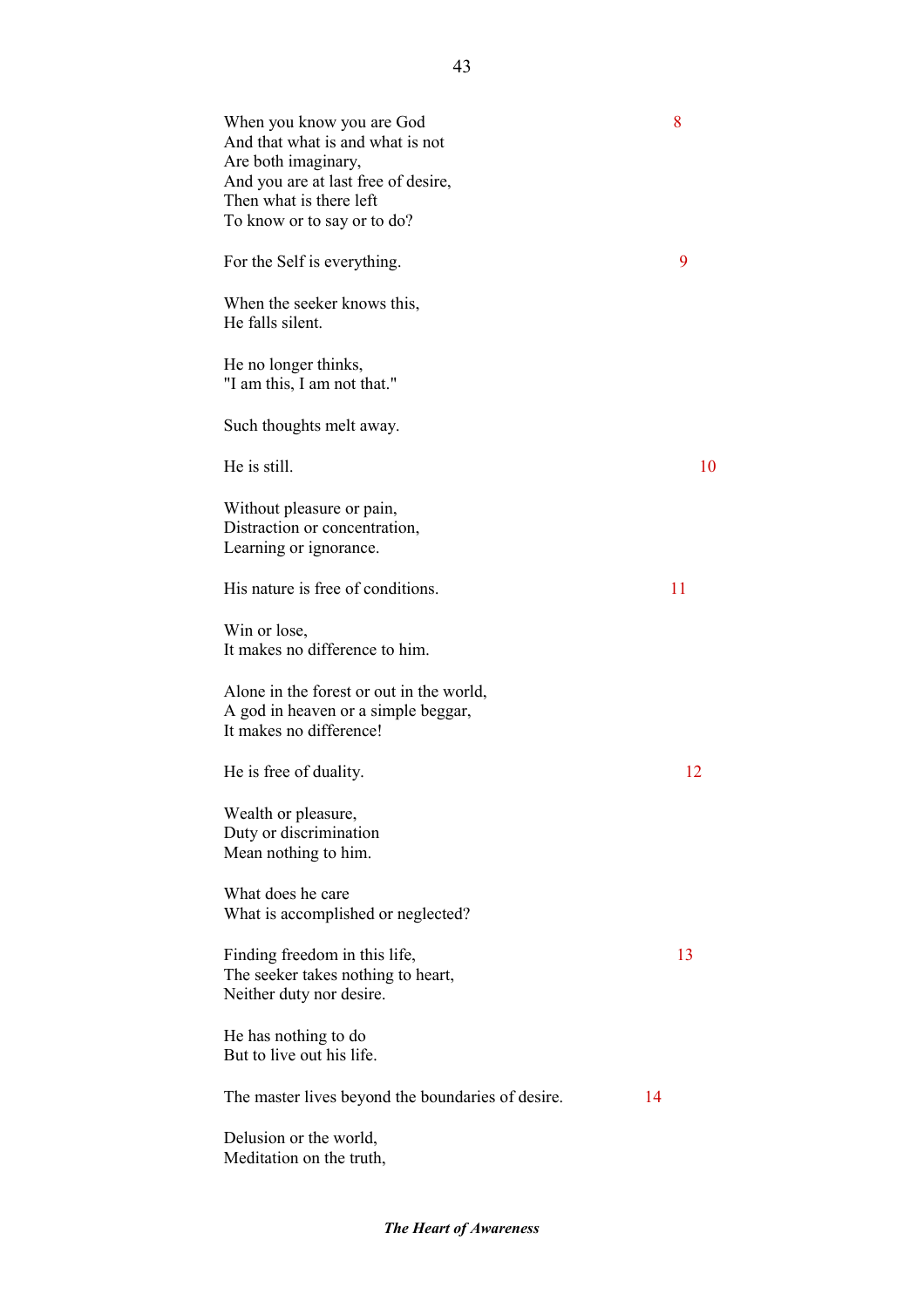When you know you are God  8
And that what is and what is not
Are both imaginary,
And you are at last free of desire,
Then what is there left
To know or to say or to do?

For the Self is everything.  9

When the seeker knows this,
He falls silent.

He no longer thinks,
"I am this, I am not that."

Such thoughts melt away.

He is still.  10

Without pleasure or pain,
Distraction or concentration,
Learning or ignorance.

His nature is free of conditions.  11

Win or lose,
It makes no difference to him.

Alone in the forest or out in the world,
A god in heaven or a simple beggar,
It makes no difference!

He is free of duality.  12

Wealth or pleasure,
Duty or discrimination
Mean nothing to him.

What does he care
What is accomplished or neglected?

Finding freedom in this life,  13
The seeker takes nothing to heart,
Neither duty nor desire.

He has nothing to do
But to live out his life.

The master lives beyond the boundaries of desire.  14

Delusion or the world,
Meditation on the truth,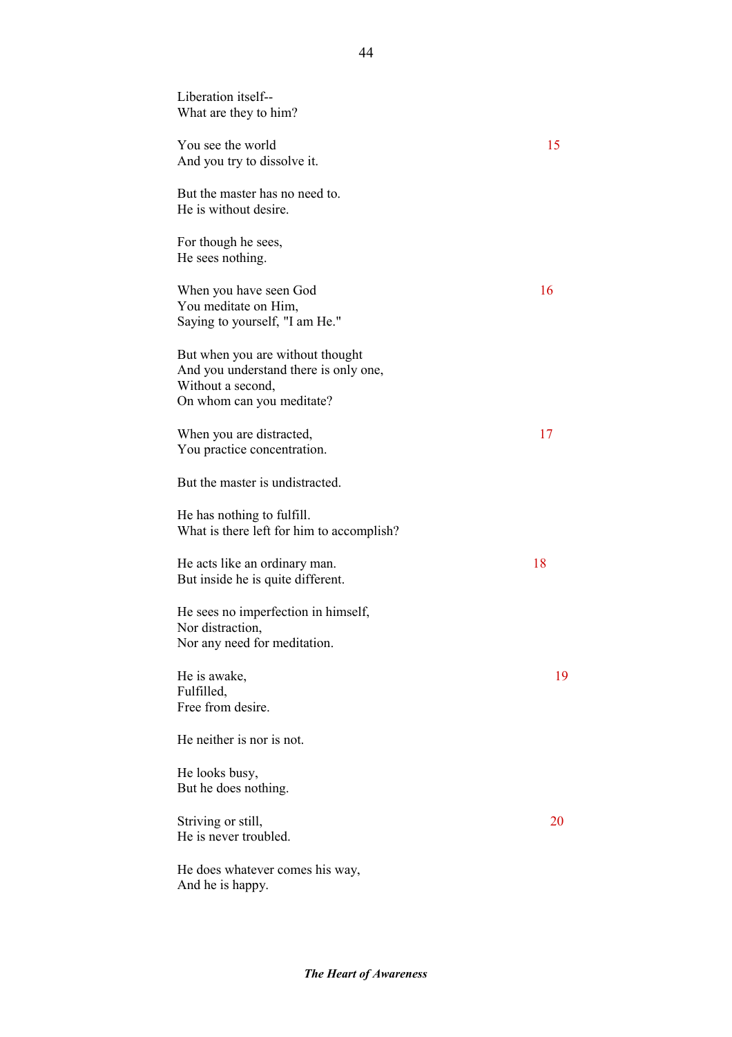Liberation itself--  
What are they to him?

You see the world  
And you try to dissolve it. 15

But the master has no need to.  
He is without desire.

For though he sees,  
He sees nothing.

When you have seen God  
You meditate on Him,  
Saying to yourself, "I am He." 16

But when you are without thought  
And you understand there is only one,  
Without a second,  
On whom can you meditate?

When you are distracted,  
You practice concentration. 17

But the master is undistracted.

He has nothing to fulfill.  
What is there left for him to accomplish?

He acts like an ordinary man.  
But inside he is quite different. 18

He sees no imperfection in himself,  
Nor distraction,  
Nor any need for meditation.

He is awake,  
Fulfilled,  
Free from desire. 19

He neither is nor is not.

He looks busy,  
But he does nothing.

Striving or still,  
He is never troubled. 20

He does whatever comes his way,  
And he is happy.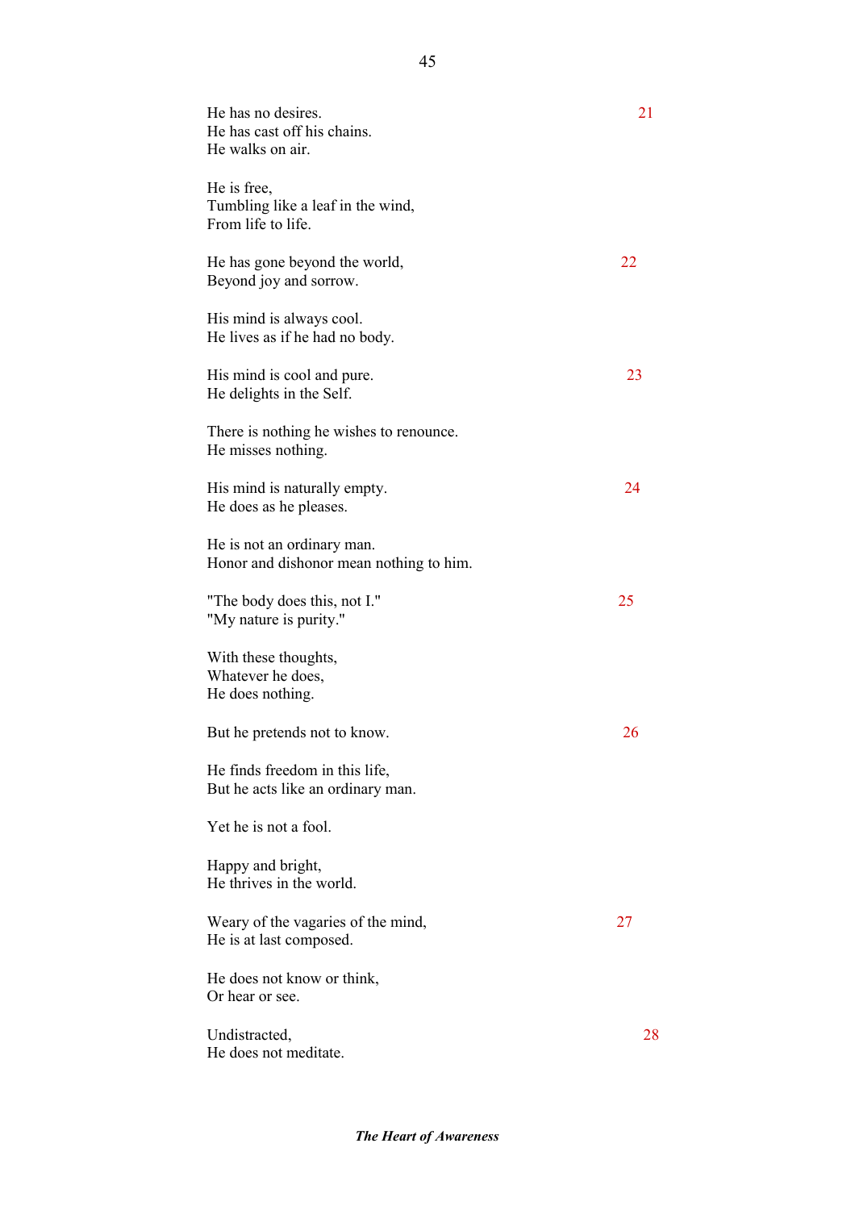He has no desires. 21
He has cast off his chains.
He walks on air.

He is free,
Tumbling like a leaf in the wind,
From life to life.

He has gone beyond the world, 22
Beyond joy and sorrow.

His mind is always cool.
He lives as if he had no body.

His mind is cool and pure. 23
He delights in the Self.

There is nothing he wishes to renounce.
He misses nothing.

His mind is naturally empty. 24
He does as he pleases.

He is not an ordinary man.
Honor and dishonor mean nothing to him.

"The body does this, not I." 25
"My nature is purity."

With these thoughts,
Whatever he does,
He does nothing.

But he pretends not to know. 26

He finds freedom in this life,
But he acts like an ordinary man.

Yet he is not a fool.

Happy and bright,
He thrives in the world.

Weary of the vagaries of the mind, 27
He is at last composed.

He does not know or think,
Or hear or see.

Undistracted, 28
He does not meditate.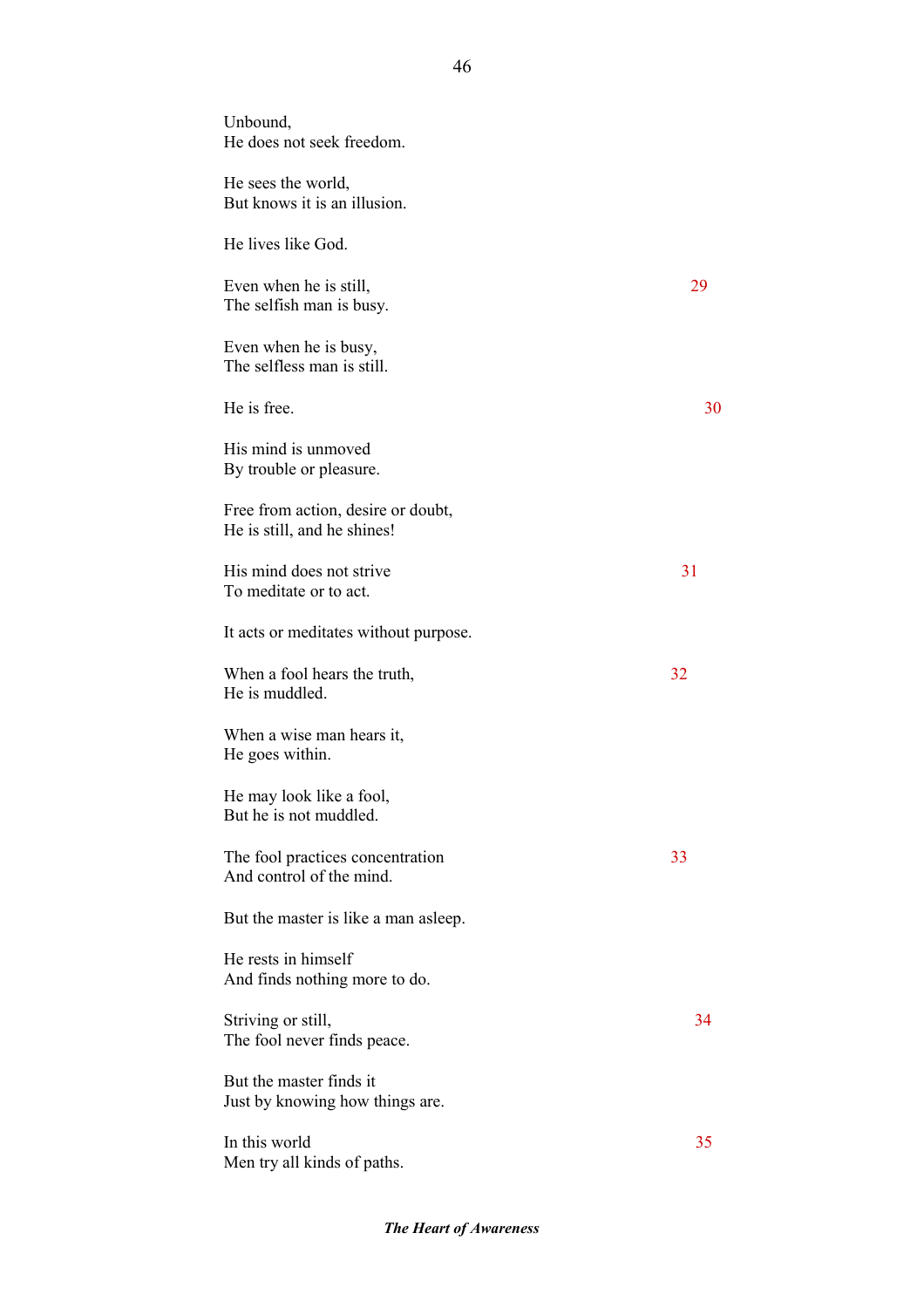Unbound,
He does not seek freedom.

He sees the world,
But knows it is an illusion.

He lives like God.

Even when he is still, 29
The selfish man is busy.

Even when he is busy,
The selfless man is still.

He is free. 30

His mind is unmoved
By trouble or pleasure.

Free from action, desire or doubt,
He is still, and he shines!

His mind does not strive 31
To meditate or to act.

It acts or meditates without purpose.

When a fool hears the truth, 32
He is muddled.

When a wise man hears it,
He goes within.

He may look like a fool,
But he is not muddled.

The fool practices concentration 33
And control of the mind.

But the master is like a man asleep.

He rests in himself
And finds nothing more to do.

Striving or still, 34
The fool never finds peace.

But the master finds it
Just by knowing how things are.

In this world 35
Men try all kinds of paths.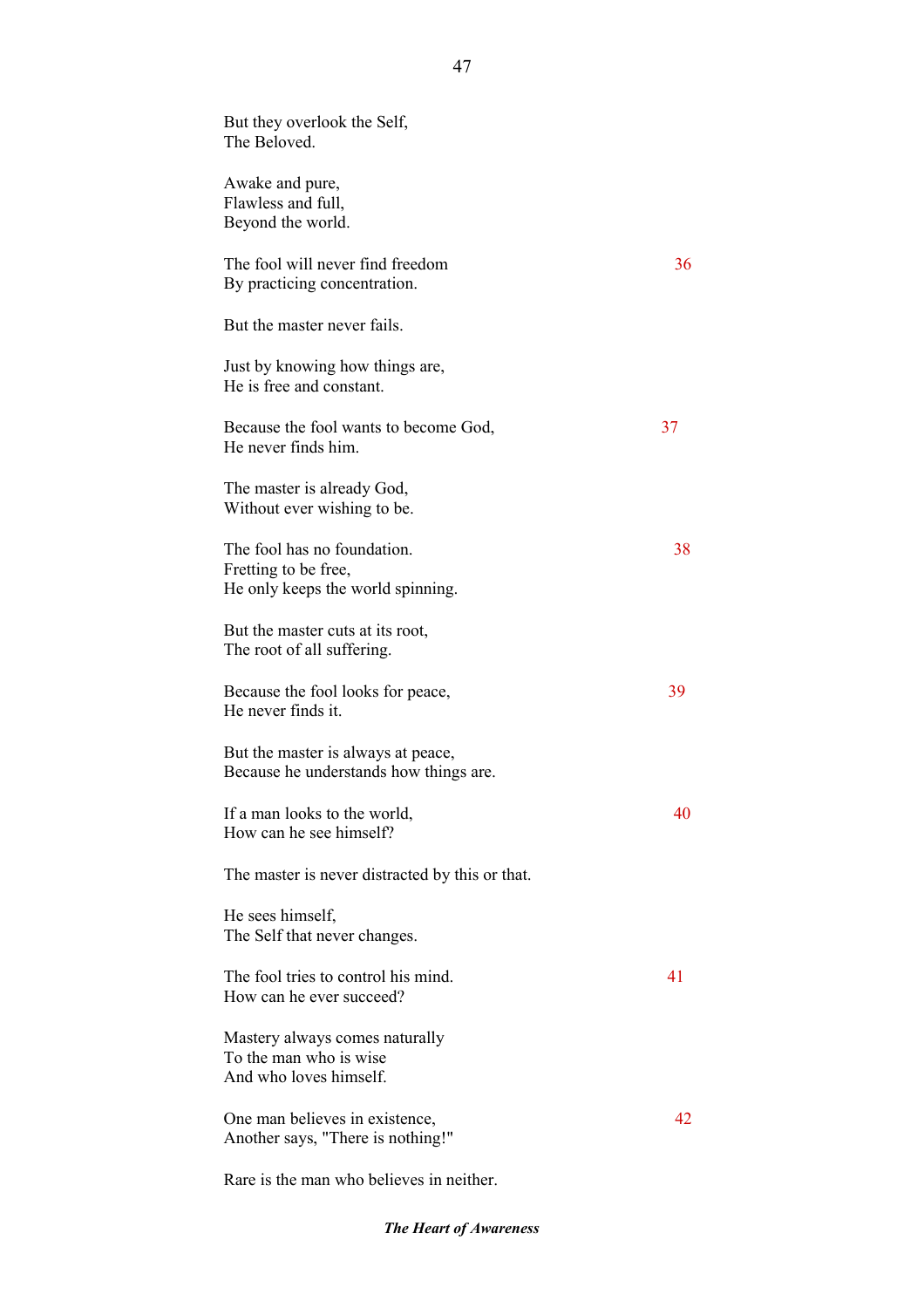But they overlook the Self,
The Beloved.

Awake and pure,
Flawless and full,
Beyond the world.

The fool will never find freedom 36
By practicing concentration.

But the master never fails.

Just by knowing how things are,
He is free and constant.

Because the fool wants to become God, 37
He never finds him.

The master is already God,
Without ever wishing to be.

The fool has no foundation. 38
Fretting to be free,
He only keeps the world spinning.

But the master cuts at its root,
The root of all suffering.

Because the fool looks for peace, 39
He never finds it.

But the master is always at peace,
Because he understands how things are.

If a man looks to the world, 40
How can he see himself?

The master is never distracted by this or that.

He sees himself,
The Self that never changes.

The fool tries to control his mind. 41
How can he ever succeed?

Mastery always comes naturally
To the man who is wise
And who loves himself.

One man believes in existence, 42
Another says, "There is nothing!"

Rare is the man who believes in neither.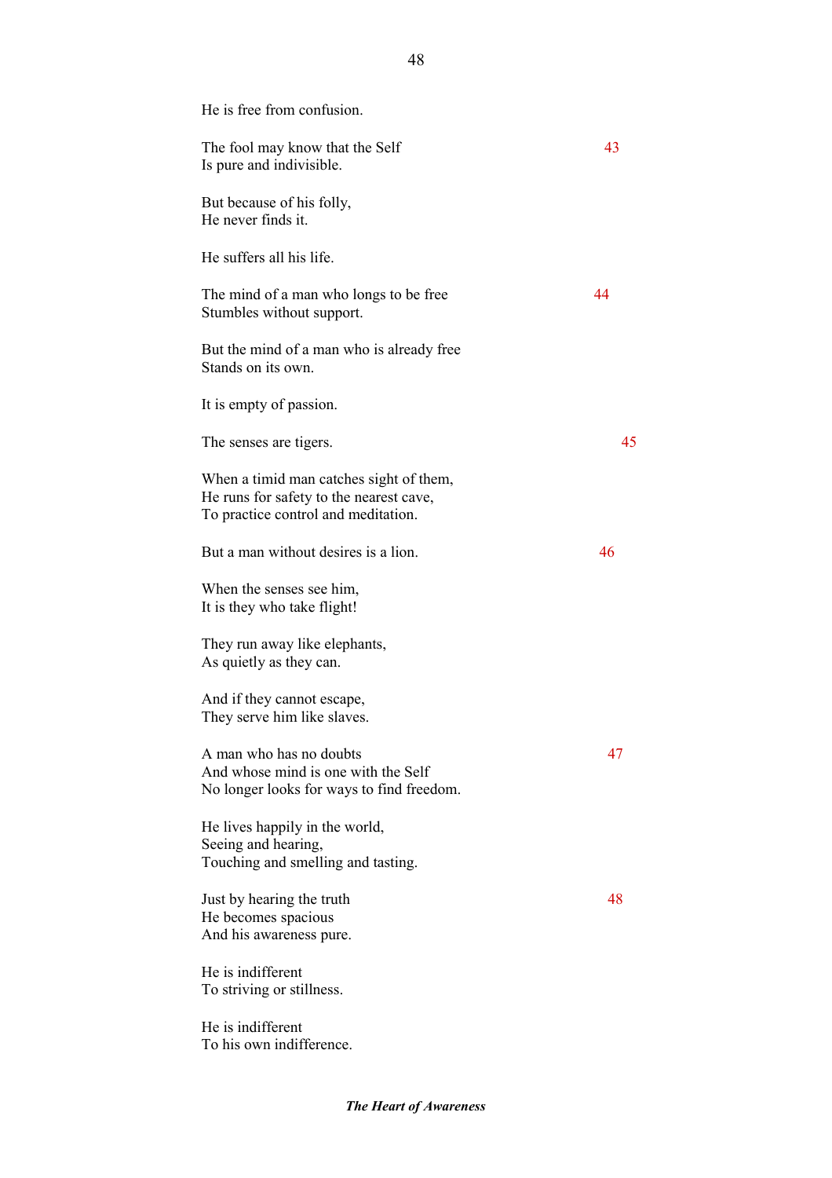He is free from confusion.

The fool may know that the Self
Is pure and indivisible. 43

But because of his folly,
He never finds it.

He suffers all his life.

The mind of a man who longs to be free
Stumbles without support. 44

But the mind of a man who is already free
Stands on its own.

It is empty of passion.

The senses are tigers. 45

When a timid man catches sight of them,
He runs for safety to the nearest cave,
To practice control and meditation.

But a man without desires is a lion. 46

When the senses see him,
It is they who take flight!

They run away like elephants,
As quietly as they can.

And if they cannot escape,
They serve him like slaves.

A man who has no doubts
And whose mind is one with the Self
No longer looks for ways to find freedom. 47

He lives happily in the world,
Seeing and hearing,
Touching and smelling and tasting.

Just by hearing the truth
He becomes spacious
And his awareness pure. 48

He is indifferent
To striving or stillness.

He is indifferent
To his own indifference.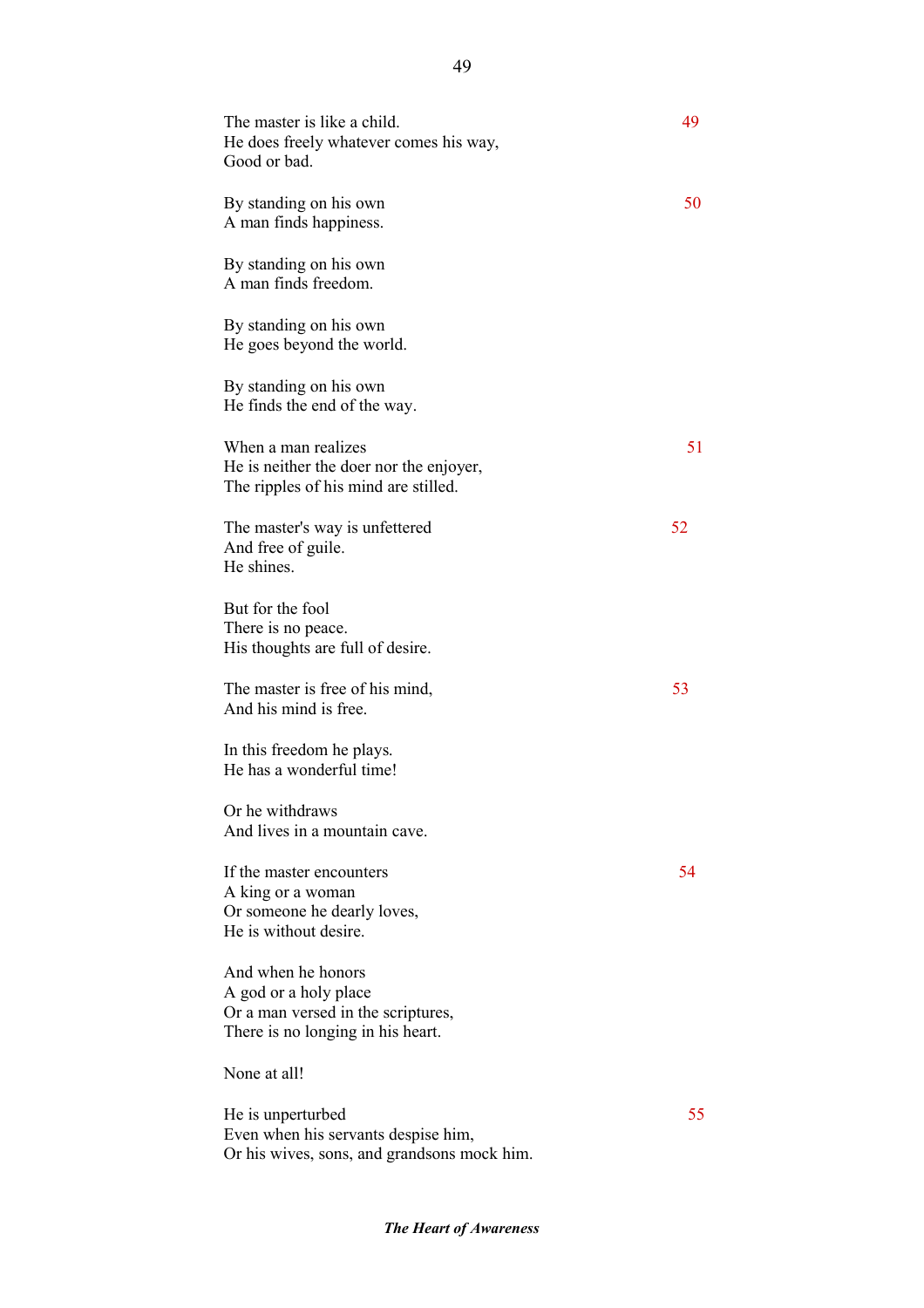The master is like a child.
He does freely whatever comes his way,
Good or bad. 49

By standing on his own
A man finds happiness. 50

By standing on his own
A man finds freedom.

By standing on his own
He goes beyond the world.

By standing on his own
He finds the end of the way.

When a man realizes
He is neither the doer nor the enjoyer,
The ripples of his mind are stilled. 51

The master's way is unfettered
And free of guile.
He shines. 52

But for the fool
There is no peace.
His thoughts are full of desire.

The master is free of his mind,
And his mind is free. 53

In this freedom he plays.
He has a wonderful time!

Or he withdraws
And lives in a mountain cave.

If the master encounters
A king or a woman
Or someone he dearly loves,
He is without desire. 54

And when he honors
A god or a holy place
Or a man versed in the scriptures,
There is no longing in his heart.

None at all!

He is unperturbed
Even when his servants despise him,
Or his wives, sons, and grandsons mock him. 55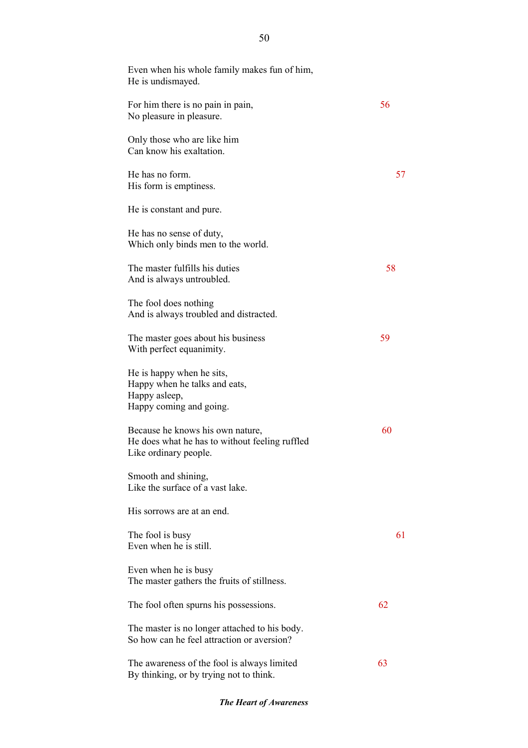Even when his whole family makes fun of him,  
He is undismayed.

For him there is no pain in pain, 56  
No pleasure in pleasure.

Only those who are like him  
Can know his exaltation.

He has no form. 57  
His form is emptiness.

He is constant and pure.

He has no sense of duty,  
Which only binds men to the world.

The master fulfills his duties 58  
And is always untroubled.

The fool does nothing  
And is always troubled and distracted.

The master goes about his business 59  
With perfect equanimity.

He is happy when he sits,  
Happy when he talks and eats,  
Happy asleep,  
Happy coming and going.

Because he knows his own nature, 60  
He does what he has to without feeling ruffled  
Like ordinary people.

Smooth and shining,  
Like the surface of a vast lake.

His sorrows are at an end.

The fool is busy 61  
Even when he is still.

Even when he is busy  
The master gathers the fruits of stillness.

The fool often spurns his possessions. 62

The master is no longer attached to his body.  
So how can he feel attraction or aversion?

The awareness of the fool is always limited 63  
By thinking, or by trying not to think.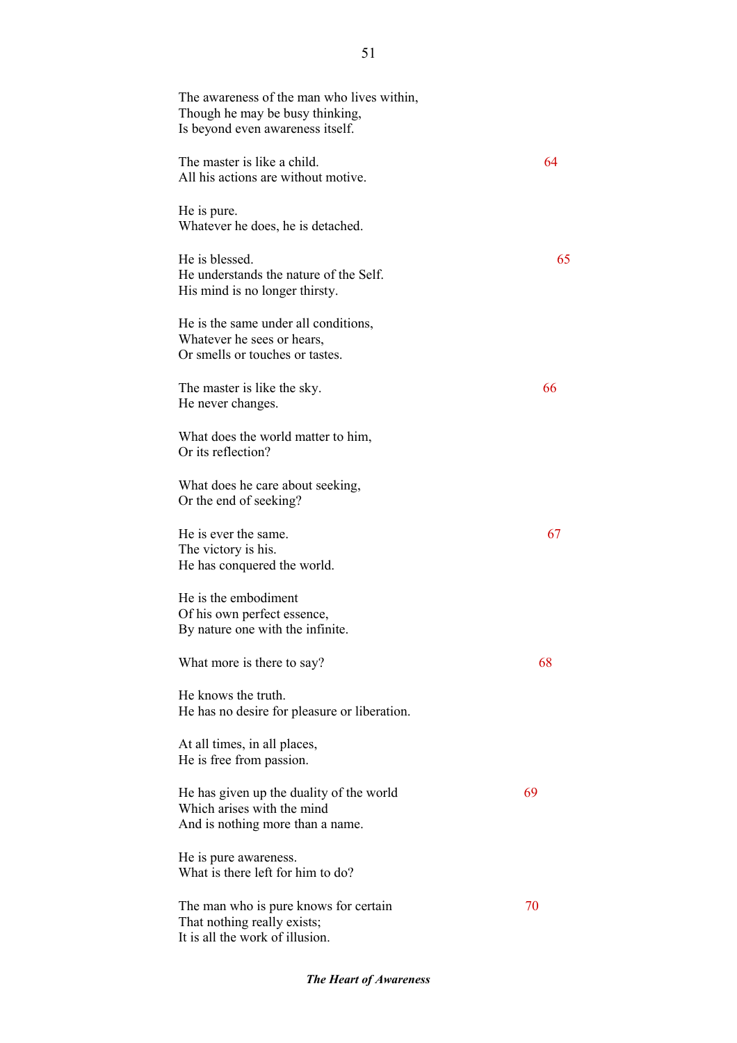The awareness of the man who lives within,  
Though he may be busy thinking,  
Is beyond even awareness itself.

The master is like a child. 64  
All his actions are without motive.

He is pure.  
Whatever he does, he is detached.

He is blessed. 65  
He understands the nature of the Self.  
His mind is no longer thirsty.

He is the same under all conditions,  
Whatever he sees or hears,  
Or smells or touches or tastes.

The master is like the sky. 66  
He never changes.

What does the world matter to him,  
Or its reflection?

What does he care about seeking,  
Or the end of seeking?

He is ever the same. 67  
The victory is his.  
He has conquered the world.

He is the embodiment  
Of his own perfect essence,  
By nature one with the infinite.

What more is there to say? 68

He knows the truth.  
He has no desire for pleasure or liberation.

At all times, in all places,  
He is free from passion.

He has given up the duality of the world 69  
Which arises with the mind  
And is nothing more than a name.

He is pure awareness.  
What is there left for him to do?

The man who is pure knows for certain 70  
That nothing really exists;  
It is all the work of illusion.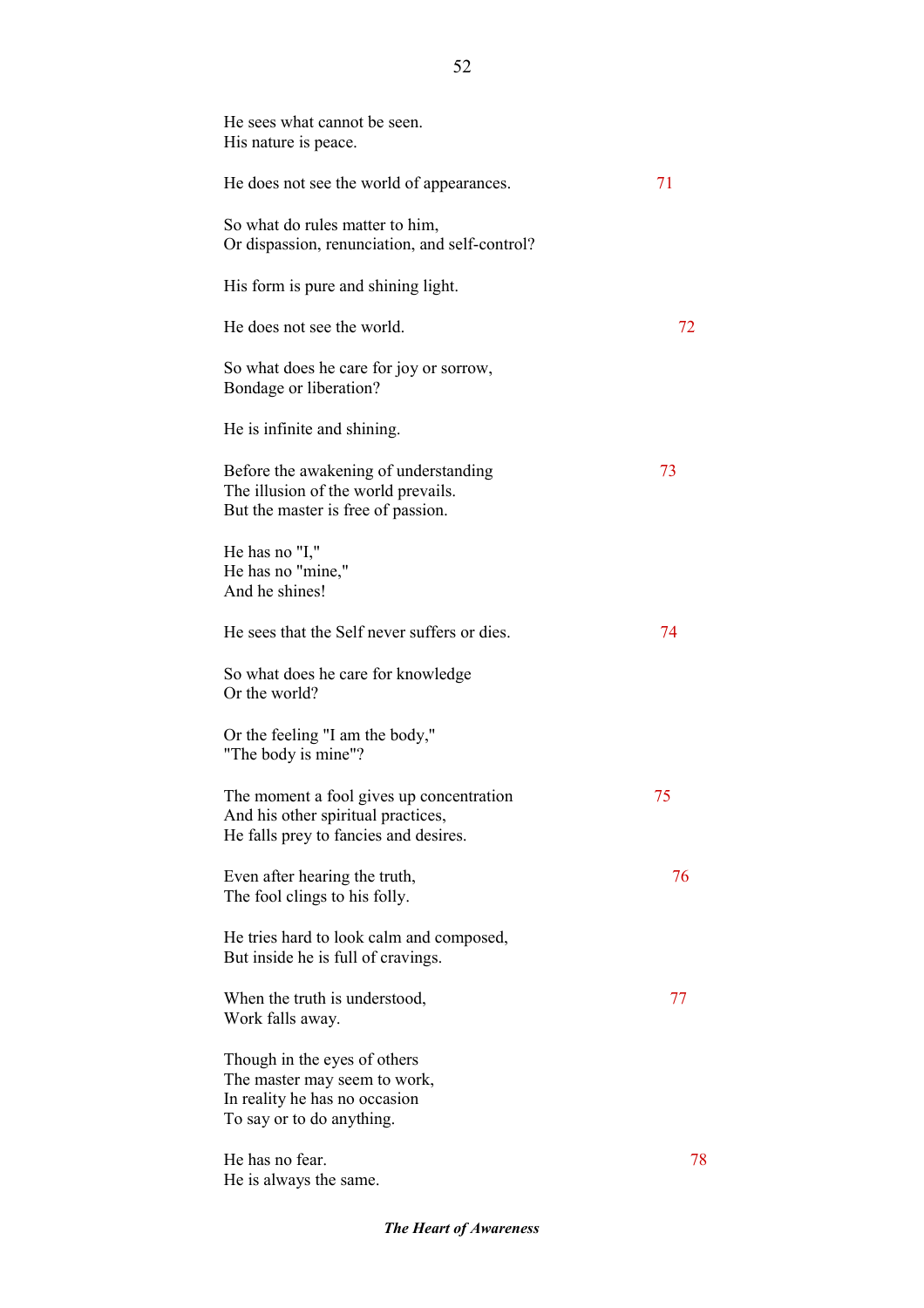He sees what cannot be seen.
His nature is peace.

He does not see the world of appearances. 71

So what do rules matter to him,
Or dispassion, renunciation, and self-control?

His form is pure and shining light.

He does not see the world. 72

So what does he care for joy or sorrow,
Bondage or liberation?

He is infinite and shining.

Before the awakening of understanding 73
The illusion of the world prevails.
But the master is free of passion.

He has no "I,"
He has no "mine,"
And he shines!

He sees that the Self never suffers or dies. 74

So what does he care for knowledge
Or the world?

Or the feeling "I am the body,"
"The body is mine"?

The moment a fool gives up concentration 75
And his other spiritual practices,
He falls prey to fancies and desires.

Even after hearing the truth, 76
The fool clings to his folly.

He tries hard to look calm and composed,
But inside he is full of cravings.

When the truth is understood, 77
Work falls away.

Though in the eyes of others
The master may seem to work,
In reality he has no occasion
To say or to do anything.

He has no fear. 78
He is always the same.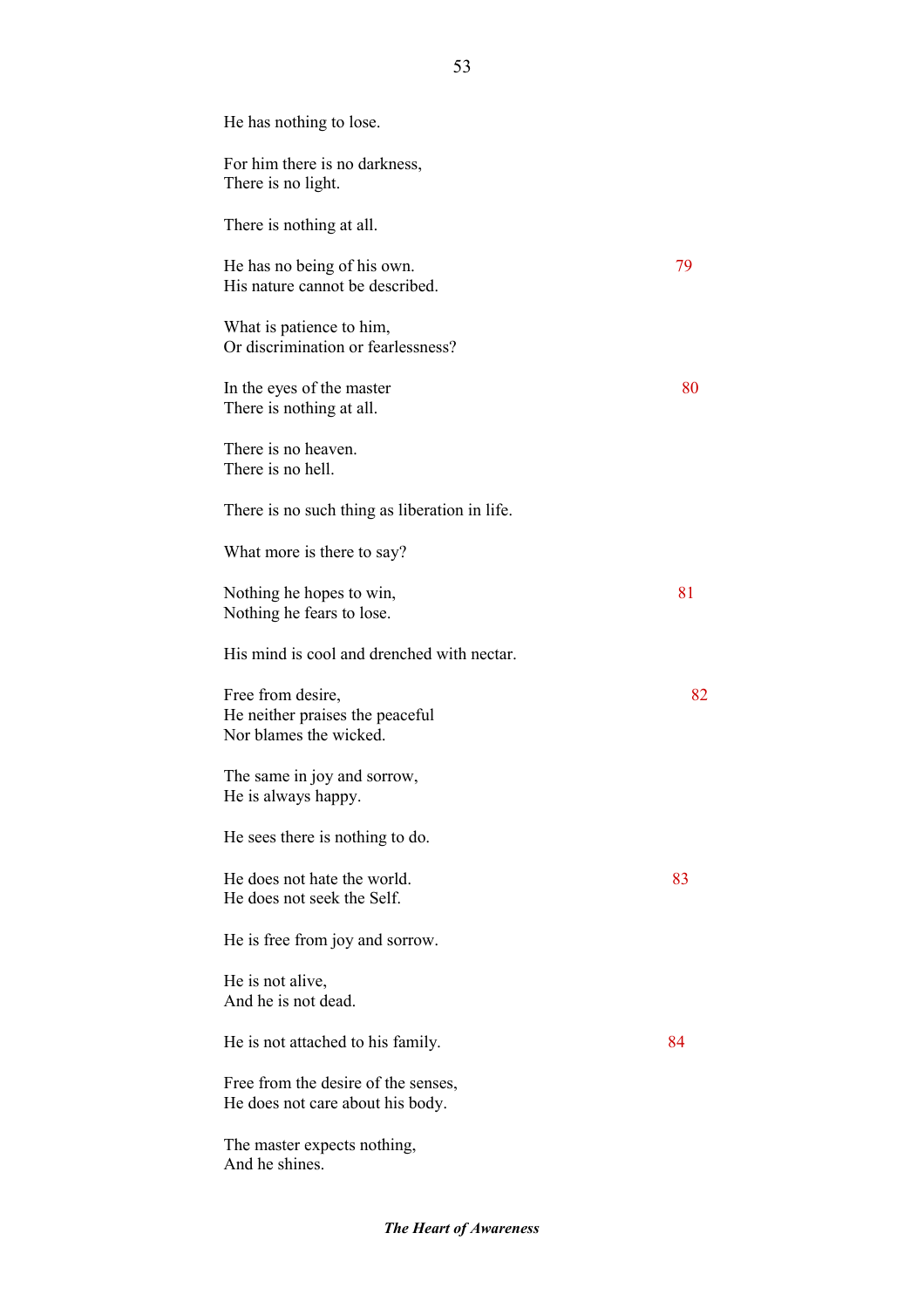He has nothing to lose.

For him there is no darkness,
There is no light.

There is nothing at all.

He has no being of his own. 79
His nature cannot be described.

What is patience to him,
Or discrimination or fearlessness?

In the eyes of the master 80
There is nothing at all.

There is no heaven.
There is no hell.

There is no such thing as liberation in life.

What more is there to say?

Nothing he hopes to win, 81
Nothing he fears to lose.

His mind is cool and drenched with nectar.

Free from desire, 82
He neither praises the peaceful
Nor blames the wicked.

The same in joy and sorrow,
He is always happy.

He sees there is nothing to do.

He does not hate the world. 83
He does not seek the Self.

He is free from joy and sorrow.

He is not alive,
And he is not dead.

He is not attached to his family. 84

Free from the desire of the senses,
He does not care about his body.

The master expects nothing,
And he shines.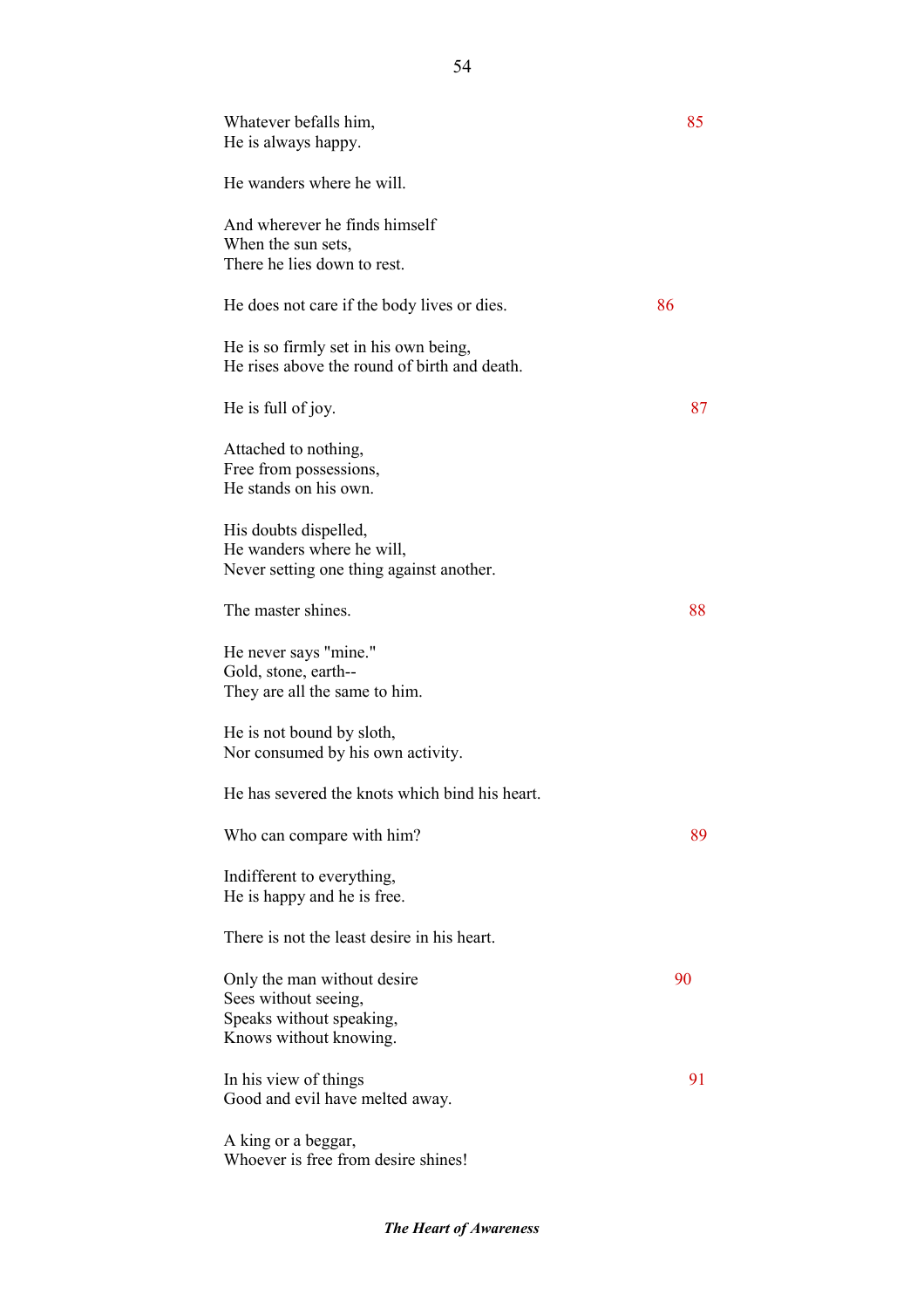Whatever befalls him,
He is always happy. 85

He wanders where he will.

And wherever he finds himself
When the sun sets,
There he lies down to rest.

He does not care if the body lives or dies. 86

He is so firmly set in his own being,
He rises above the round of birth and death.

He is full of joy. 87

Attached to nothing,
Free from possessions,
He stands on his own.

His doubts dispelled,
He wanders where he will,
Never setting one thing against another.

The master shines. 88

He never says "mine."
Gold, stone, earth--
They are all the same to him.

He is not bound by sloth,
Nor consumed by his own activity.

He has severed the knots which bind his heart.

Who can compare with him? 89

Indifferent to everything,
He is happy and he is free.

There is not the least desire in his heart.

Only the man without desire 90
Sees without seeing,
Speaks without speaking,
Knows without knowing.

In his view of things 91
Good and evil have melted away.

A king or a beggar,
Whoever is free from desire shines!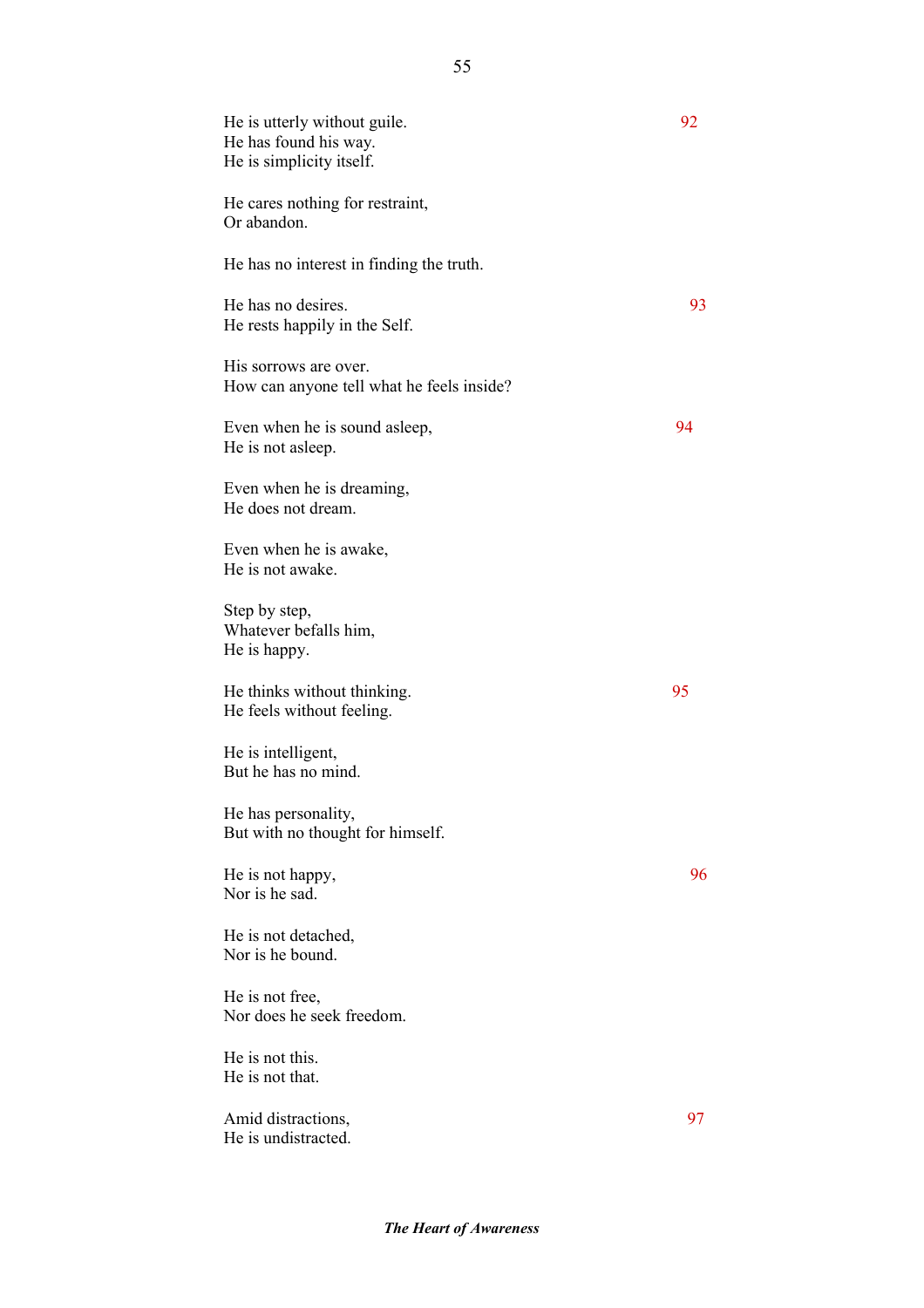He is utterly without guile.  
He has found his way.  
He is simplicity itself. 92

He cares nothing for restraint,  
Or abandon.

He has no interest in finding the truth.

He has no desires.  
He rests happily in the Self. 93

His sorrows are over.  
How can anyone tell what he feels inside?

Even when he is sound asleep,  
He is not asleep. 94

Even when he is dreaming,  
He does not dream.

Even when he is awake,  
He is not awake.

Step by step,  
Whatever befalls him,  
He is happy.

He thinks without thinking.  
He feels without feeling. 95

He is intelligent,  
But he has no mind.

He has personality,  
But with no thought for himself.

He is not happy,  
Nor is he sad. 96

He is not detached,  
Nor is he bound.

He is not free,  
Nor does he seek freedom.

He is not this.  
He is not that.

Amid distractions,  
He is undistracted. 97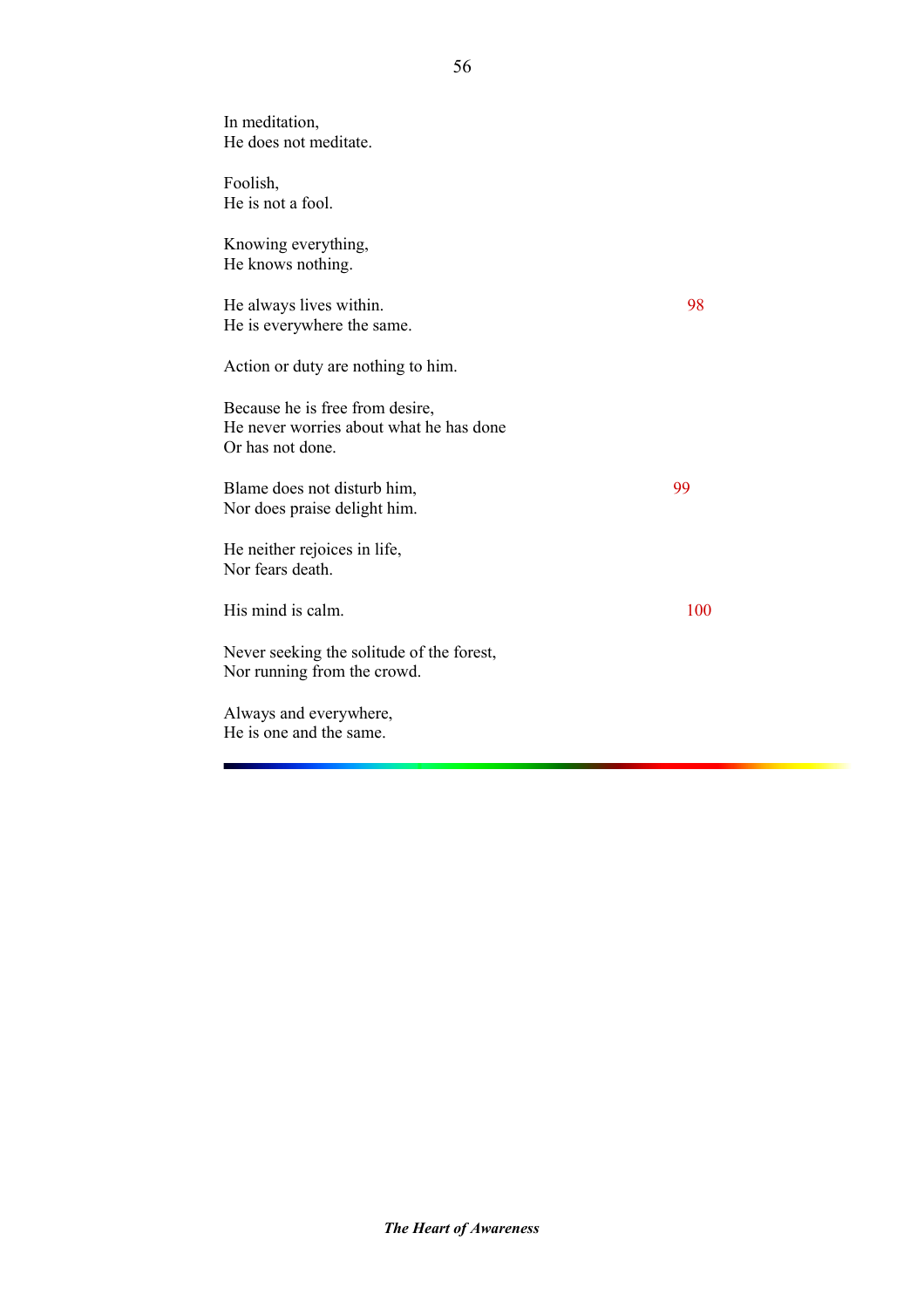In meditation,  
He does not meditate.

Foolish,  
He is not a fool.

Knowing everything,  
He knows nothing.

He always lives within. 98  
He is everywhere the same.

Action or duty are nothing to him.

Because he is free from desire,  
He never worries about what he has done  
Or has not done.

Blame does not disturb him, 99  
Nor does praise delight him.

He neither rejoices in life,  
Nor fears death.

His mind is calm. 100

Never seeking the solitude of the forest,  
Nor running from the crowd.

Always and everywhere,  
He is one and the same.

---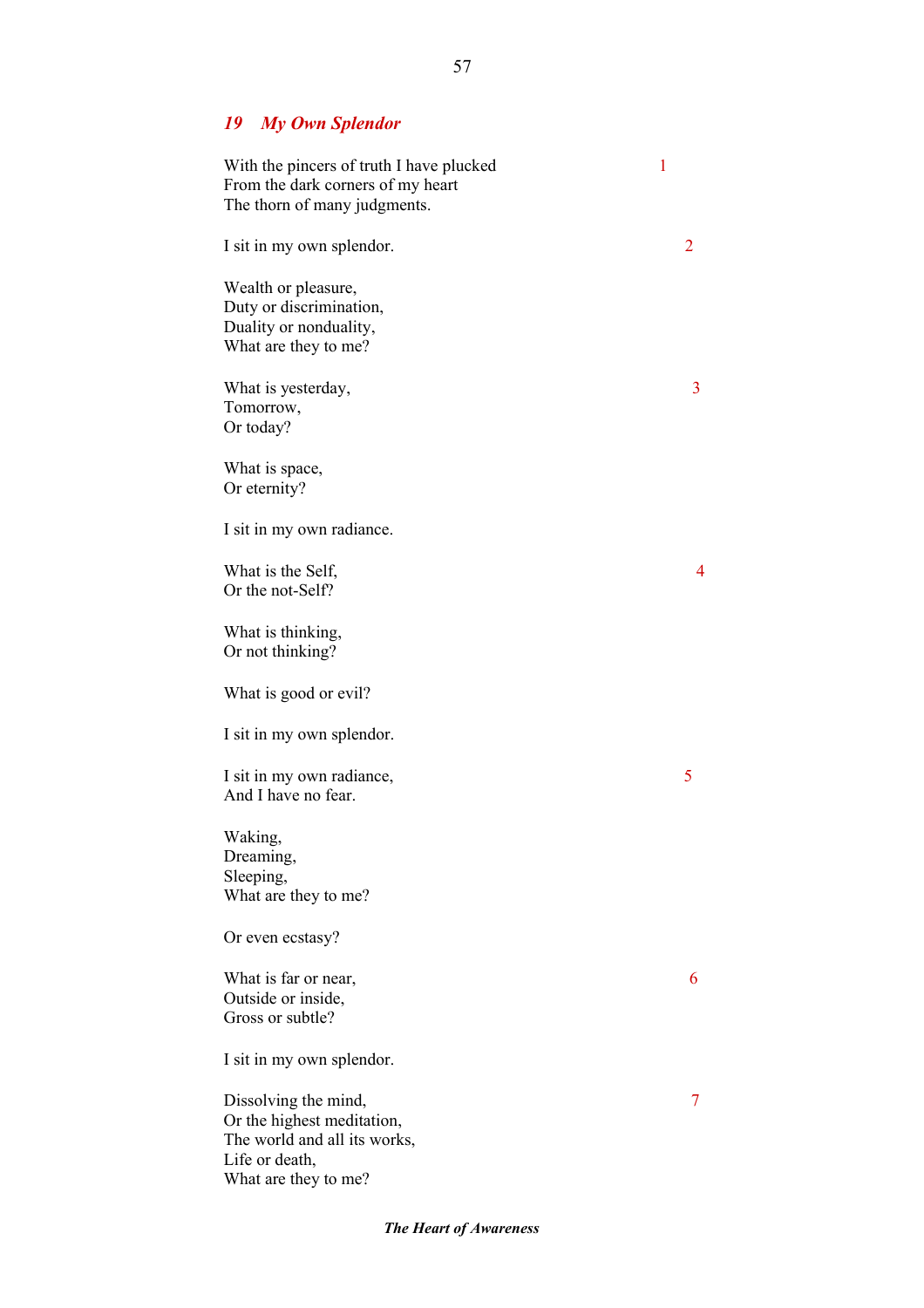## *19 My Own Splendor*

With the pincers of truth I have plucked 1
From the dark corners of my heart
The thorn of many judgments.

I sit in my own splendor. 2

Wealth or pleasure,
Duty or discrimination,
Duality or nonduality,
What are they to me?

What is yesterday, 3
Tomorrow,
Or today?

What is space,
Or eternity?

I sit in my own radiance.

What is the Self, 4
Or the not-Self?

What is thinking,
Or not thinking?

What is good or evil?

I sit in my own splendor.

I sit in my own radiance, 5
And I have no fear.

Waking,
Dreaming,
Sleeping,
What are they to me?

Or even ecstasy?

What is far or near, 6
Outside or inside,
Gross or subtle?

I sit in my own splendor.

Dissolving the mind, 7
Or the highest meditation,
The world and all its works,
Life or death,
What are they to me?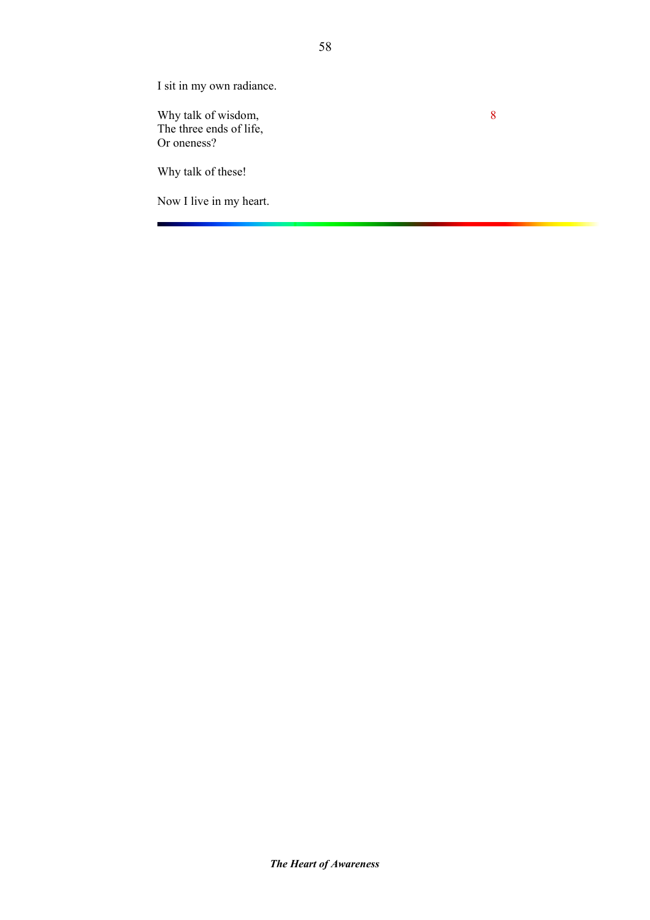I sit in my own radiance.

Why talk of wisdom,  
The three ends of life,  
Or oneness?

8

Why talk of these!

Now I live in my heart.

---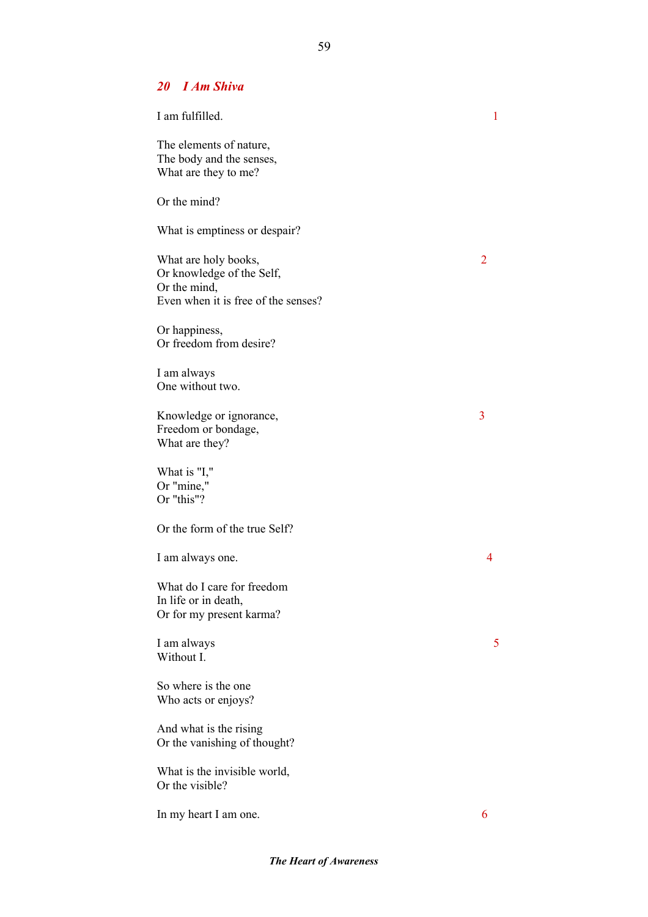## *20 I Am Shiva*

I am fulfilled. 1

The elements of nature,
The body and the senses,
What are they to me?

Or the mind?

What is emptiness or despair?

What are holy books, 2
Or knowledge of the Self,
Or the mind,
Even when it is free of the senses?

Or happiness,
Or freedom from desire?

I am always
One without two.

Knowledge or ignorance, 3
Freedom or bondage,
What are they?

What is "I,"
Or "mine,"
Or "this"?

Or the form of the true Self?

I am always one. 4

What do I care for freedom
In life or in death,
Or for my present karma?

I am always 5
Without I.

So where is the one
Who acts or enjoys?

And what is the rising
Or the vanishing of thought?

What is the invisible world,
Or the visible?

In my heart I am one. 6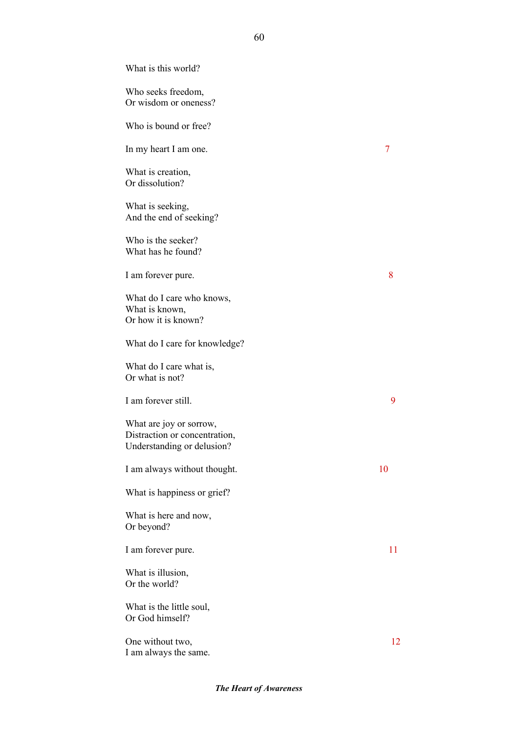What is this world?

Who seeks freedom,
Or wisdom or oneness?

Who is bound or free?

In my heart I am one. 7

What is creation,
Or dissolution?

What is seeking,
And the end of seeking?

Who is the seeker?
What has he found?

I am forever pure. 8

What do I care who knows,
What is known,
Or how it is known?

What do I care for knowledge?

What do I care what is,
Or what is not?

I am forever still. 9

What are joy or sorrow,
Distraction or concentration,
Understanding or delusion?

I am always without thought. 10

What is happiness or grief?

What is here and now,
Or beyond?

I am forever pure. 11

What is illusion,
Or the world?

What is the little soul,
Or God himself?

One without two,
I am always the same. 12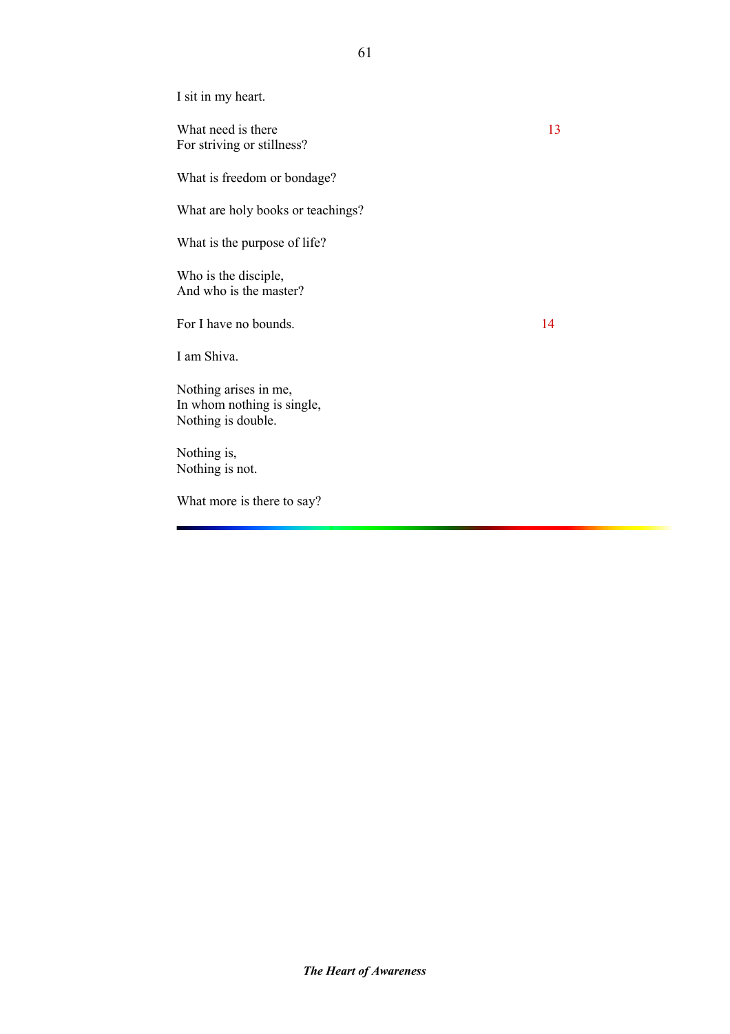I sit in my heart.

What need is there
For striving or stillness? 13

What is freedom or bondage?

What are holy books or teachings?

What is the purpose of life?

Who is the disciple,
And who is the master?

For I have no bounds. 14

I am Shiva.

Nothing arises in me,
In whom nothing is single,
Nothing is double.

Nothing is,
Nothing is not.

What more is there to say?